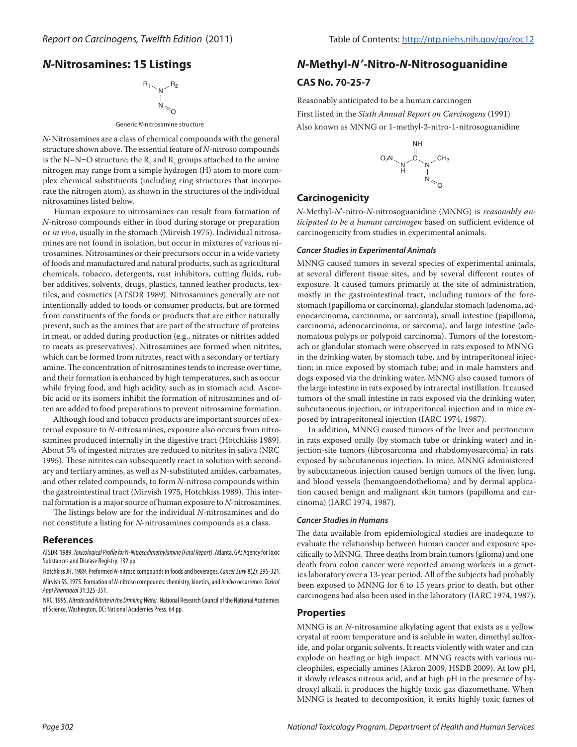## *N*-Nitrosamines: 15 Listings

Generic *N*-nitrosamine structure

*N*-Nitrosamines are a class of chemical compounds with the general structure shown above. The essential feature of *N*-nitroso compounds is the N–N=O structure; the $R_1$ and $R_2$ groups attached to the amine nitrogen may range from a simple hydrogen (H) atom to more complex chemical substituents (including ring structures that incorporate the nitrogen atom), as shown in the structures of the individual nitrosamines listed below.

Human exposure to nitrosamines can result from formation of *N*-nitroso compounds either in food during storage or preparation or *in vivo*, usually in the stomach (Mirvish 1975). Individual nitrosamines are not found in isolation, but occur in mixtures of various nitrosamines. Nitrosamines or their precursors occur in a wide variety of foods and manufactured and natural products, such as agricultural chemicals, tobacco, detergents, rust inhibitors, cutting fluids, rubber additives, solvents, drugs, plastics, tanned leather products, textiles, and cosmetics (ATSDR 1989). Nitrosamines generally are not intentionally added to foods or consumer products, but are formed from constituents of the foods or products that are either naturally present, such as the amines that are part of the structure of proteins in meat, or added during production (e.g., nitrates or nitrites added to meats as preservatives). Nitrosamines are formed when nitrites, which can be formed from nitrates, react with a secondary or tertiary amine. The concentration of nitrosamines tends to increase over time, and their formation is enhanced by high temperatures, such as occur while frying food, and high acidity, such as in stomach acid. Ascorbic acid or its isomers inhibit the formation of nitrosamines and often are added to food preparations to prevent nitrosamine formation.

Although food and tobacco products are important sources of external exposure to *N*-nitrosamines, exposure also occurs from nitrosamines produced internally in the digestive tract (Hotchkiss 1989). About 5% of ingested nitrates are reduced to nitrites in saliva (NRC 1995). These nitrites can subsequently react in solution with secondary and tertiary amines, as well as N-substituted amides, carbamates, and other related compounds, to form *N*-nitroso compounds within the gastrointestinal tract (Mirvish 1975, Hotchkiss 1989). This internal formation is a major source of human exposure to *N*-nitrosamines.

The listings below are for the individual *N*-nitrosamines and do not constitute a listing for *N*-nitrosamines compounds as a class.

### References

ATSDR. 1989. *Toxicological Profile for* N*-Nitrosodimethylamine (Final Report)*. Atlanta, GA: Agency for Toxic Substances and Disease Registry. 132 pp.

Hotchkiss JH. 1989. Preformed *N*-nitroso compounds in foods and beverages. *Cancer Surv* 8(2): 295-321.

Mirvish SS. 1975. Formation of *N*-nitroso compounds: chemistry, kinetics, and *in vivo* occurrence. *Toxicol Appl Pharmacol* 31:325-351.

NRC. 1995. *Nitrate and Nitrite in the Drinking Water*. National Research Council of the National Academies of Science. Washington, DC: National Academies Press. 64 pp.

## *N*-Methyl-*N′*-Nitro-*N*-Nitrosoguanidine

### CAS No. 70-25-7

Reasonably anticipated to be a human carcinogen

First listed in the *Sixth Annual Report on Carcinogens* (1991)

Also known as MNNG or 1-methyl-3-nitro-1-nitrosoguanidine

### Carcinogenicity

*N*-Methyl-*N′*-nitro-*N*-nitrosoguanidine (MNNG) is *reasonably anticipated to be a human carcinogen* based on sufficient evidence of carcinogenicity from studies in experimental animals.

#### *Cancer Studies in Experimental Animals*

MNNG caused tumors in several species of experimental animals, at several different tissue sites, and by several different routes of exposure. It caused tumors primarily at the site of administration, mostly in the gastrointestinal tract, including tumors of the forestomach (papilloma or carcinoma), glandular stomach (adenoma, adenocarcinoma, carcinoma, or sarcoma), small intestine (papilloma, carcinoma, adenocarcinoma, or sarcoma), and large intestine (adenomatous polyps or polypoid carcinoma). Tumors of the forestomach or glandular stomach were observed in rats exposed to MNNG in the drinking water, by stomach tube, and by intraperitoneal injection; in mice exposed by stomach tube; and in male hamsters and dogs exposed via the drinking water. MNNG also caused tumors of the large intestine in rats exposed by intrarectal instillation. It caused tumors of the small intestine in rats exposed via the drinking water, subcutaneous injection, or intraperitoneal injection and in mice exposed by intraperitoneal injection (IARC 1974, 1987).

In addition, MNNG caused tumors of the liver and peritoneum in rats exposed orally (by stomach tube or drinking water) and injection-site tumors (fibrosarcoma and rhabdomyosarcoma) in rats exposed by subcutaneous injection. In mice, MNNG administered by subcutaneous injection caused benign tumors of the liver, lung, and blood vessels (hemangoendothelioma) and by dermal application caused benign and malignant skin tumors (papilloma and carcinoma) (IARC 1974, 1987).

#### *Cancer Studies in Humans*

The data available from epidemiological studies are inadequate to evaluate the relationship between human cancer and exposure specifically to MNNG. Three deaths from brain tumors (glioma) and one death from colon cancer were reported among workers in a genetics laboratory over a 13-year period. All of the subjects had probably been exposed to MNNG for 6 to 15 years prior to death, but other carcinogens had also been used in the laboratory (IARC 1974, 1987).

### Properties

MNNG is an *N*-nitrosamine alkylating agent that exists as a yellow crystal at room temperature and is soluble in water, dimethyl sulfoxide, and polar organic solvents. It reacts violently with water and can explode on heating or high impact. MNNG reacts with various nucleophiles, especially amines (Akron 2009, HSDB 2009). At low pH, it slowly releases nitrous acid, and at high pH in the presence of hydroxyl alkali, it produces the highly toxic gas diazomethane. When MNNG is heated to decomposition, it emits highly toxic fumes of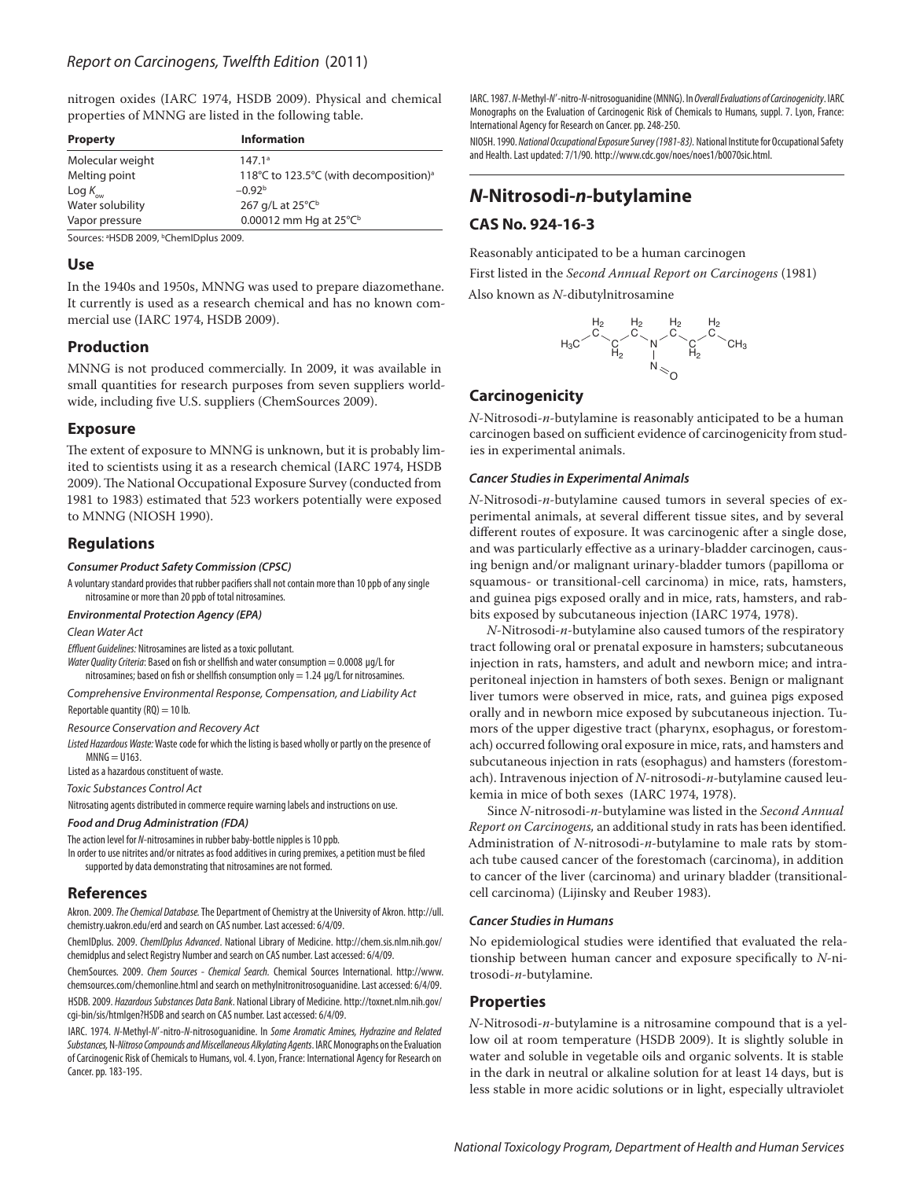nitrogen oxides (IARC 1974, HSDB 2009). Physical and chemical properties of MNNG are listed in the following table.

| Property | Information |
|---|---|
| Molecular weight | 147.1[a] |
| Melting point | 118°C to 123.5°C (with decomposition)[a] |
| Log $K_{ow}$ | –0.92[b] |
| Water solubility | 267 g/L at 25°C[b] |
| Vapor pressure | 0.00012 mm Hg at 25°C[b] |

Sources: [a]HSDB 2009, [b]ChemIDplus 2009.

## Use

In the 1940s and 1950s, MNNG was used to prepare diazomethane. It currently is used as a research chemical and has no known commercial use (IARC 1974, HSDB 2009).

## Production

MNNG is not produced commercially. In 2009, it was available in small quantities for research purposes from seven suppliers worldwide, including five U.S. suppliers (ChemSources 2009).

## Exposure

The extent of exposure to MNNG is unknown, but it is probably limited to scientists using it as a research chemical (IARC 1974, HSDB 2009). The National Occupational Exposure Survey (conducted from 1981 to 1983) estimated that 523 workers potentially were exposed to MNNG (NIOSH 1990).

## Regulations

#### *Consumer Product Safety Commission (CPSC)*

A voluntary standard provides that rubber pacifiers shall not contain more than 10 ppb of any single nitrosamine or more than 20 ppb of total nitrosamines.

#### *Environmental Protection Agency (EPA)*

*Clean Water Act*

*Effluent Guidelines:* Nitrosamines are listed as a toxic pollutant.

*Water Quality Criteria*: Based on fish or shellfish and water consumption = 0.0008 μg/L for nitrosamines; based on fish or shellfish consumption only = 1.24 μg/L for nitrosamines.

*Comprehensive Environmental Response, Compensation, and Liability Act*

Reportable quantity (RQ) = 10 lb.

*Resource Conservation and Recovery Act*

*Listed Hazardous Waste:* Waste code for which the listing is based wholly or partly on the presence of MNNG = U163.

Listed as a hazardous constituent of waste.

*Toxic Substances Control Act*

Nitrosating agents distributed in commerce require warning labels and instructions on use.

#### *Food and Drug Administration (FDA)*

The action level for *N*-nitrosamines in rubber baby-bottle nipples is 10 ppb.

In order to use nitrites and/or nitrates as food additives in curing premixes, a petition must be filed supported by data demonstrating that nitrosamines are not formed.

## References

Akron. 2009. *The Chemical Database.* The Department of Chemistry at the University of Akron. http://ull.chemistry.uakron.edu/erd and search on CAS number. Last accessed: 6/4/09.

ChemIDplus. 2009. *ChemIDplus Advanced*. National Library of Medicine. http://chem.sis.nlm.nih.gov/chemidplus and select Registry Number and search on CAS number. Last accessed: 6/4/09.

ChemSources. 2009. *Chem Sources - Chemical Search.* Chemical Sources International. http://www.chemsources.com/chemonline.html and search on methylnitronitrosoguanidine. Last accessed: 6/4/09.

HSDB. 2009. *Hazardous Substances Data Bank*. National Library of Medicine. http://toxnet.nlm.nih.gov/cgi-bin/sis/htmlgen?HSDB and search on CAS number. Last accessed: 6/4/09.

IARC. 1974. *N*-Methyl-*N′*-nitro-*N*-nitrosoguanidine. In *Some Aromatic Amines, Hydrazine and Related Substances, N-Nitroso Compounds and Miscellaneous Alkylating Agents*. IARC Monographs on the Evaluation of Carcinogenic Risk of Chemicals to Humans, vol. 4. Lyon, France: International Agency for Research on Cancer. pp. 183-195.

IARC. 1987. *N*-Methyl-*N′*-nitro-*N*-nitrosoguanidine (MNNG). In *Overall Evaluations of Carcinogenicity*. IARC Monographs on the Evaluation of Carcinogenic Risk of Chemicals to Humans, suppl. 7. Lyon, France: International Agency for Research on Cancer. pp. 248-250.

NIOSH. 1990. *National Occupational Exposure Survey (1981-83).* National Institute for Occupational Safety and Health. Last updated: 7/1/90. http://www.cdc.gov/noes/noes1/b0070sic.html.

# *N*-Nitrosodi-*n*-butylamine

## CAS No. 924-16-3

Reasonably anticipated to be a human carcinogen

First listed in the *Second Annual Report on Carcinogens* (1981)

Also known as *N*-dibutylnitrosamine

## Carcinogenicity

*N*-Nitrosodi-*n*-butylamine is reasonably anticipated to be a human carcinogen based on sufficient evidence of carcinogenicity from studies in experimental animals.

#### *Cancer Studies in Experimental Animals*

*N*-Nitrosodi-*n*-butylamine caused tumors in several species of experimental animals, at several different tissue sites, and by several different routes of exposure. It was carcinogenic after a single dose, and was particularly effective as a urinary-bladder carcinogen, causing benign and/or malignant urinary-bladder tumors (papilloma or squamous- or transitional-cell carcinoma) in mice, rats, hamsters, and guinea pigs exposed orally and in mice, rats, hamsters, and rabbits exposed by subcutaneous injection (IARC 1974, 1978).

*N*-Nitrosodi-*n*-butylamine also caused tumors of the respiratory tract following oral or prenatal exposure in hamsters; subcutaneous injection in rats, hamsters, and adult and newborn mice; and intraperitoneal injection in hamsters of both sexes. Benign or malignant liver tumors were observed in mice, rats, and guinea pigs exposed orally and in newborn mice exposed by subcutaneous injection. Tumors of the upper digestive tract (pharynx, esophagus, or forestomach) occurred following oral exposure in mice, rats, and hamsters and subcutaneous injection in rats (esophagus) and hamsters (forestomach). Intravenous injection of *N*-nitrosodi-*n*-butylamine caused leukemia in mice of both sexes (IARC 1974, 1978).

Since *N*-nitrosodi-*n*-butylamine was listed in the *Second Annual Report on Carcinogens,* an additional study in rats has been identified. Administration of *N*-nitrosodi-*n*-butylamine to male rats by stomach tube caused cancer of the forestomach (carcinoma), in addition to cancer of the liver (carcinoma) and urinary bladder (transitional-cell carcinoma) (Lijinsky and Reuber 1983).

#### *Cancer Studies in Humans*

No epidemiological studies were identified that evaluated the relationship between human cancer and exposure specifically to *N*-nitrosodi-*n*-butylamine.

## Properties

*N*-Nitrosodi-*n*-butylamine is a nitrosamine compound that is a yellow oil at room temperature (HSDB 2009). It is slightly soluble in water and soluble in vegetable oils and organic solvents. It is stable in the dark in neutral or alkaline solution for at least 14 days, but is less stable in more acidic solutions or in light, especially ultraviolet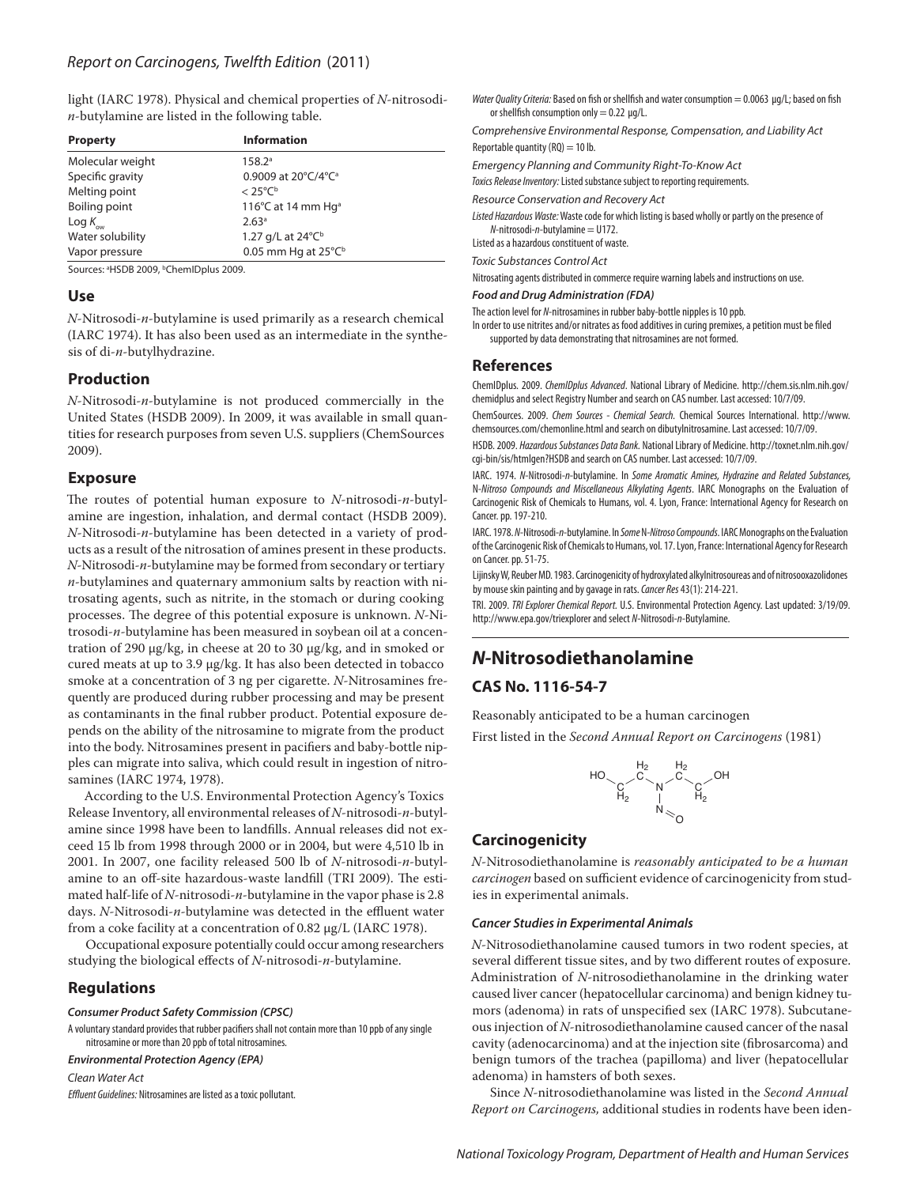light (IARC 1978). Physical and chemical properties of *N*-nitrosodi-*n*-butylamine are listed in the following table.

| Property | Information |
|---|---|
| Molecular weight | 158.2[a] |
| Specific gravity | 0.9009 at 20°C/4°C[a] |
| Melting point | < 25°C[b] |
| Boiling point | 116°C at 14 mm Hg[a] |
| Log $K_{ow}$ | 2.63[a] |
| Water solubility | 1.27 g/L at 24°C[b] |
| Vapor pressure | 0.05 mm Hg at 25°C[b] |

Sources: [a]HSDB 2009, [b]ChemIDplus 2009.

## Use

*N*-Nitrosodi-*n*-butylamine is used primarily as a research chemical (IARC 1974). It has also been used as an intermediate in the synthesis of di-*n*-butylhydrazine.

## Production

*N*-Nitrosodi-*n*-butylamine is not produced commercially in the United States (HSDB 2009). In 2009, it was available in small quantities for research purposes from seven U.S. suppliers (ChemSources 2009).

## Exposure

The routes of potential human exposure to *N*-nitrosodi-*n*-butylamine are ingestion, inhalation, and dermal contact (HSDB 2009). *N*-Nitrosodi-*n*-butylamine has been detected in a variety of products as a result of the nitrosation of amines present in these products. *N*-Nitrosodi-*n*-butylamine may be formed from secondary or tertiary *n*-butylamines and quaternary ammonium salts by reaction with nitrosating agents, such as nitrite, in the stomach or during cooking processes. The degree of this potential exposure is unknown. *N*-Nitrosodi-*n*-butylamine has been measured in soybean oil at a concentration of 290 μg/kg, in cheese at 20 to 30 μg/kg, and in smoked or cured meats at up to 3.9 μg/kg. It has also been detected in tobacco smoke at a concentration of 3 ng per cigarette. *N*-Nitrosamines frequently are produced during rubber processing and may be present as contaminants in the final rubber product. Potential exposure depends on the ability of the nitrosamine to migrate from the product into the body. Nitrosamines present in pacifiers and baby-bottle nipples can migrate into saliva, which could result in ingestion of nitrosamines (IARC 1974, 1978).

According to the U.S. Environmental Protection Agency's Toxics Release Inventory, all environmental releases of *N*-nitrosodi-*n*-butylamine since 1998 have been to landfills. Annual releases did not exceed 15 lb from 1998 through 2000 or in 2004, but were 4,510 lb in 2001. In 2007, one facility released 500 lb of *N*-nitrosodi-*n*-butylamine to an off-site hazardous-waste landfill (TRI 2009). The estimated half-life of *N*-nitrosodi-*n*-butylamine in the vapor phase is 2.8 days. *N*-Nitrosodi-*n*-butylamine was detected in the effluent water from a coke facility at a concentration of 0.82 μg/L (IARC 1978).

Occupational exposure potentially could occur among researchers studying the biological effects of *N*-nitrosodi-*n*-butylamine.

## Regulations

### *Consumer Product Safety Commission (CPSC)*

A voluntary standard provides that rubber pacifiers shall not contain more than 10 ppb of any single nitrosamine or more than 20 ppb of total nitrosamines.

### *Environmental Protection Agency (EPA)*

*Clean Water Act*

*Effluent Guidelines:* Nitrosamines are listed as a toxic pollutant.

*Water Quality Criteria:* Based on fish or shellfish and water consumption = 0.0063 μg/L; based on fish or shellfish consumption only = 0.22 μg/L.

*Comprehensive Environmental Response, Compensation, and Liability Act*

Reportable quantity (RQ) = 10 lb.

*Emergency Planning and Community Right-To-Know Act*

*Toxics Release Inventory:* Listed substance subject to reporting requirements.

*Resource Conservation and Recovery Act*

*Listed Hazardous Waste:* Waste code for which listing is based wholly or partly on the presence of *N*-nitrosodi-*n*-butylamine = U172.

Listed as a hazardous constituent of waste.

*Toxic Substances Control Act*

Nitrosating agents distributed in commerce require warning labels and instructions on use.

### *Food and Drug Administration (FDA)*

The action level for *N*-nitrosamines in rubber baby-bottle nipples is 10 ppb.

In order to use nitrites and/or nitrates as food additives in curing premixes, a petition must be filed supported by data demonstrating that nitrosamines are not formed.

## References

ChemIDplus. 2009. *ChemIDplus Advanced*. National Library of Medicine. http://chem.sis.nlm.nih.gov/chemidplus and select Registry Number and search on CAS number. Last accessed: 10/7/09.

ChemSources. 2009. *Chem Sources - Chemical Search.* Chemical Sources International. http://www.chemsources.com/chemonline.html and search on dibutylnitrosamine. Last accessed: 10/7/09.

HSDB. 2009. *Hazardous Substances Data Bank.* National Library of Medicine. http://toxnet.nlm.nih.gov/cgi-bin/sis/htmlgen?HSDB and search on CAS number. Last accessed: 10/7/09.

IARC. 1974. *N*-Nitrosodi-*n*-butylamine. In *Some Aromatic Amines, Hydrazine and Related Substances, N-Nitroso Compounds and Miscellaneous Alkylating Agents*. IARC Monographs on the Evaluation of Carcinogenic Risk of Chemicals to Humans, vol. 4. Lyon, France: International Agency for Research on Cancer. pp. 197-210.

IARC. 1978. *N*-Nitrosodi-*n*-butylamine. In *Some N-Nitroso Compounds*. IARC Monographs on the Evaluation of the Carcinogenic Risk of Chemicals to Humans, vol. 17. Lyon, France: International Agency for Research on Cancer. pp. 51-75.

Lijinsky W, Reuber MD. 1983. Carcinogenicity of hydroxylated alkylnitrosoureas and of nitrosooxazolidones by mouse skin painting and by gavage in rats. *Cancer Res* 43(1): 214-221.

TRI. 2009. *TRI Explorer Chemical Report.* U.S. Environmental Protection Agency. Last updated: 3/19/09. http://www.epa.gov/triexplorer and select *N*-Nitrosodi-*n*-Butylamine.

# *N*-Nitrosodiethanolamine

## CAS No. 1116-54-7

Reasonably anticipated to be a human carcinogen

First listed in the *Second Annual Report on Carcinogens* (1981)

## Carcinogenicity

*N*-Nitrosodiethanolamine is *reasonably anticipated to be a human carcinogen* based on sufficient evidence of carcinogenicity from studies in experimental animals.

### *Cancer Studies in Experimental Animals*

*N*-Nitrosodiethanolamine caused tumors in two rodent species, at several different tissue sites, and by two different routes of exposure. Administration of *N*-nitrosodiethanolamine in the drinking water caused liver cancer (hepatocellular carcinoma) and benign kidney tumors (adenoma) in rats of unspecified sex (IARC 1978). Subcutaneous injection of *N*-nitrosodiethanolamine caused cancer of the nasal cavity (adenocarcinoma) and at the injection site (fibrosarcoma) and benign tumors of the trachea (papilloma) and liver (hepatocellular adenoma) in hamsters of both sexes.

Since *N*-nitrosodiethanolamine was listed in the *Second Annual Report on Carcinogens,* additional studies in rodents have been iden-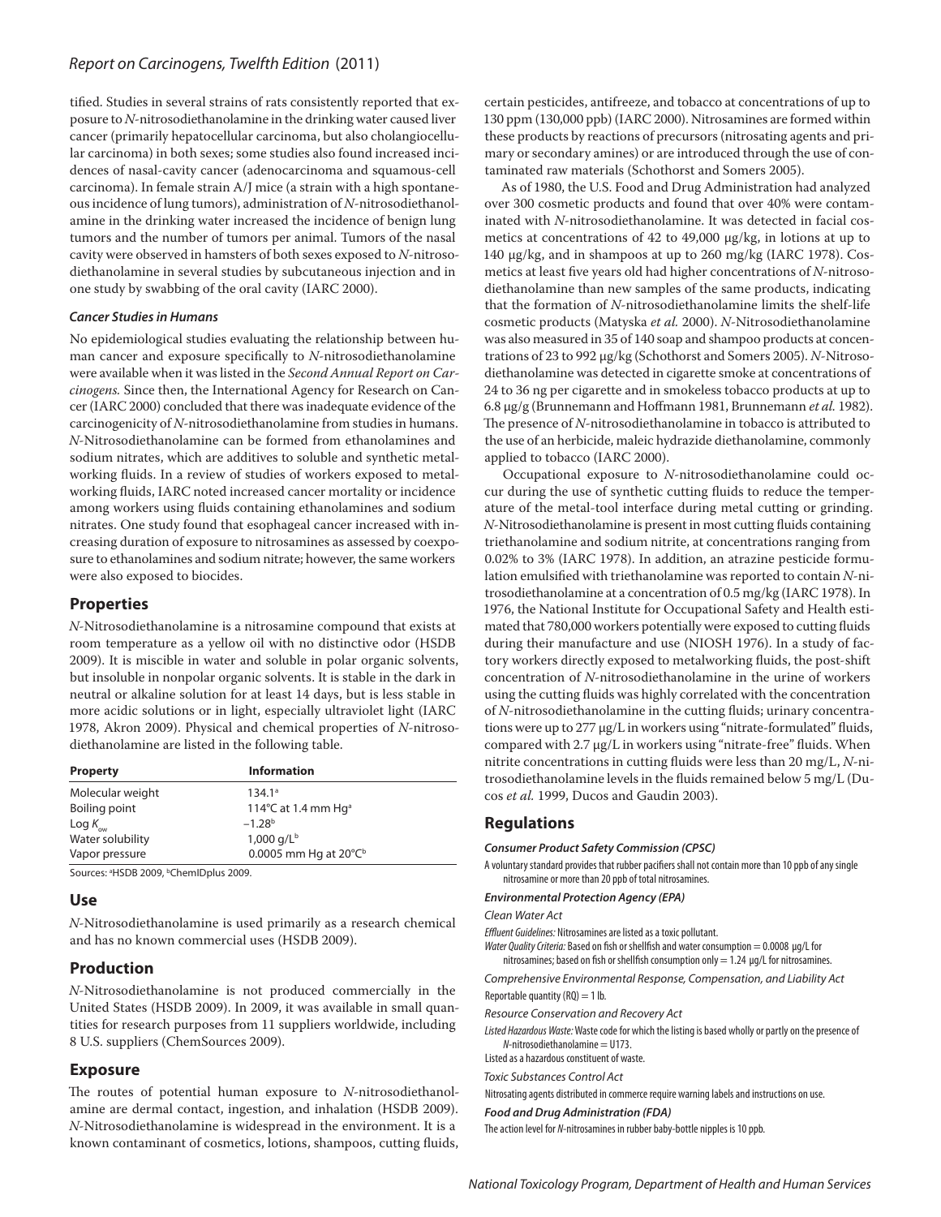tified. Studies in several strains of rats consistently reported that exposure to *N*-nitrosodiethanolamine in the drinking water caused liver cancer (primarily hepatocellular carcinoma, but also cholangiocellular carcinoma) in both sexes; some studies also found increased incidences of nasal-cavity cancer (adenocarcinoma and squamous-cell carcinoma). In female strain A/J mice (a strain with a high spontaneous incidence of lung tumors), administration of *N*-nitrosodiethanolamine in the drinking water increased the incidence of benign lung tumors and the number of tumors per animal. Tumors of the nasal cavity were observed in hamsters of both sexes exposed to *N*-nitrosodiethanolamine in several studies by subcutaneous injection and in one study by swabbing of the oral cavity (IARC 2000).

#### *Cancer Studies in Humans*

No epidemiological studies evaluating the relationship between human cancer and exposure specifically to *N*-nitrosodiethanolamine were available when it was listed in the *Second Annual Report on Carcinogens.* Since then, the International Agency for Research on Cancer (IARC 2000) concluded that there was inadequate evidence of the carcinogenicity of *N*-nitrosodiethanolamine from studies in humans. *N*-Nitrosodiethanolamine can be formed from ethanolamines and sodium nitrates, which are additives to soluble and synthetic metalworking fluids. In a review of studies of workers exposed to metalworking fluids, IARC noted increased cancer mortality or incidence among workers using fluids containing ethanolamines and sodium nitrates. One study found that esophageal cancer increased with increasing duration of exposure to nitrosamines as assessed by coexposure to ethanolamines and sodium nitrate; however, the same workers were also exposed to biocides.

## Properties

*N*-Nitrosodiethanolamine is a nitrosamine compound that exists at room temperature as a yellow oil with no distinctive odor (HSDB 2009). It is miscible in water and soluble in polar organic solvents, but insoluble in nonpolar organic solvents. It is stable in the dark in neutral or alkaline solution for at least 14 days, but is less stable in more acidic solutions or in light, especially ultraviolet light (IARC 1978, Akron 2009). Physical and chemical properties of *N*-nitrosodiethanolamine are listed in the following table.

| Property | Information |
|---|---|
| Molecular weight | 134.1[a] |
| Boiling point | 114°C at 1.4 mm Hg[a] |
| Log $K_{ow}$ | –1.28[b] |
| Water solubility | 1,000 g/L[b] |
| Vapor pressure | 0.0005 mm Hg at 20°C[b] |

Sources: [a]HSDB 2009, [b]ChemIDplus 2009.

## Use

*N*-Nitrosodiethanolamine is used primarily as a research chemical and has no known commercial uses (HSDB 2009).

## Production

*N*-Nitrosodiethanolamine is not produced commercially in the United States (HSDB 2009). In 2009, it was available in small quantities for research purposes from 11 suppliers worldwide, including 8 U.S. suppliers (ChemSources 2009).

## Exposure

The routes of potential human exposure to *N*-nitrosodiethanolamine are dermal contact, ingestion, and inhalation (HSDB 2009). *N*-Nitrosodiethanolamine is widespread in the environment. It is a known contaminant of cosmetics, lotions, shampoos, cutting fluids, certain pesticides, antifreeze, and tobacco at concentrations of up to 130 ppm (130,000 ppb) (IARC 2000). Nitrosamines are formed within these products by reactions of precursors (nitrosating agents and primary or secondary amines) or are introduced through the use of contaminated raw materials (Schothorst and Somers 2005).

As of 1980, the U.S. Food and Drug Administration had analyzed over 300 cosmetic products and found that over 40% were contaminated with *N*-nitrosodiethanolamine. It was detected in facial cosmetics at concentrations of 42 to 49,000 μg/kg, in lotions at up to 140 μg/kg, and in shampoos at up to 260 mg/kg (IARC 1978). Cosmetics at least five years old had higher concentrations of *N*-nitrosodiethanolamine than new samples of the same products, indicating that the formation of *N*-nitrosodiethanolamine limits the shelf-life cosmetic products (Matyska *et al.* 2000). *N*-Nitrosodiethanolamine was also measured in 35 of 140 soap and shampoo products at concentrations of 23 to 992 μg/kg (Schothorst and Somers 2005). *N*-Nitrosodiethanolamine was detected in cigarette smoke at concentrations of 24 to 36 ng per cigarette and in smokeless tobacco products at up to 6.8 μg/g (Brunnemann and Hoffmann 1981, Brunnemann *et al.* 1982). The presence of *N*-nitrosodiethanolamine in tobacco is attributed to the use of an herbicide, maleic hydrazide diethanolamine, commonly applied to tobacco (IARC 2000).

Occupational exposure to *N*-nitrosodiethanolamine could occur during the use of synthetic cutting fluids to reduce the temperature of the metal-tool interface during metal cutting or grinding. *N*-Nitrosodiethanolamine is present in most cutting fluids containing triethanolamine and sodium nitrite, at concentrations ranging from 0.02% to 3% (IARC 1978). In addition, an atrazine pesticide formulation emulsified with triethanolamine was reported to contain *N*-nitrosodiethanolamine at a concentration of 0.5 mg/kg (IARC 1978). In 1976, the National Institute for Occupational Safety and Health estimated that 780,000 workers potentially were exposed to cutting fluids during their manufacture and use (NIOSH 1976). In a study of factory workers directly exposed to metalworking fluids, the post-shift concentration of *N*-nitrosodiethanolamine in the urine of workers using the cutting fluids was highly correlated with the concentration of *N*-nitrosodiethanolamine in the cutting fluids; urinary concentrations were up to 277 μg/L in workers using "nitrate-formulated" fluids, compared with 2.7 μg/L in workers using "nitrate-free" fluids. When nitrite concentrations in cutting fluids were less than 20 mg/L, *N*-nitrosodiethanolamine levels in the fluids remained below 5 mg/L (Ducos *et al.* 1999, Ducos and Gaudin 2003).

## Regulations

#### *Consumer Product Safety Commission (CPSC)*

A voluntary standard provides that rubber pacifiers shall not contain more than 10 ppb of any single nitrosamine or more than 20 ppb of total nitrosamines.

#### *Environmental Protection Agency (EPA)*

*Clean Water Act*

*Effluent Guidelines:* Nitrosamines are listed as a toxic pollutant.

*Water Quality Criteria:* Based on fish or shellfish and water consumption = 0.0008 μg/L for nitrosamines; based on fish or shellfish consumption only = 1.24 μg/L for nitrosamines.

*Comprehensive Environmental Response, Compensation, and Liability Act*

Reportable quantity (RQ) = 1 lb.

*Resource Conservation and Recovery Act*

*Listed Hazardous Waste:* Waste code for which the listing is based wholly or partly on the presence of *N*-nitrosodiethanolamine = U173.

Listed as a hazardous constituent of waste.

*Toxic Substances Control Act*

Nitrosating agents distributed in commerce require warning labels and instructions on use.

#### *Food and Drug Administration (FDA)*

The action level for *N*-nitrosamines in rubber baby-bottle nipples is 10 ppb.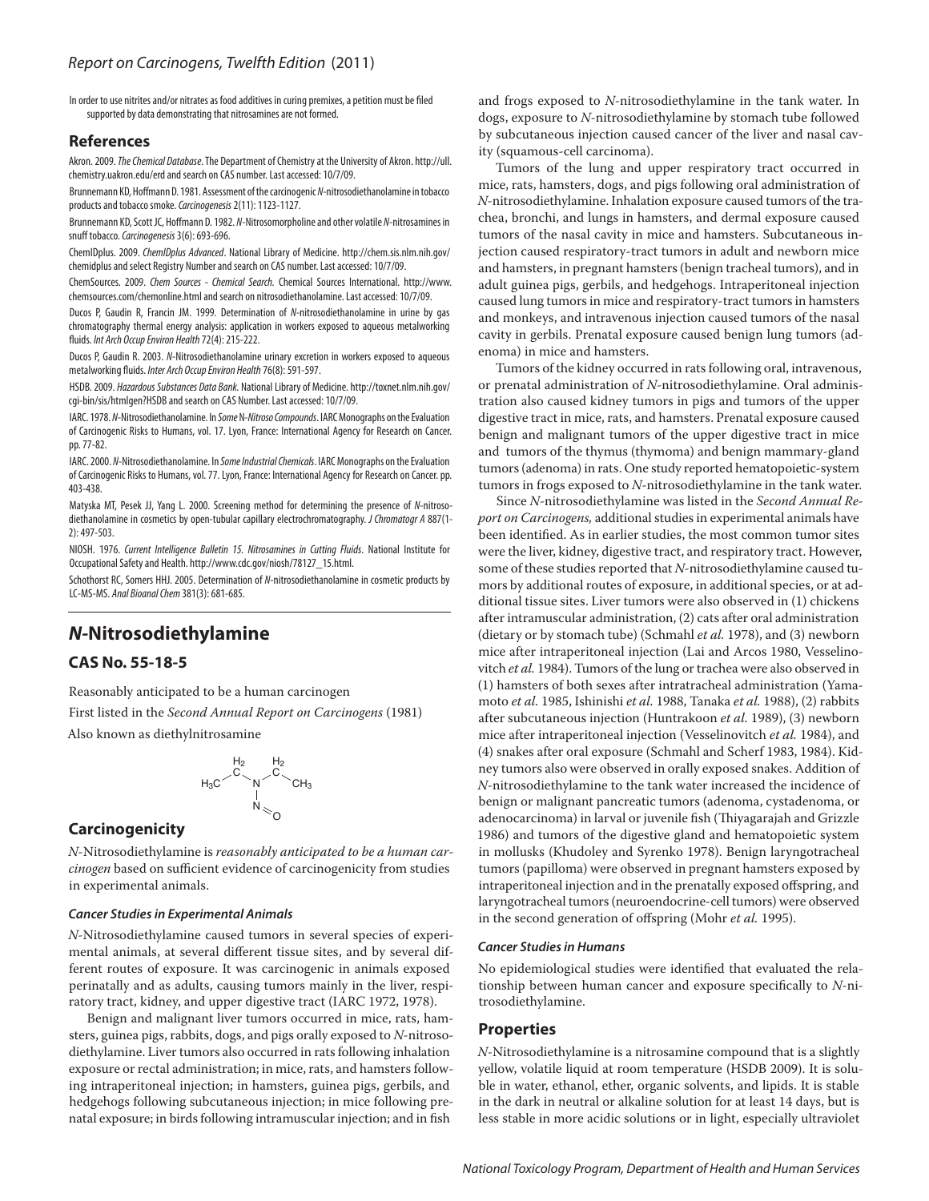In order to use nitrites and/or nitrates as food additives in curing premixes, a petition must be filed supported by data demonstrating that nitrosamines are not formed.

## References

Akron. 2009. *The Chemical Database*. The Department of Chemistry at the University of Akron. http://ull.chemistry.uakron.edu/erd and search on CAS number. Last accessed: 10/7/09.

Brunnemann KD, Hoffmann D. 1981. Assessment of the carcinogenic *N*-nitrosodiethanolamine in tobacco products and tobacco smoke. *Carcinogenesis* 2(11): 1123-1127.

Brunnemann KD, Scott JC, Hoffmann D. 1982. *N*-Nitrosomorpholine and other volatile *N*-nitrosamines in snuff tobacco. *Carcinogenesis* 3(6): 693-696.

ChemIDplus. 2009. *ChemIDplus Advanced*. National Library of Medicine. http://chem.sis.nlm.nih.gov/chemidplus and select Registry Number and search on CAS number. Last accessed: 10/7/09.

ChemSources. 2009. *Chem Sources - Chemical Search*. Chemical Sources International. http://www.chemsources.com/chemonline.html and search on nitrosodiethanolamine. Last accessed: 10/7/09.

Ducos P, Gaudin R, Francin JM. 1999. Determination of *N*-nitrosodiethanolamine in urine by gas chromatography thermal energy analysis: application in workers exposed to aqueous metalworking fluids. *Int Arch Occup Environ Health* 72(4): 215-222.

Ducos P, Gaudin R. 2003. *N*-Nitrosodiethanolamine urinary excretion in workers exposed to aqueous metalworking fluids. *Inter Arch Occup Environ Health* 76(8): 591-597.

HSDB. 2009. *Hazardous Substances Data Bank*. National Library of Medicine. http://toxnet.nlm.nih.gov/cgi-bin/sis/htmlgen?HSDB and search on CAS Number. Last accessed: 10/7/09.

IARC. 1978. *N*-Nitrosodiethanolamine. In *Some N-Nitroso Compounds*. IARC Monographs on the Evaluation of Carcinogenic Risks to Humans, vol. 17. Lyon, France: International Agency for Research on Cancer. pp. 77-82.

IARC. 2000. *N*-Nitrosodiethanolamine. In *Some Industrial Chemicals*. IARC Monographs on the Evaluation of Carcinogenic Risks to Humans, vol. 77. Lyon, France: International Agency for Research on Cancer. pp. 403-438.

Matyska MT, Pesek JJ, Yang L. 2000. Screening method for determining the presence of *N*-nitrosodiethanolamine in cosmetics by open-tubular capillary electrochromatography. *J Chromatogr A* 887(1-2): 497-503.

NIOSH. 1976. *Current Intelligence Bulletin 15. Nitrosamines in Cutting Fluids*. National Institute for Occupational Safety and Health. http://www.cdc.gov/niosh/78127_15.html.

Schothorst RC, Somers HHJ. 2005. Determination of *N*-nitrosodiethanolamine in cosmetic products by LC-MS-MS. *Anal Bioanal Chem* 381(3): 681-685.

# *N*-Nitrosodiethylamine

## CAS No. 55-18-5

Reasonably anticipated to be a human carcinogen

First listed in the *Second Annual Report on Carcinogens* (1981)

Also known as diethylnitrosamine

## Carcinogenicity

*N*-Nitrosodiethylamine is *reasonably anticipated to be a human carcinogen* based on sufficient evidence of carcinogenicity from studies in experimental animals.

### *Cancer Studies in Experimental Animals*

*N*-Nitrosodiethylamine caused tumors in several species of experimental animals, at several different tissue sites, and by several different routes of exposure. It was carcinogenic in animals exposed perinatally and as adults, causing tumors mainly in the liver, respiratory tract, kidney, and upper digestive tract (IARC 1972, 1978).

Benign and malignant liver tumors occurred in mice, rats, hamsters, guinea pigs, rabbits, dogs, and pigs orally exposed to *N*-nitrosodiethylamine. Liver tumors also occurred in rats following inhalation exposure or rectal administration; in mice, rats, and hamsters following intraperitoneal injection; in hamsters, guinea pigs, gerbils, and hedgehogs following subcutaneous injection; in mice following prenatal exposure; in birds following intramuscular injection; and in fish and frogs exposed to *N*-nitrosodiethylamine in the tank water. In dogs, exposure to *N*-nitrosodiethylamine by stomach tube followed by subcutaneous injection caused cancer of the liver and nasal cavity (squamous-cell carcinoma).

Tumors of the lung and upper respiratory tract occurred in mice, rats, hamsters, dogs, and pigs following oral administration of *N*-nitrosodiethylamine. Inhalation exposure caused tumors of the trachea, bronchi, and lungs in hamsters, and dermal exposure caused tumors of the nasal cavity in mice and hamsters. Subcutaneous injection caused respiratory-tract tumors in adult and newborn mice and hamsters, in pregnant hamsters (benign tracheal tumors), and in adult guinea pigs, gerbils, and hedgehogs. Intraperitoneal injection caused lung tumors in mice and respiratory-tract tumors in hamsters and monkeys, and intravenous injection caused tumors of the nasal cavity in gerbils. Prenatal exposure caused benign lung tumors (adenoma) in mice and hamsters.

Tumors of the kidney occurred in rats following oral, intravenous, or prenatal administration of *N*-nitrosodiethylamine. Oral administration also caused kidney tumors in pigs and tumors of the upper digestive tract in mice, rats, and hamsters. Prenatal exposure caused benign and malignant tumors of the upper digestive tract in mice and tumors of the thymus (thymoma) and benign mammary-gland tumors (adenoma) in rats. One study reported hematopoietic-system tumors in frogs exposed to *N*-nitrosodiethylamine in the tank water.

Since *N*-nitrosodiethylamine was listed in the *Second Annual Report on Carcinogens,* additional studies in experimental animals have been identified. As in earlier studies, the most common tumor sites were the liver, kidney, digestive tract, and respiratory tract. However, some of these studies reported that *N*-nitrosodiethylamine caused tumors by additional routes of exposure, in additional species, or at additional tissue sites. Liver tumors were also observed in (1) chickens after intramuscular administration, (2) cats after oral administration (dietary or by stomach tube) (Schmahl *et al.* 1978), and (3) newborn mice after intraperitoneal injection (Lai and Arcos 1980, Vesselinovitch *et al.* 1984). Tumors of the lung or trachea were also observed in (1) hamsters of both sexes after intratracheal administration (Yamamoto *et al.* 1985, Ishinishi *et al.* 1988, Tanaka *et al.* 1988), (2) rabbits after subcutaneous injection (Huntrakoon *et al.* 1989), (3) newborn mice after intraperitoneal injection (Vesselinovitch *et al.* 1984), and (4) snakes after oral exposure (Schmahl and Scherf 1983, 1984). Kidney tumors also were observed in orally exposed snakes. Addition of *N*-nitrosodiethylamine to the tank water increased the incidence of benign or malignant pancreatic tumors (adenoma, cystadenoma, or adenocarcinoma) in larval or juvenile fish (Thiyagarajah and Grizzle 1986) and tumors of the digestive gland and hematopoietic system in mollusks (Khudoley and Syrenko 1978). Benign laryngotracheal tumors (papilloma) were observed in pregnant hamsters exposed by intraperitoneal injection and in the prenatally exposed offspring, and laryngotracheal tumors (neuroendocrine-cell tumors) were observed in the second generation of offspring (Mohr *et al.* 1995).

### *Cancer Studies in Humans*

No epidemiological studies were identified that evaluated the relationship between human cancer and exposure specifically to *N*-nitrosodiethylamine.

## Properties

*N*-Nitrosodiethylamine is a nitrosamine compound that is a slightly yellow, volatile liquid at room temperature (HSDB 2009). It is soluble in water, ethanol, ether, organic solvents, and lipids. It is stable in the dark in neutral or alkaline solution for at least 14 days, but is less stable in more acidic solutions or in light, especially ultraviolet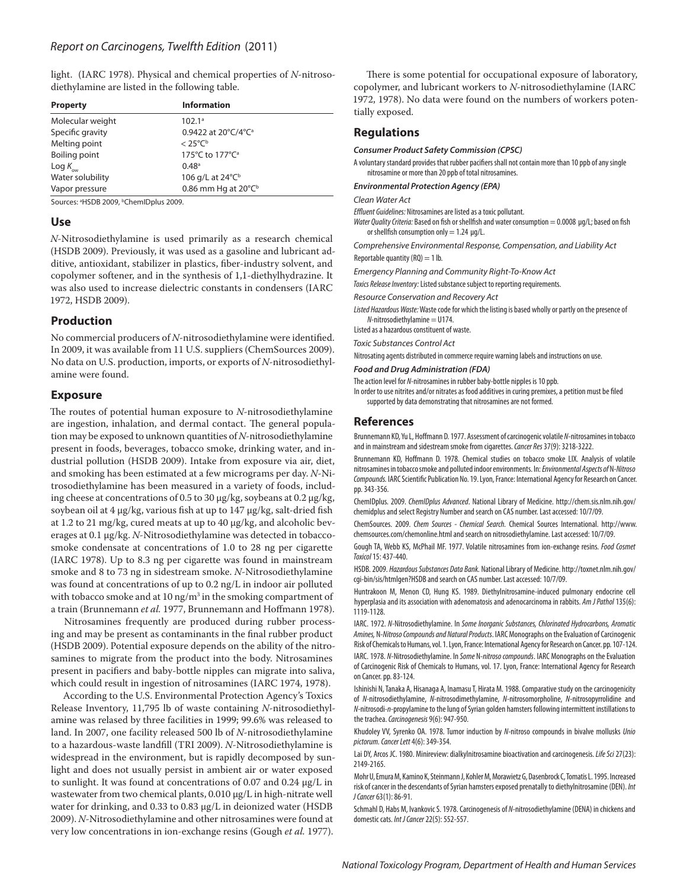light. (IARC 1978). Physical and chemical properties of *N*-nitrosodiethylamine are listed in the following table.

| Property | Information |
|---|---|
| Molecular weight | 102.1[a] |
| Specific gravity | 0.9422 at 20°C/4°C[a] |
| Melting point | < 25°C[b] |
| Boiling point | 175°C to 177°C[a] |
| Log $K_{ow}$ | 0.48[a] |
| Water solubility | 106 g/L at 24°C[b] |
| Vapor pressure | 0.86 mm Hg at 20°C[b] |

Sources: [a]HSDB 2009, [b]ChemIDplus 2009.

## Use

*N*-Nitrosodiethylamine is used primarily as a research chemical (HSDB 2009). Previously, it was used as a gasoline and lubricant additive, antioxidant, stabilizer in plastics, fiber-industry solvent, and copolymer softener, and in the synthesis of 1,1-diethylhydrazine. It was also used to increase dielectric constants in condensers (IARC 1972, HSDB 2009).

## Production

No commercial producers of *N*-nitrosodiethylamine were identified. In 2009, it was available from 11 U.S. suppliers (ChemSources 2009). No data on U.S. production, imports, or exports of *N*-nitrosodiethylamine were found.

## Exposure

The routes of potential human exposure to *N*-nitrosodiethylamine are ingestion, inhalation, and dermal contact. The general population may be exposed to unknown quantities of *N*-nitrosodiethylamine present in foods, beverages, tobacco smoke, drinking water, and industrial pollution (HSDB 2009). Intake from exposure via air, diet, and smoking has been estimated at a few micrograms per day. *N*-Nitrosodiethylamine has been measured in a variety of foods, including cheese at concentrations of 0.5 to 30 μg/kg, soybeans at 0.2 μg/kg, soybean oil at 4 μg/kg, various fish at up to 147 μg/kg, salt-dried fish at 1.2 to 21 mg/kg, cured meats at up to 40 μg/kg, and alcoholic beverages at 0.1 μg/kg. *N*-Nitrosodiethylamine was detected in tobacco-smoke condensate at concentrations of 1.0 to 28 ng per cigarette (IARC 1978). Up to 8.3 ng per cigarette was found in mainstream smoke and 8 to 73 ng in sidestream smoke. *N*-Nitrosodiethylamine was found at concentrations of up to 0.2 ng/L in indoor air polluted with tobacco smoke and at 10 ng/m$^3$ in the smoking compartment of a train (Brunnemann *et al.* 1977, Brunnemann and Hoffmann 1978).

Nitrosamines frequently are produced during rubber processing and may be present as contaminants in the final rubber product (HSDB 2009). Potential exposure depends on the ability of the nitrosamines to migrate from the product into the body. Nitrosamines present in pacifiers and baby-bottle nipples can migrate into saliva, which could result in ingestion of nitrosamines (IARC 1974, 1978).

According to the U.S. Environmental Protection Agency's Toxics Release Inventory, 11,795 lb of waste containing *N*-nitrosodiethylamine was relased by three facilities in 1999; 99.6% was released to land. In 2007, one facility released 500 lb of *N*-nitrosodiethylamine to a hazardous-waste landfill (TRI 2009). *N*-Nitrosodiethylamine is widespread in the environment, but is rapidly decomposed by sunlight and does not usually persist in ambient air or water exposed to sunlight. It was found at concentrations of 0.07 and 0.24 μg/L in wastewater from two chemical plants, 0.010 μg/L in high-nitrate well water for drinking, and 0.33 to 0.83 μg/L in deionized water (HSDB 2009). *N*-Nitrosodiethylamine and other nitrosamines were found at very low concentrations in ion-exchange resins (Gough *et al.* 1977).

There is some potential for occupational exposure of laboratory, copolymer, and lubricant workers to *N*-nitrosodiethylamine (IARC 1972, 1978). No data were found on the numbers of workers potentially exposed.

## Regulations

***Consumer Product Safety Commission (CPSC)***

A voluntary standard provides that rubber pacifiers shall not contain more than 10 ppb of any single nitrosamine or more than 20 ppb of total nitrosamines.

***Environmental Protection Agency (EPA)***

*Clean Water Act*

*Effluent Guidelines:* Nitrosamines are listed as a toxic pollutant.

*Water Quality Criteria:* Based on fish or shellfish and water consumption = 0.0008 μg/L; based on fish or shellfish consumption only = 1.24 μg/L.

*Comprehensive Environmental Response, Compensation, and Liability Act*

Reportable quantity (RQ) = 1 lb.

*Emergency Planning and Community Right-To-Know Act*

*Toxics Release Inventory:* Listed substance subject to reporting requirements.

*Resource Conservation and Recovery Act*

*Listed Hazardous Waste:* Waste code for which the listing is based wholly or partly on the presence of *N*-nitrosodiethylamine = U174.

Listed as a hazardous constituent of waste.

*Toxic Substances Control Act*

Nitrosating agents distributed in commerce require warning labels and instructions on use.

***Food and Drug Administration (FDA)***

The action level for *N*-nitrosamines in rubber baby-bottle nipples is 10 ppb.

In order to use nitrites and/or nitrates as food additives in curing premixes, a petition must be filed supported by data demonstrating that nitrosamines are not formed.

## References

Brunnemann KD, Yu L, Hoffmann D. 1977. Assessment of carcinogenic volatile *N*-nitrosamines in tobacco and in mainstream and sidestream smoke from cigarettes. *Cancer Res* 37(9): 3218-3222.

Brunnemann KD, Hoffmann D. 1978. Chemical studies on tobacco smoke LIX. Analysis of volatile nitrosamines in tobacco smoke and polluted indoor environments. In: *Environmental Aspects of N-Nitroso Compounds*. IARC Scientific Publication No. 19. Lyon, France: International Agency for Research on Cancer. pp. 343-356.

ChemIDplus. 2009. *ChemIDplus Advanced*. National Library of Medicine. http://chem.sis.nlm.nih.gov/chemidplus and select Registry Number and search on CAS number. Last accessed: 10/7/09.

ChemSources. 2009. *Chem Sources - Chemical Search*. Chemical Sources International. http://www.chemsources.com/chemonline.html and search on nitrosodiethylamine. Last accessed: 10/7/09.

Gough TA, Webb KS, McPhail MF. 1977. Volatile nitrosamines from ion-exchange resins. *Food Cosmet Toxicol* 15: 437-440.

HSDB. 2009. *Hazardous Substances Data Bank*. National Library of Medicine. http://toxnet.nlm.nih.gov/cgi-bin/sis/htmlgen?HSDB and search on CAS number. Last accessed: 10/7/09.

Huntrakoon M, Menon CD, Hung KS. 1989. Diethylnitrosamine-induced pulmonary endocrine cell hyperplasia and its association with adenomatosis and adenocarcinoma in rabbits. *Am J Pathol* 135(6): 1119-1128.

IARC. 1972. *N*-Nitrosodiethylamine. In *Some Inorganic Substances, Chlorinated Hydrocarbons, Aromatic Amines, N-Nitroso Compounds and Natural Products*. IARC Monographs on the Evaluation of Carcinogenic Risk of Chemicals to Humans, vol. 1. Lyon, France: International Agency for Research on Cancer. pp. 107-124.

IARC. 1978. *N*-Nitrosodiethylamine. In *Some N-nitroso compounds*. IARC Monographs on the Evaluation of Carcinogenic Risk of Chemicals to Humans, vol. 17. Lyon, France: International Agency for Research on Cancer. pp. 83-124.

Ishinishi N, Tanaka A, Hisanaga A, Inamasu T, Hirata M. 1988. Comparative study on the carcinogenicity of *N*-nitrosodiethylamine, *N*-nitrosodimethylamine, *N*-nitrosomorpholine, *N*-nitrosopyrrolidine and *N*-nitrosodi-*n*-propylamine to the lung of Syrian golden hamsters following intermittent instillations to the trachea. *Carcinogenesis* 9(6): 947-950.

Khudoley VV, Syrenko OA. 1978. Tumor induction by *N*-nitroso compounds in bivalve mollusks *Unio pictorum*. *Cancer Lett* 4(6): 349-354.

Lai DY, Arcos JC. 1980. Minireview: dialkylnitrosamine bioactivation and carcinogenesis. *Life Sci* 27(23): 2149-2165.

Mohr U, Emura M, Kamino K, Steinmann J, Kohler M, Morawietz G, Dasenbrock C, Tomatis L. 1995. Increased risk of cancer in the descendants of Syrian hamsters exposed prenatally to diethylnitrosamine (DEN). *Int J Cancer* 63(1): 86-91.

Schmahl D, Habs M, Ivankovic S. 1978. Carcinogenesis of *N*-nitrosodiethylamine (DENA) in chickens and domestic cats. *Int J Cancer* 22(5): 552-557.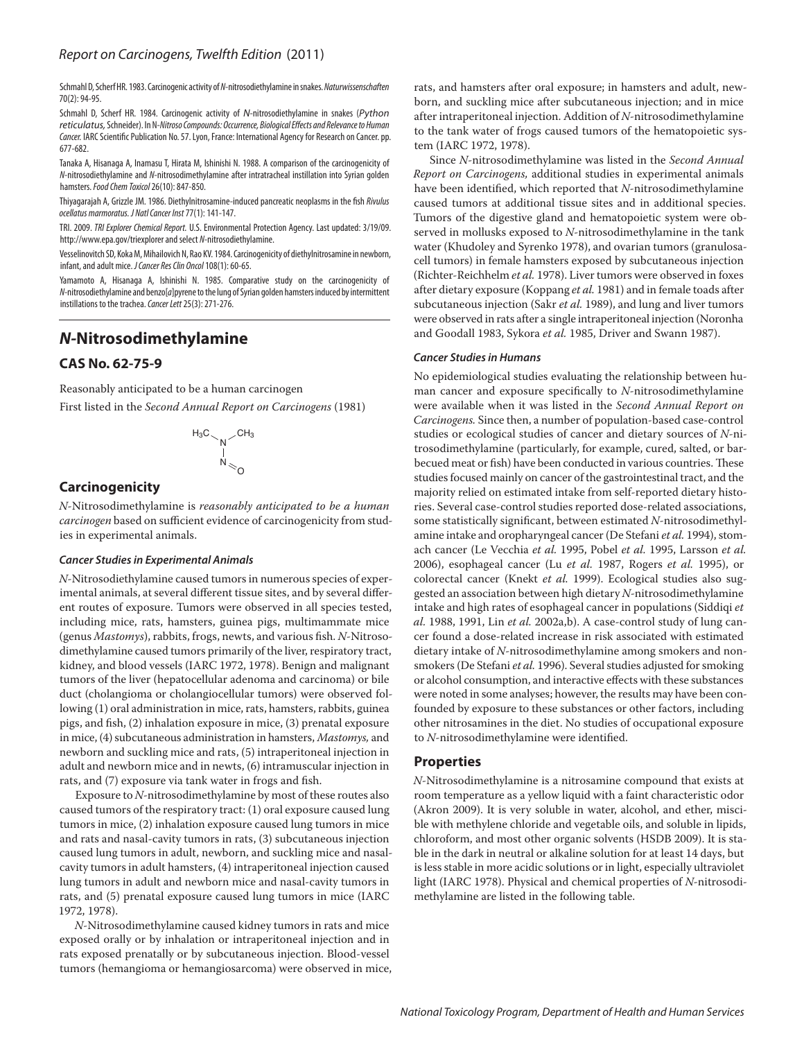Schmahl D, Scherf HR. 1983. Carcinogenic activity of *N*-nitrosodiethylamine in snakes. *Naturwissenschaften* 70(2): 94-95.

Schmahl D, Scherf HR. 1984. Carcinogenic activity of *N*-nitrosodiethylamine in snakes (*Python reticulatus,* Schneider). In *N-Nitroso Compounds: Occurrence, Biological Effects and Relevance to Human Cancer.* IARC Scientific Publication No. 57. Lyon, France: International Agency for Research on Cancer. pp. 677-682.

Tanaka A, Hisanaga A, Inamasu T, Hirata M, Ishinishi N. 1988. A comparison of the carcinogenicity of *N*-nitrosodiethylamine and *N*-nitrosodimethylamine after intratracheal instillation into Syrian golden hamsters. *Food Chem Toxicol* 26(10): 847-850.

Thiyagarajah A, Grizzle JM. 1986. Diethylnitrosamine-induced pancreatic neoplasms in the fish *Rivulus ocellatus marmoratus*. *J Natl Cancer Inst* 77(1): 141-147.

TRI. 2009. *TRI Explorer Chemical Report.* U.S. Environmental Protection Agency. Last updated: 3/19/09. http://www.epa.gov/triexplorer and select *N*-nitrosodiethylamine.

Vesselinovitch SD, Koka M, Mihailovich N, Rao KV. 1984. Carcinogenicity of diethylnitrosamine in newborn, infant, and adult mice. *J Cancer Res Clin Oncol* 108(1): 60-65.

Yamamoto A, Hisanaga A, Ishinishi N. 1985. Comparative study on the carcinogenicity of *N*-nitrosodiethylamine and benzo[*a*]pyrene to the lung of Syrian golden hamsters induced by intermittent instillations to the trachea. *Cancer Lett* 25(3): 271-276.

# *N*-Nitrosodimethylamine

## CAS No. 62-75-9

Reasonably anticipated to be a human carcinogen

First listed in the *Second Annual Report on Carcinogens* (1981)

$$H_3C-N(CH_3)-N=O$$

## Carcinogenicity

*N*-Nitrosodimethylamine is *reasonably anticipated to be a human carcinogen* based on sufficient evidence of carcinogenicity from studies in experimental animals.

### *Cancer Studies in Experimental Animals*

*N*-Nitrosodiethylamine caused tumors in numerous species of experimental animals, at several different tissue sites, and by several different routes of exposure. Tumors were observed in all species tested, including mice, rats, hamsters, guinea pigs, multimammate mice (genus *Mastomys*), rabbits, frogs, newts, and various fish. *N*-Nitrosodimethylamine caused tumors primarily of the liver, respiratory tract, kidney, and blood vessels (IARC 1972, 1978). Benign and malignant tumors of the liver (hepatocellular adenoma and carcinoma) or bile duct (cholangioma or cholangiocellular tumors) were observed following (1) oral administration in mice, rats, hamsters, rabbits, guinea pigs, and fish, (2) inhalation exposure in mice, (3) prenatal exposure in mice, (4) subcutaneous administration in hamsters, *Mastomys,* and newborn and suckling mice and rats, (5) intraperitoneal injection in adult and newborn mice and in newts, (6) intramuscular injection in rats, and (7) exposure via tank water in frogs and fish.

Exposure to *N*-nitrosodimethylamine by most of these routes also caused tumors of the respiratory tract: (1) oral exposure caused lung tumors in mice, (2) inhalation exposure caused lung tumors in mice and rats and nasal-cavity tumors in rats, (3) subcutaneous injection caused lung tumors in adult, newborn, and suckling mice and nasal-cavity tumors in adult hamsters, (4) intraperitoneal injection caused lung tumors in adult and newborn mice and nasal-cavity tumors in rats, and (5) prenatal exposure caused lung tumors in mice (IARC 1972, 1978).

*N*-Nitrosodimethylamine caused kidney tumors in rats and mice exposed orally or by inhalation or intraperitoneal injection and in rats exposed prenatally or by subcutaneous injection. Blood-vessel tumors (hemangioma or hemangiosarcoma) were observed in mice, rats, and hamsters after oral exposure; in hamsters and adult, newborn, and suckling mice after subcutaneous injection; and in mice after intraperitoneal injection. Addition of *N*-nitrosodimethylamine to the tank water of frogs caused tumors of the hematopoietic system (IARC 1972, 1978).

Since *N*-nitrosodimethylamine was listed in the *Second Annual Report on Carcinogens,* additional studies in experimental animals have been identified, which reported that *N*-nitrosodimethylamine caused tumors at additional tissue sites and in additional species. Tumors of the digestive gland and hematopoietic system were observed in mollusks exposed to *N*-nitrosodimethylamine in the tank water (Khudoley and Syrenko 1978), and ovarian tumors (granulosa-cell tumors) in female hamsters exposed by subcutaneous injection (Richter-Reichhelm *et al.* 1978). Liver tumors were observed in foxes after dietary exposure (Koppang *et al.* 1981) and in female toads after subcutaneous injection (Sakr *et al.* 1989), and lung and liver tumors were observed in rats after a single intraperitoneal injection (Noronha and Goodall 1983, Sykora *et al.* 1985, Driver and Swann 1987).

### *Cancer Studies in Humans*

No epidemiological studies evaluating the relationship between human cancer and exposure specifically to *N*-nitrosodimethylamine were available when it was listed in the *Second Annual Report on Carcinogens.* Since then, a number of population-based case-control studies or ecological studies of cancer and dietary sources of *N*-nitrosodimethylamine (particularly, for example, cured, salted, or barbecued meat or fish) have been conducted in various countries. These studies focused mainly on cancer of the gastrointestinal tract, and the majority relied on estimated intake from self-reported dietary histories. Several case-control studies reported dose-related associations, some statistically significant, between estimated *N*-nitrosodimethylamine intake and oropharyngeal cancer (De Stefani *et al.* 1994), stomach cancer (Le Vecchia *et al.* 1995, Pobel *et al.* 1995, Larsson *et al.* 2006), esophageal cancer (Lu *et al.* 1987, Rogers *et al.* 1995), or colorectal cancer (Knekt *et al.* 1999). Ecological studies also suggested an association between high dietary *N*-nitrosodimethylamine intake and high rates of esophageal cancer in populations (Siddiqi *et al.* 1988, 1991, Lin *et al.* 2002a,b). A case-control study of lung cancer found a dose-related increase in risk associated with estimated dietary intake of *N*-nitrosodimethylamine among smokers and nonsmokers (De Stefani *et al.* 1996). Several studies adjusted for smoking or alcohol consumption, and interactive effects with these substances were noted in some analyses; however, the results may have been confounded by exposure to these substances or other factors, including other nitrosamines in the diet. No studies of occupational exposure to *N*-nitrosodimethylamine were identified.

## Properties

*N*-Nitrosodimethylamine is a nitrosamine compound that exists at room temperature as a yellow liquid with a faint characteristic odor (Akron 2009). It is very soluble in water, alcohol, and ether, miscible with methylene chloride and vegetable oils, and soluble in lipids, chloroform, and most other organic solvents (HSDB 2009). It is stable in the dark in neutral or alkaline solution for at least 14 days, but is less stable in more acidic solutions or in light, especially ultraviolet light (IARC 1978). Physical and chemical properties of *N*-nitrosodimethylamine are listed in the following table.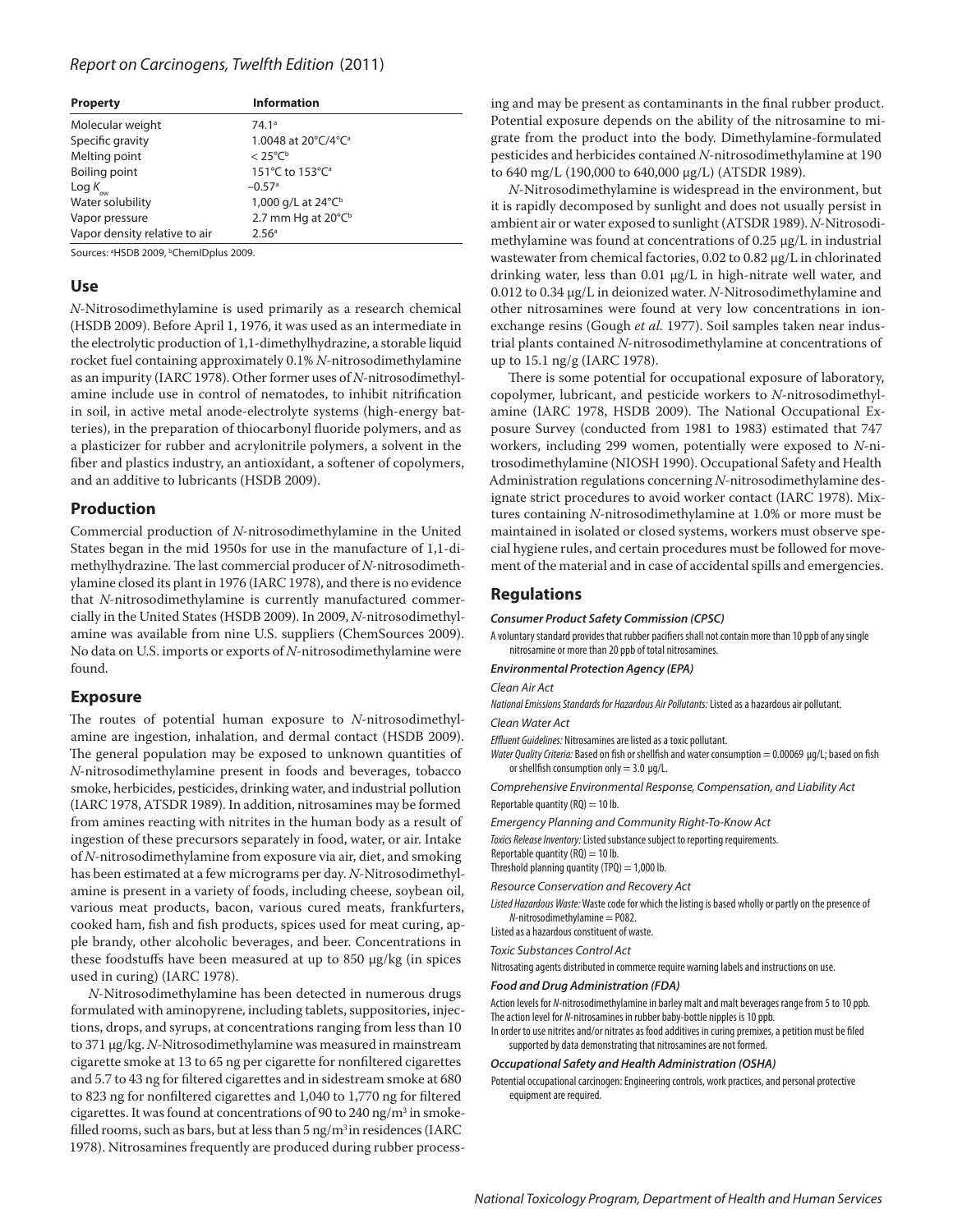| Property | Information |
|---|---|
| Molecular weight | 74.1[a] |
| Specific gravity | 1.0048 at 20°C/4°C[a] |
| Melting point | < 25°C[b] |
| Boiling point | 151°C to 153°C[a] |
| Log $K_{ow}$ | –0.57[a] |
| Water solubility | 1,000 g/L at 24°C[b] |
| Vapor pressure | 2.7 mm Hg at 20°C[b] |
| Vapor density relative to air | 2.56[a] |

Sources: [a]HSDB 2009, [b]ChemIDplus 2009.

## Use

*N*-Nitrosodimethylamine is used primarily as a research chemical (HSDB 2009). Before April 1, 1976, it was used as an intermediate in the electrolytic production of 1,1-dimethylhydrazine, a storable liquid rocket fuel containing approximately 0.1% *N*-nitrosodimethylamine as an impurity (IARC 1978). Other former uses of *N*-nitrosodimethylamine include use in control of nematodes, to inhibit nitrification in soil, in active metal anode-electrolyte systems (high-energy batteries), in the preparation of thiocarbonyl fluoride polymers, and as a plasticizer for rubber and acrylonitrile polymers, a solvent in the fiber and plastics industry, an antioxidant, a softener of copolymers, and an additive to lubricants (HSDB 2009).

## Production

Commercial production of *N*-nitrosodimethylamine in the United States began in the mid 1950s for use in the manufacture of 1,1-dimethylhydrazine. The last commercial producer of *N*-nitrosodimethylamine closed its plant in 1976 (IARC 1978), and there is no evidence that *N*-nitrosodimethylamine is currently manufactured commercially in the United States (HSDB 2009). In 2009, *N*-nitrosodimethylamine was available from nine U.S. suppliers (ChemSources 2009). No data on U.S. imports or exports of *N*-nitrosodimethylamine were found.

## Exposure

The routes of potential human exposure to *N*-nitrosodimethylamine are ingestion, inhalation, and dermal contact (HSDB 2009). The general population may be exposed to unknown quantities of *N*-nitrosodimethylamine present in foods and beverages, tobacco smoke, herbicides, pesticides, drinking water, and industrial pollution (IARC 1978, ATSDR 1989). In addition, nitrosamines may be formed from amines reacting with nitrites in the human body as a result of ingestion of these precursors separately in food, water, or air. Intake of *N*-nitrosodimethylamine from exposure via air, diet, and smoking has been estimated at a few micrograms per day. *N*-Nitrosodimethylamine is present in a variety of foods, including cheese, soybean oil, various meat products, bacon, various cured meats, frankfurters, cooked ham, fish and fish products, spices used for meat curing, apple brandy, other alcoholic beverages, and beer. Concentrations in these foodstuffs have been measured at up to 850 μg/kg (in spices used in curing) (IARC 1978).

*N*-Nitrosodimethylamine has been detected in numerous drugs formulated with aminopyrene, including tablets, suppositories, injections, drops, and syrups, at concentrations ranging from less than 10 to 371 μg/kg. *N*-Nitrosodimethylamine was measured in mainstream cigarette smoke at 13 to 65 ng per cigarette for nonfiltered cigarettes and 5.7 to 43 ng for filtered cigarettes and in sidestream smoke at 680 to 823 ng for nonfiltered cigarettes and 1,040 to 1,770 ng for filtered cigarettes. It was found at concentrations of 90 to 240 ng/m³ in smoke-filled rooms, such as bars, but at less than 5 ng/m³ in residences (IARC 1978). Nitrosamines frequently are produced during rubber processing and may be present as contaminants in the final rubber product. Potential exposure depends on the ability of the nitrosamine to migrate from the product into the body. Dimethylamine-formulated pesticides and herbicides contained *N*-nitrosodimethylamine at 190 to 640 mg/L (190,000 to 640,000 μg/L) (ATSDR 1989).

*N*-Nitrosodimethylamine is widespread in the environment, but it is rapidly decomposed by sunlight and does not usually persist in ambient air or water exposed to sunlight (ATSDR 1989). *N*-Nitrosodimethylamine was found at concentrations of 0.25 μg/L in industrial wastewater from chemical factories, 0.02 to 0.82 μg/L in chlorinated drinking water, less than 0.01 μg/L in high-nitrate well water, and 0.012 to 0.34 μg/L in deionized water. *N*-Nitrosodimethylamine and other nitrosamines were found at very low concentrations in ion-exchange resins (Gough *et al.* 1977). Soil samples taken near industrial plants contained *N*-nitrosodimethylamine at concentrations of up to 15.1 ng/g (IARC 1978).

There is some potential for occupational exposure of laboratory, copolymer, lubricant, and pesticide workers to *N*-nitrosodimethylamine (IARC 1978, HSDB 2009). The National Occupational Exposure Survey (conducted from 1981 to 1983) estimated that 747 workers, including 299 women, potentially were exposed to *N*-nitrosodimethylamine (NIOSH 1990). Occupational Safety and Health Administration regulations concerning *N*-nitrosodimethylamine designate strict procedures to avoid worker contact (IARC 1978). Mixtures containing *N*-nitrosodimethylamine at 1.0% or more must be maintained in isolated or closed systems, workers must observe special hygiene rules, and certain procedures must be followed for movement of the material and in case of accidental spills and emergencies.

## Regulations

***Consumer Product Safety Commission (CPSC)***

A voluntary standard provides that rubber pacifiers shall not contain more than 10 ppb of any single nitrosamine or more than 20 ppb of total nitrosamines.

***Environmental Protection Agency (EPA)***

*Clean Air Act*

*National Emissions Standards for Hazardous Air Pollutants:* Listed as a hazardous air pollutant.

*Clean Water Act*

*Effluent Guidelines:* Nitrosamines are listed as a toxic pollutant.

*Water Quality Criteria:* Based on fish or shellfish and water consumption = 0.00069 μg/L; based on fish or shellfish consumption only = 3.0 μg/L.

*Comprehensive Environmental Response, Compensation, and Liability Act*

Reportable quantity (RQ) = 10 lb.

*Emergency Planning and Community Right-To-Know Act*

*Toxics Release Inventory:* Listed substance subject to reporting requirements.

Reportable quantity (RQ) = 10 lb.

Threshold planning quantity (TPQ) = 1,000 lb.

*Resource Conservation and Recovery Act*

*Listed Hazardous Waste:* Waste code for which the listing is based wholly or partly on the presence of *N*-nitrosodimethylamine = P082.

Listed as a hazardous constituent of waste.

*Toxic Substances Control Act*

Nitrosating agents distributed in commerce require warning labels and instructions on use.

***Food and Drug Administration (FDA)***

Action levels for *N*-nitrosodimethylamine in barley malt and malt beverages range from 5 to 10 ppb.

The action level for *N*-nitrosamines in rubber baby-bottle nipples is 10 ppb.

In order to use nitrites and/or nitrates as food additives in curing premixes, a petition must be filed supported by data demonstrating that nitrosamines are not formed.

***Occupational Safety and Health Administration (OSHA)***

Potential occupational carcinogen: Engineering controls, work practices, and personal protective equipment are required.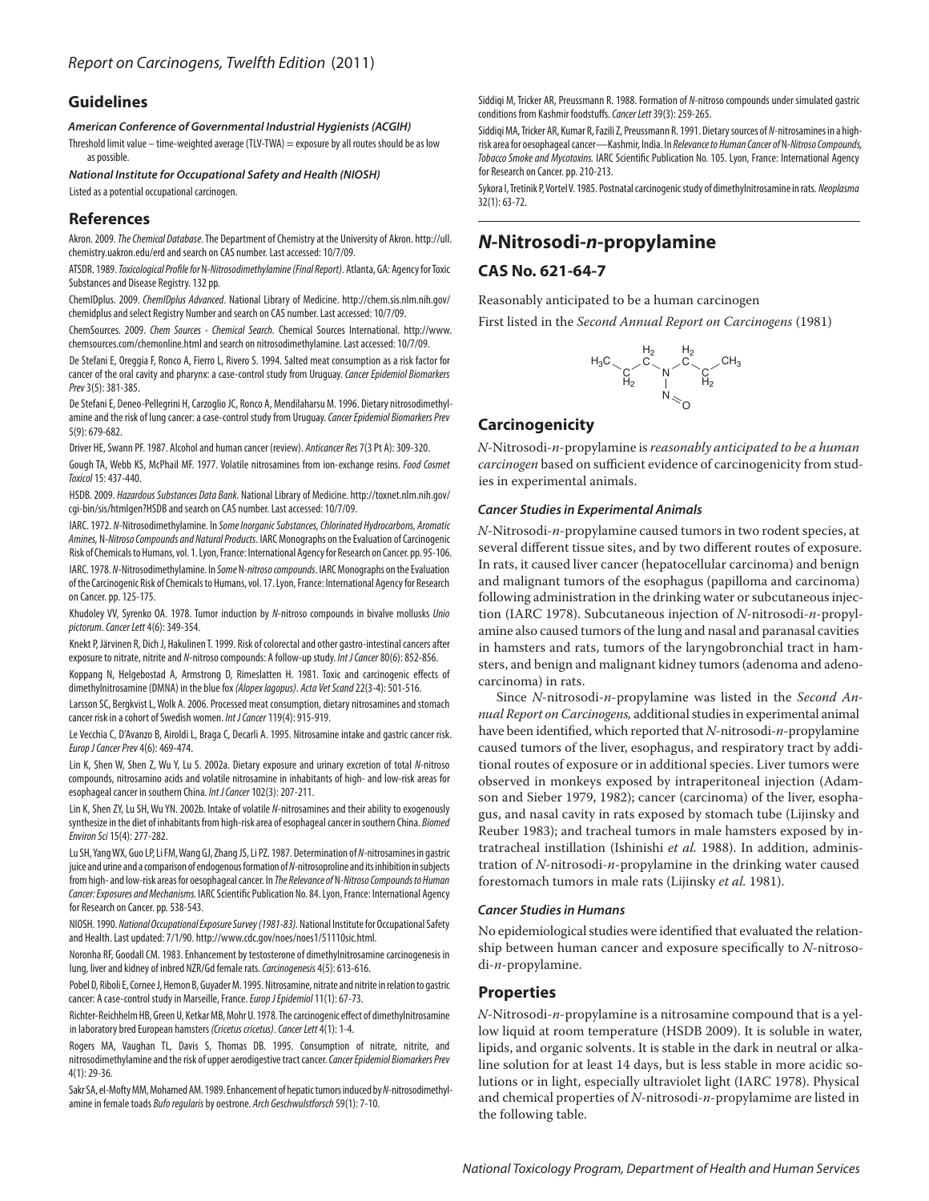## Guidelines

***American Conference of Governmental Industrial Hygienists (ACGIH)***

Threshold limit value – time-weighted average (TLV-TWA) = exposure by all routes should be as low as possible.

***National Institute for Occupational Safety and Health (NIOSH)***

Listed as a potential occupational carcinogen.

## References

Akron. 2009. *The Chemical Database*. The Department of Chemistry at the University of Akron. http://ull.chemistry.uakron.edu/erd and search on CAS number. Last accessed: 10/7/09.

ATSDR. 1989. *Toxicological Profile for N-Nitrosodimethylamine (Final Report)*. Atlanta, GA: Agency for Toxic Substances and Disease Registry. 132 pp.

ChemIDplus. 2009. *ChemIDplus Advanced*. National Library of Medicine. http://chem.sis.nlm.nih.gov/chemidplus and select Registry Number and search on CAS number. Last accessed: 10/7/09.

ChemSources. 2009. *Chem Sources - Chemical Search*. Chemical Sources International. http://www.chemsources.com/chemonline.html and search on nitrosodimethylamine. Last accessed: 10/7/09.

De Stefani E, Oreggia F, Ronco A, Fierro L, Rivero S. 1994. Salted meat consumption as a risk factor for cancer of the oral cavity and pharynx: a case-control study from Uruguay. *Cancer Epidemiol Biomarkers Prev* 3(5): 381-385.

De Stefani E, Deneo-Pellegrini H, Carzoglio JC, Ronco A, Mendilaharsu M. 1996. Dietary nitrosodimethylamine and the risk of lung cancer: a case-control study from Uruguay. *Cancer Epidemiol Biomarkers Prev* 5(9): 679-682.

Driver HE, Swann PF. 1987. Alcohol and human cancer (review). *Anticancer Res* 7(3 Pt A): 309-320.

Gough TA, Webb KS, McPhail MF. 1977. Volatile nitrosamines from ion-exchange resins. *Food Cosmet Toxicol* 15: 437-440.

HSDB. 2009. *Hazardous Substances Data Bank*. National Library of Medicine. http://toxnet.nlm.nih.gov/cgi-bin/sis/htmlgen?HSDB and search on CAS number. Last accessed: 10/7/09.

IARC. 1972. *N*-Nitrosodimethylamine. In *Some Inorganic Substances, Chlorinated Hydrocarbons, Aromatic Amines, N-Nitroso Compounds and Natural Products*. IARC Monographs on the Evaluation of Carcinogenic Risk of Chemicals to Humans, vol. 1. Lyon, France: International Agency for Research on Cancer. pp. 95-106.

IARC. 1978. *N*-Nitrosodimethylamine. In *Some N-nitroso compounds*. IARC Monographs on the Evaluation of the Carcinogenic Risk of Chemicals to Humans, vol. 17. Lyon, France: International Agency for Research on Cancer. pp. 125-175.

Khudoley VV, Syrenko OA. 1978. Tumor induction by *N*-nitroso compounds in bivalve mollusks *Unio pictorum*. *Cancer Lett* 4(6): 349-354.

Knekt P, Järvinen R, Dich J, Hakulinen T. 1999. Risk of colorectal and other gastro-intestinal cancers after exposure to nitrate, nitrite and *N*-nitroso compounds: A follow-up study. *Int J Cancer* 80(6): 852-856.

Koppang N, Helgebostad A, Armstrong D, Rimeslatten H. 1981. Toxic and carcinogenic effects of dimethylnitrosamine (DMNA) in the blue fox *(Alopex lagopus)*. *Acta Vet Scand* 22(3-4): 501-516.

Larsson SC, Bergkvist L, Wolk A. 2006. Processed meat consumption, dietary nitrosamines and stomach cancer risk in a cohort of Swedish women. *Int J Cancer* 119(4): 915-919.

Le Vecchia C, D'Avanzo B, Airoldi L, Braga C, Decarli A. 1995. Nitrosamine intake and gastric cancer risk. *Europ J Cancer Prev* 4(6): 469-474.

Lin K, Shen W, Shen Z, Wu Y, Lu S. 2002a. Dietary exposure and urinary excretion of total *N*-nitroso compounds, nitrosamino acids and volatile nitrosamine in inhabitants of high- and low-risk areas for esophageal cancer in southern China. *Int J Cancer* 102(3): 207-211.

Lin K, Shen ZY, Lu SH, Wu YN. 2002b. Intake of volatile *N*-nitrosamines and their ability to exogenously synthesize in the diet of inhabitants from high-risk area of esophageal cancer in southern China. *Biomed Environ Sci* 15(4): 277-282.

Lu SH, Yang WX, Guo LP, Li FM, Wang GJ, Zhang JS, Li PZ. 1987. Determination of *N*-nitrosamines in gastric juice and urine and a comparison of endogenous formation of *N*-nitrosoproline and its inhibition in subjects from high- and low-risk areas for oesophageal cancer. In *The Relevance of N-Nitroso Compounds to Human Cancer: Exposures and Mechanisms*. IARC Scientific Publication No. 84. Lyon, France: International Agency for Research on Cancer. pp. 538-543.

NIOSH. 1990. *National Occupational Exposure Survey (1981-83)*. National Institute for Occupational Safety and Health. Last updated: 7/1/90. http://www.cdc.gov/noes/noes1/51110sic.html.

Noronha RF, Goodall CM. 1983. Enhancement by testosterone of dimethylnitrosamine carcinogenesis in lung, liver and kidney of inbred NZR/Gd female rats. *Carcinogenesis* 4(5): 613-616.

Pobel D, Riboli E, Cornee J, Hemon B, Guyader M. 1995. Nitrosamine, nitrate and nitrite in relation to gastric cancer: A case-control study in Marseille, France. *Europ J Epidemiol* 11(1): 67-73.

Richter-Reichhelm HB, Green U, Ketkar MB, Mohr U. 1978. The carcinogenic effect of dimethylnitrosamine in laboratory bred European hamsters *(Cricetus cricetus)*. *Cancer Lett* 4(1): 1-4.

Rogers MA, Vaughan TL, Davis S, Thomas DB. 1995. Consumption of nitrate, nitrite, and nitrosodimethylamine and the risk of upper aerodigestive tract cancer. *Cancer Epidemiol Biomarkers Prev* 4(1): 29-36.

Sakr SA, el-Mofty MM, Mohamed AM. 1989. Enhancement of hepatic tumors induced by *N*-nitrosodimethylamine in female toads *Bufo regularis* by oestrone. *Arch Geschwulstforsch* 59(1): 7-10.

Siddiqi M, Tricker AR, Preussmann R. 1988. Formation of *N*-nitroso compounds under simulated gastric conditions from Kashmir foodstuffs. *Cancer Lett* 39(3): 259-265.

Siddiqi MA, Tricker AR, Kumar R, Fazili Z, Preussmann R. 1991. Dietary sources of *N*-nitrosamines in a high-risk area for oesophageal cancer—Kashmir, India. In *Relevance to Human Cancer of N-Nitroso Compounds, Tobacco Smoke and Mycotoxins*. IARC Scientific Publication No. 105. Lyon, France: International Agency for Research on Cancer. pp. 210-213.

Sykora I, Tretinik P, Vortel V. 1985. Postnatal carcinogenic study of dimethylnitrosamine in rats. *Neoplasma* 32(1): 63-72.

# *N*-Nitrosodi-*n*-propylamine

## CAS No. 621-64-7

Reasonably anticipated to be a human carcinogen

First listed in the *Second Annual Report on Carcinogens* (1981)

## Carcinogenicity

*N*-Nitrosodi-*n*-propylamine is *reasonably anticipated to be a human carcinogen* based on sufficient evidence of carcinogenicity from studies in experimental animals.

### *Cancer Studies in Experimental Animals*

*N*-Nitrosodi-*n*-propylamine caused tumors in two rodent species, at several different tissue sites, and by two different routes of exposure. In rats, it caused liver cancer (hepatocellular carcinoma) and benign and malignant tumors of the esophagus (papilloma and carcinoma) following administration in the drinking water or subcutaneous injection (IARC 1978). Subcutaneous injection of *N*-nitrosodi-*n*-propylamine also caused tumors of the lung and nasal and paranasal cavities in hamsters and rats, tumors of the laryngobronchial tract in hamsters, and benign and malignant kidney tumors (adenoma and adenocarcinoma) in rats.

Since *N*-nitrosodi-*n*-propylamine was listed in the *Second Annual Report on Carcinogens,* additional studies in experimental animal have been identified, which reported that *N*-nitrosodi-*n*-propylamine caused tumors of the liver, esophagus, and respiratory tract by additional routes of exposure or in additional species. Liver tumors were observed in monkeys exposed by intraperitoneal injection (Adamson and Sieber 1979, 1982); cancer (carcinoma) of the liver, esophagus, and nasal cavity in rats exposed by stomach tube (Lijinsky and Reuber 1983); and tracheal tumors in male hamsters exposed by intratracheal instillation (Ishinishi *et al.* 1988). In addition, administration of *N*-nitrosodi-*n*-propylamine in the drinking water caused forestomach tumors in male rats (Lijinsky *et al.* 1981).

### *Cancer Studies in Humans*

No epidemiological studies were identified that evaluated the relationship between human cancer and exposure specifically to *N*-nitrosodi-*n*-propylamine.

## Properties

*N*-Nitrosodi-*n*-propylamine is a nitrosamine compound that is a yellow liquid at room temperature (HSDB 2009). It is soluble in water, lipids, and organic solvents. It is stable in the dark in neutral or alkaline solution for at least 14 days, but is less stable in more acidic solutions or in light, especially ultraviolet light (IARC 1978). Physical and chemical properties of *N*-nitrosodi-*n*-propylamime are listed in the following table.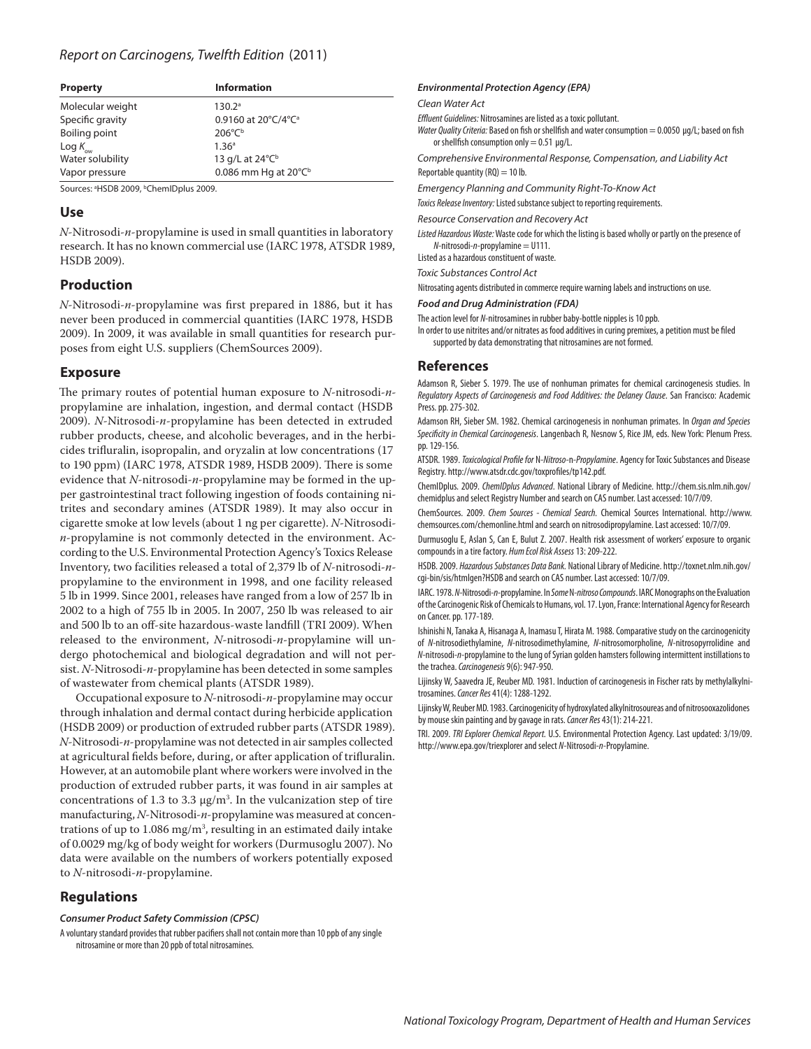| Property | Information |
|---|---|
| Molecular weight | 130.2[a] |
| Specific gravity | 0.9160 at 20°C/4°C[a] |
| Boiling point | 206°C[b] |
| Log $K_{ow}$ | 1.36[a] |
| Water solubility | 13 g/L at 24°C[b] |
| Vapor pressure | 0.086 mm Hg at 20°C[b] |

Sources: [a]HSDB 2009, [b]ChemIDplus 2009.

## Use

*N*-Nitrosodi-*n*-propylamine is used in small quantities in laboratory research. It has no known commercial use (IARC 1978, ATSDR 1989, HSDB 2009).

## Production

*N*-Nitrosodi-*n*-propylamine was first prepared in 1886, but it has never been produced in commercial quantities (IARC 1978, HSDB 2009). In 2009, it was available in small quantities for research purposes from eight U.S. suppliers (ChemSources 2009).

## Exposure

The primary routes of potential human exposure to *N*-nitrosodi-*n*-propylamine are inhalation, ingestion, and dermal contact (HSDB 2009). *N*-Nitrosodi-*n*-propylamine has been detected in extruded rubber products, cheese, and alcoholic beverages, and in the herbicides trifluralin, isopropalin, and oryzalin at low concentrations (17 to 190 ppm) (IARC 1978, ATSDR 1989, HSDB 2009). There is some evidence that *N*-nitrosodi-*n*-propylamine may be formed in the upper gastrointestinal tract following ingestion of foods containing nitrites and secondary amines (ATSDR 1989). It may also occur in cigarette smoke at low levels (about 1 ng per cigarette). *N*-Nitrosodi-*n*-propylamine is not commonly detected in the environment. According to the U.S. Environmental Protection Agency's Toxics Release Inventory, two facilities released a total of 2,379 lb of *N*-nitrosodi-*n*-propylamine to the environment in 1998, and one facility released 5 lb in 1999. Since 2001, releases have ranged from a low of 257 lb in 2002 to a high of 755 lb in 2005. In 2007, 250 lb was released to air and 500 lb to an off-site hazardous-waste landfill (TRI 2009). When released to the environment, *N*-nitrosodi-*n*-propylamine will undergo photochemical and biological degradation and will not persist. *N*-Nitrosodi-*n*-propylamine has been detected in some samples of wastewater from chemical plants (ATSDR 1989).

Occupational exposure to *N*-nitrosodi-*n*-propylamine may occur through inhalation and dermal contact during herbicide application (HSDB 2009) or production of extruded rubber parts (ATSDR 1989). *N*-Nitrosodi-*n*-propylamine was not detected in air samples collected at agricultural fields before, during, or after application of trifluralin. However, at an automobile plant where workers were involved in the production of extruded rubber parts, it was found in air samples at concentrations of 1.3 to 3.3 μg/m³. In the vulcanization step of tire manufacturing, *N*-Nitrosodi-*n*-propylamine was measured at concentrations of up to 1.086 mg/m³, resulting in an estimated daily intake of 0.0029 mg/kg of body weight for workers (Durmusoglu 2007). No data were available on the numbers of workers potentially exposed to *N*-nitrosodi-*n*-propylamine.

## Regulations

***Consumer Product Safety Commission (CPSC)***

A voluntary standard provides that rubber pacifiers shall not contain more than 10 ppb of any single nitrosamine or more than 20 ppb of total nitrosamines.

***Environmental Protection Agency (EPA)***

*Clean Water Act*

*Effluent Guidelines:* Nitrosamines are listed as a toxic pollutant.

*Water Quality Criteria:* Based on fish or shellfish and water consumption = 0.0050 μg/L; based on fish or shellfish consumption only = 0.51 μg/L.

*Comprehensive Environmental Response, Compensation, and Liability Act*

Reportable quantity (RQ) = 10 lb.

*Emergency Planning and Community Right-To-Know Act*

*Toxics Release Inventory:* Listed substance subject to reporting requirements.

*Resource Conservation and Recovery Act*

*Listed Hazardous Waste:* Waste code for which the listing is based wholly or partly on the presence of *N*-nitrosodi-*n*-propylamine = U111.

Listed as a hazardous constituent of waste.

*Toxic Substances Control Act*

Nitrosating agents distributed in commerce require warning labels and instructions on use.

***Food and Drug Administration (FDA)***

The action level for *N*-nitrosamines in rubber baby-bottle nipples is 10 ppb.

In order to use nitrites and/or nitrates as food additives in curing premixes, a petition must be filed supported by data demonstrating that nitrosamines are not formed.

## References

Adamson R, Sieber S. 1979. The use of nonhuman primates for chemical carcinogenesis studies. In *Regulatory Aspects of Carcinogenesis and Food Additives: the Delaney Clause*. San Francisco: Academic Press. pp. 275-302.

Adamson RH, Sieber SM. 1982. Chemical carcinogenesis in nonhuman primates. In *Organ and Species Specificity in Chemical Carcinogenesis*. Langenbach R, Nesnow S, Rice JM, eds. New York: Plenum Press. pp. 129-156.

ATSDR. 1989. *Toxicological Profile for* N*-Nitroso-*n*-Propylamine*. Agency for Toxic Substances and Disease Registry. http://www.atsdr.cdc.gov/toxprofiles/tp142.pdf.

ChemIDplus. 2009. *ChemIDplus Advanced*. National Library of Medicine. http://chem.sis.nlm.nih.gov/chemidplus and select Registry Number and search on CAS number. Last accessed: 10/7/09.

ChemSources. 2009. *Chem Sources - Chemical Search*. Chemical Sources International. http://www.chemsources.com/chemonline.html and search on nitrosodipropylamine. Last accessed: 10/7/09.

Durmusoglu E, Aslan S, Can E, Bulut Z. 2007. Health risk assessment of workers' exposure to organic compounds in a tire factory. *Hum Ecol Risk Assess* 13: 209-222.

HSDB. 2009. *Hazardous Substances Data Bank*. National Library of Medicine. http://toxnet.nlm.nih.gov/cgi-bin/sis/htmlgen?HSDB and search on CAS number. Last accessed: 10/7/09.

IARC. 1978. *N*-Nitrosodi-*n*-propylamine. In *Some* N*-nitroso Compounds*. IARC Monographs on the Evaluation of the Carcinogenic Risk of Chemicals to Humans, vol. 17. Lyon, France: International Agency for Research on Cancer. pp. 177-189.

Ishinishi N, Tanaka A, Hisanaga A, Inamasu T, Hirata M. 1988. Comparative study on the carcinogenicity of *N*-nitrosodiethylamine, *N*-nitrosodimethylamine, *N*-nitrosomorpholine, *N*-nitrosopyrrolidine and *N*-nitrosodi-*n*-propylamine to the lung of Syrian golden hamsters following intermittent instillations to the trachea. *Carcinogenesis* 9(6): 947-950.

Lijinsky W, Saavedra JE, Reuber MD. 1981. Induction of carcinogenesis in Fischer rats by methylalkylnitrosamines. *Cancer Res* 41(4): 1288-1292.

Lijinsky W, Reuber MD. 1983. Carcinogenicity of hydroxylated alkylnitrosoureas and of nitrosooxazolidones by mouse skin painting and by gavage in rats. *Cancer Res* 43(1): 214-221.

TRI. 2009. *TRI Explorer Chemical Report*. U.S. Environmental Protection Agency. Last updated: 3/19/09. http://www.epa.gov/triexplorer and select *N*-Nitrosodi-*n*-Propylamine.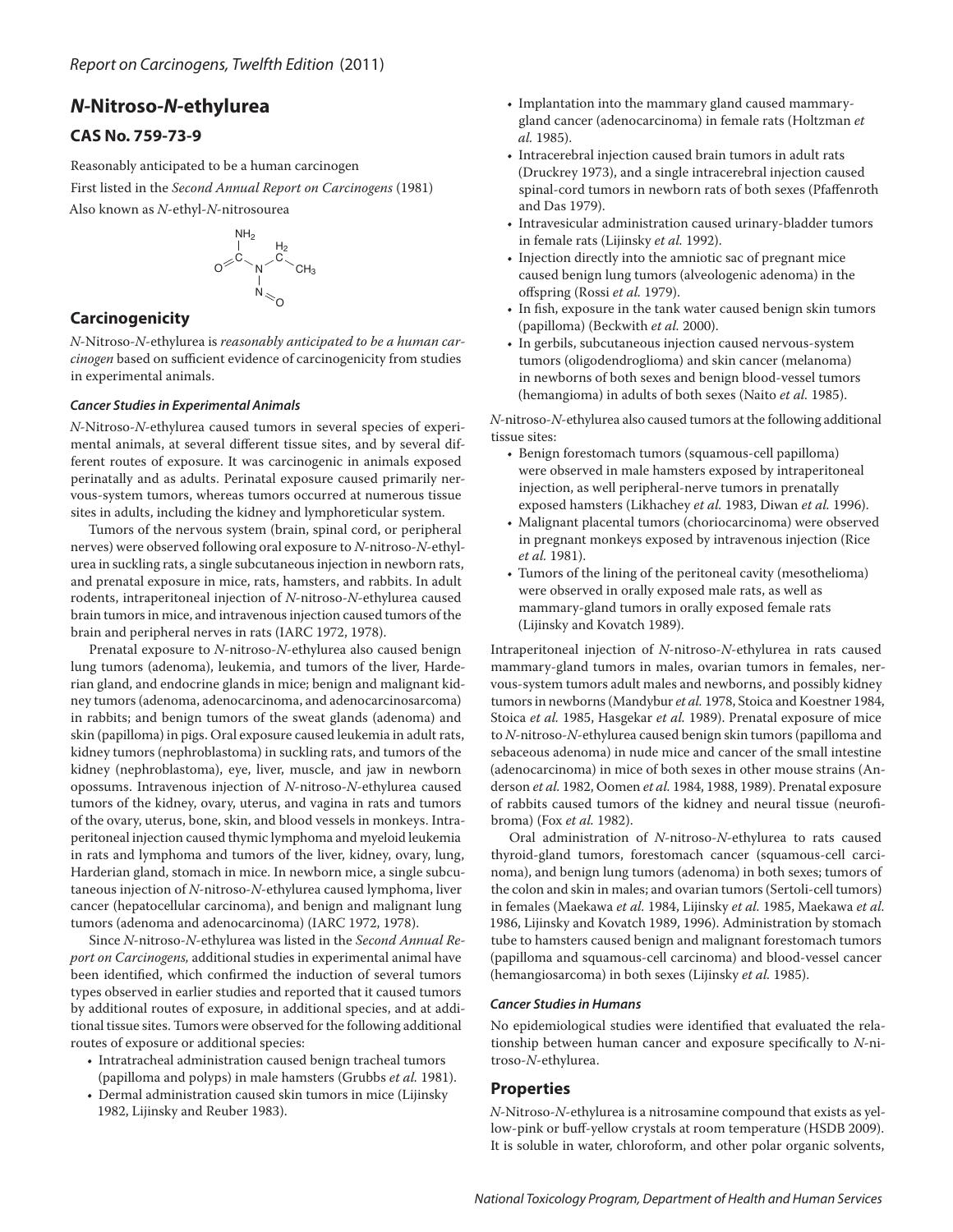# *N*-Nitroso-*N*-ethylurea

## CAS No. 759-73-9

Reasonably anticipated to be a human carcinogen

First listed in the *Second Annual Report on Carcinogens* (1981)

Also known as *N*-ethyl-*N*-nitrosourea

## Carcinogenicity

*N*-Nitroso-*N*-ethylurea is *reasonably anticipated to be a human carcinogen* based on sufficient evidence of carcinogenicity from studies in experimental animals.

### *Cancer Studies in Experimental Animals*

*N*-Nitroso-*N*-ethylurea caused tumors in several species of experimental animals, at several different tissue sites, and by several different routes of exposure. It was carcinogenic in animals exposed perinatally and as adults. Perinatal exposure caused primarily nervous-system tumors, whereas tumors occurred at numerous tissue sites in adults, including the kidney and lymphoreticular system.

Tumors of the nervous system (brain, spinal cord, or peripheral nerves) were observed following oral exposure to *N*-nitroso-*N*-ethylurea in suckling rats, a single subcutaneous injection in newborn rats, and prenatal exposure in mice, rats, hamsters, and rabbits. In adult rodents, intraperitoneal injection of *N*-nitroso-*N*-ethylurea caused brain tumors in mice, and intravenous injection caused tumors of the brain and peripheral nerves in rats (IARC 1972, 1978).

Prenatal exposure to *N*-nitroso-*N*-ethylurea also caused benign lung tumors (adenoma), leukemia, and tumors of the liver, Harderian gland, and endocrine glands in mice; benign and malignant kidney tumors (adenoma, adenocarcinoma, and adenocarcinosarcoma) in rabbits; and benign tumors of the sweat glands (adenoma) and skin (papilloma) in pigs. Oral exposure caused leukemia in adult rats, kidney tumors (nephroblastoma) in suckling rats, and tumors of the kidney (nephroblastoma), eye, liver, muscle, and jaw in newborn opossums. Intravenous injection of *N*-nitroso-*N*-ethylurea caused tumors of the kidney, ovary, uterus, and vagina in rats and tumors of the ovary, uterus, bone, skin, and blood vessels in monkeys. Intraperitoneal injection caused thymic lymphoma and myeloid leukemia in rats and lymphoma and tumors of the liver, kidney, ovary, lung, Harderian gland, stomach in mice. In newborn mice, a single subcutaneous injection of *N*-nitroso-*N*-ethylurea caused lymphoma, liver cancer (hepatocellular carcinoma), and benign and malignant lung tumors (adenoma and adenocarcinoma) (IARC 1972, 1978).

Since *N*-nitroso-*N*-ethylurea was listed in the *Second Annual Report on Carcinogens*, additional studies in experimental animal have been identified, which confirmed the induction of several tumors types observed in earlier studies and reported that it caused tumors by additional routes of exposure, in additional species, and at additional tissue sites. Tumors were observed for the following additional routes of exposure or additional species:

- Intratracheal administration caused benign tracheal tumors (papilloma and polyps) in male hamsters (Grubbs *et al.* 1981).
- Dermal administration caused skin tumors in mice (Lijinsky 1982, Lijinsky and Reuber 1983).
- Implantation into the mammary gland caused mammary-gland cancer (adenocarcinoma) in female rats (Holtzman *et al.* 1985).
- Intracerebral injection caused brain tumors in adult rats (Druckrey 1973), and a single intracerebral injection caused spinal-cord tumors in newborn rats of both sexes (Pfaffenroth and Das 1979).
- Intravesicular administration caused urinary-bladder tumors in female rats (Lijinsky *et al.* 1992).
- Injection directly into the amniotic sac of pregnant mice caused benign lung tumors (alveologenic adenoma) in the offspring (Rossi *et al.* 1979).
- In fish, exposure in the tank water caused benign skin tumors (papilloma) (Beckwith *et al.* 2000).
- In gerbils, subcutaneous injection caused nervous-system tumors (oligodendroglioma) and skin cancer (melanoma) in newborns of both sexes and benign blood-vessel tumors (hemangioma) in adults of both sexes (Naito *et al.* 1985).

*N*-nitroso-*N*-ethylurea also caused tumors at the following additional tissue sites:

- Benign forestomach tumors (squamous-cell papilloma) were observed in male hamsters exposed by intraperitoneal injection, as well peripheral-nerve tumors in prenatally exposed hamsters (Likhachey *et al.* 1983, Diwan *et al.* 1996).
- Malignant placental tumors (choriocarcinoma) were observed in pregnant monkeys exposed by intravenous injection (Rice *et al.* 1981).
- Tumors of the lining of the peritoneal cavity (mesothelioma) were observed in orally exposed male rats, as well as mammary-gland tumors in orally exposed female rats (Lijinsky and Kovatch 1989).

Intraperitoneal injection of *N*-nitroso-*N*-ethylurea in rats caused mammary-gland tumors in males, ovarian tumors in females, nervous-system tumors adult males and newborns, and possibly kidney tumors in newborns (Mandybur *et al.* 1978, Stoica and Koestner 1984, Stoica *et al.* 1985, Hasgekar *et al.* 1989). Prenatal exposure of mice to *N*-nitroso-*N*-ethylurea caused benign skin tumors (papilloma and sebaceous adenoma) in nude mice and cancer of the small intestine (adenocarcinoma) in mice of both sexes in other mouse strains (Anderson *et al.* 1982, Oomen *et al.* 1984, 1988, 1989). Prenatal exposure of rabbits caused tumors of the kidney and neural tissue (neurofibroma) (Fox *et al.* 1982).

Oral administration of *N*-nitroso-*N*-ethylurea to rats caused thyroid-gland tumors, forestomach cancer (squamous-cell carcinoma), and benign lung tumors (adenoma) in both sexes; tumors of the colon and skin in males; and ovarian tumors (Sertoli-cell tumors) in females (Maekawa *et al.* 1984, Lijinsky *et al.* 1985, Maekawa *et al.* 1986, Lijinsky and Kovatch 1989, 1996). Administration by stomach tube to hamsters caused benign and malignant forestomach tumors (papilloma and squamous-cell carcinoma) and blood-vessel cancer (hemangiosarcoma) in both sexes (Lijinsky *et al.* 1985).

### *Cancer Studies in Humans*

No epidemiological studies were identified that evaluated the relationship between human cancer and exposure specifically to *N*-nitroso-*N*-ethylurea.

## Properties

*N*-Nitroso-*N*-ethylurea is a nitrosamine compound that exists as yellow-pink or buff-yellow crystals at room temperature (HSDB 2009). It is soluble in water, chloroform, and other polar organic solvents,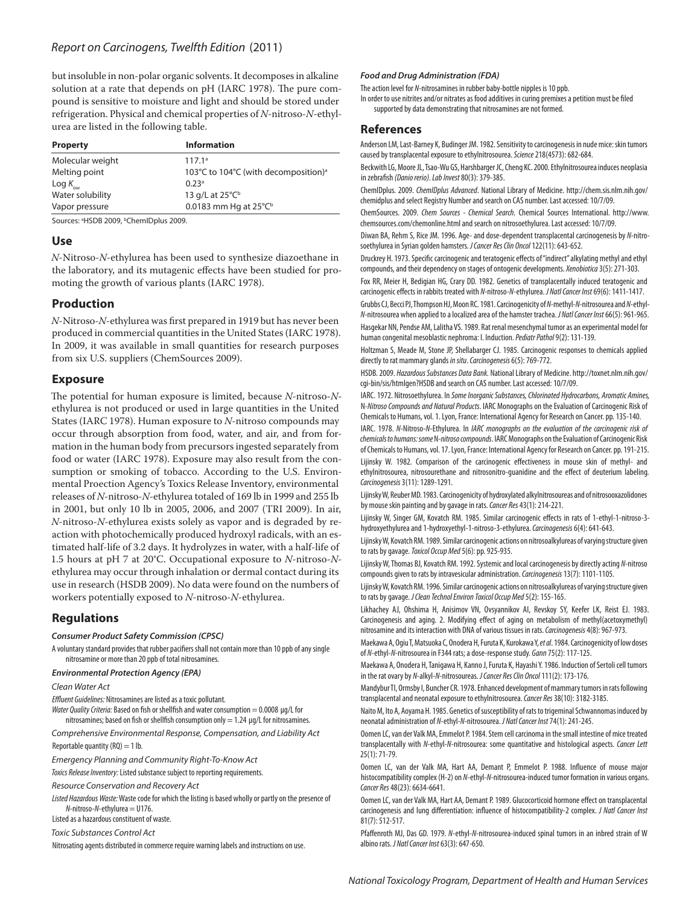but insoluble in non-polar organic solvents. It decomposes in alkaline solution at a rate that depends on pH (IARC 1978). The pure compound is sensitive to moisture and light and should be stored under refrigeration. Physical and chemical properties of *N*-nitroso-*N*-ethylurea are listed in the following table.

| Property | Information |
|---|---|
| Molecular weight | 117.1[a] |
| Melting point | 103°C to 104°C (with decomposition)[a] |
| Log $K_{ow}$ | 0.23[a] |
| Water solubility | 13 g/L at 25°C[b] |
| Vapor pressure | 0.0183 mm Hg at 25°C[b] |

Sources: [a]HSDB 2009, [b]ChemIDplus 2009.

## Use

*N*-Nitroso-*N*-ethylurea has been used to synthesize diazoethane in the laboratory, and its mutagenic effects have been studied for promoting the growth of various plants (IARC 1978).

## Production

*N*-Nitroso-*N*-ethylurea was first prepared in 1919 but has never been produced in commercial quantities in the United States (IARC 1978). In 2009, it was available in small quantities for research purposes from six U.S. suppliers (ChemSources 2009).

## Exposure

The potential for human exposure is limited, because *N*-nitroso-*N*-ethylurea is not produced or used in large quantities in the United States (IARC 1978). Human exposure to *N*-nitroso compounds may occur through absorption from food, water, and air, and from formation in the human body from precursors ingested separately from food or water (IARC 1978). Exposure may also result from the consumption or smoking of tobacco. According to the U.S. Environmental Proection Agency's Toxics Release Inventory, environmental releases of *N*-nitroso-*N*-ethylurea totaled of 169 lb in 1999 and 255 lb in 2001, but only 10 lb in 2005, 2006, and 2007 (TRI 2009). In air, *N*-nitroso-*N*-ethylurea exists solely as vapor and is degraded by reaction with photochemically produced hydroxyl radicals, with an estimated half-life of 3.2 days. It hydrolyzes in water, with a half-life of 1.5 hours at pH 7 at 20°C. Occupational exposure to *N*-nitroso-*N*-ethylurea may occur through inhalation or dermal contact during its use in research (HSDB 2009). No data were found on the numbers of workers potentially exposed to *N*-nitroso-*N*-ethylurea.

## Regulations

#### *Consumer Product Safety Commission (CPSC)*

A voluntary standard provides that rubber pacifiers shall not contain more than 10 ppb of any single nitrosamine or more than 20 ppb of total nitrosamines.

#### *Environmental Protection Agency (EPA)*

*Clean Water Act*

*Effluent Guidelines:* Nitrosamines are listed as a toxic pollutant.

*Water Quality Criteria:* Based on fish or shellfish and water consumption = 0.0008 μg/L for nitrosamines; based on fish or shellfish consumption only = 1.24 μg/L for nitrosamines.

*Comprehensive Environmental Response, Compensation, and Liability Act*

Reportable quantity (RQ) = 1 lb.

*Emergency Planning and Community Right-To-Know Act*

*Toxics Release Inventory:* Listed substance subject to reporting requirements.

*Resource Conservation and Recovery Act*

*Listed Hazardous Waste:* Waste code for which the listing is based wholly or partly on the presence of *N*-nitroso-*N*-ethylurea = U176.

Listed as a hazardous constituent of waste.

*Toxic Substances Control Act*

Nitrosating agents distributed in commerce require warning labels and instructions on use.

#### *Food and Drug Administration (FDA)*

The action level for *N*-nitrosamines in rubber baby-bottle nipples is 10 ppb.

In order to use nitrites and/or nitrates as food additives in curing premixes a petition must be filed supported by data demonstrating that nitrosamines are not formed.

## References

Anderson LM, Last-Barney K, Budinger JM. 1982. Sensitivity to carcinogenesis in nude mice: skin tumors caused by transplacental exposure to ethylnitrosourea. *Science* 218(4573): 682-684.

Beckwith LG, Moore JL, Tsao-Wu GS, Harshbarger JC, Cheng KC. 2000. Ethylnitrosourea induces neoplasia in zebrafish *(Danio rerio)*. *Lab Invest* 80(3): 379-385.

ChemIDplus. 2009. *ChemIDplus Advanced*. National Library of Medicine. http://chem.sis.nlm.nih.gov/chemidplus and select Registry Number and search on CAS number. Last accessed: 10/7/09.

ChemSources. 2009. *Chem Sources - Chemical Search*. Chemical Sources International. http://www.chemsources.com/chemonline.html and search on nitrosoethylurea. Last accessed: 10/7/09.

Diwan BA, Rehm S, Rice JM. 1996. Age- and dose-dependent transplacental carcinogenesis by *N*-nitrosoethylurea in Syrian golden hamsters. *J Cancer Res Clin Oncol* 122(11): 643-652.

Druckrey H. 1973. Specific carcinogenic and teratogenic effects of "indirect" alkylating methyl and ethyl compounds, and their dependency on stages of ontogenic developments. *Xenobiotica* 3(5): 271-303.

Fox RR, Meier H, Bedigian HG, Crary DD. 1982. Genetics of transplacentally induced teratogenic and carcinogenic effects in rabbits treated with *N*-nitroso-*N*-ethylurea. *J Natl Cancer Inst* 69(6): 1411-1417.

Grubbs CJ, Becci PJ, Thompson HJ, Moon RC. 1981. Carcinogenicity of *N*-methyl-*N*-nitrosourea and *N*-ethyl-*N*-nitrosourea when applied to a localized area of the hamster trachea. *J Natl Cancer Inst* 66(5): 961-965.

Hasgekar NN, Pendse AM, Lalitha VS. 1989. Rat renal mesenchymal tumor as an experimental model for human congenital mesoblastic nephroma: I. Induction. *Pediatr Pathol* 9(2): 131-139.

Holtzman S, Meade M, Stone JP, Shellabarger CJ. 1985. Carcinogenic responses to chemicals applied directly to rat mammary glands *in situ*. *Carcinogenesis* 6(5): 769-772.

HSDB. 2009. *Hazardous Substances Data Bank*. National Library of Medicine. http://toxnet.nlm.nih.gov/cgi-bin/sis/htmlgen?HSDB and search on CAS number. Last accessed: 10/7/09.

IARC. 1972. Nitrosoethylurea. In *Some Inorganic Substances, Chlorinated Hydrocarbons, Aromatic Amines,* N*-Nitroso Compounds and Natural Products*. IARC Monographs on the Evaluation of Carcinogenic Risk of Chemicals to Humans, vol. 1. Lyon, France: International Agency for Research on Cancer. pp. 135-140.

IARC. 1978. *N*-Nitroso-*N*-Ethylurea. In *IARC monographs on the evaluation of the carcinogenic risk of chemicals to humans: some* N*-nitroso compounds*. IARC Monographs on the Evaluation of Carcinogenic Risk of Chemicals to Humans, vol. 17. Lyon, France: International Agency for Research on Cancer. pp. 191-215.

Lijinsky W. 1982. Comparison of the carcinogenic effectiveness in mouse skin of methyl- and ethylnitrosourea, nitrosourethane and nitrosonitro-guanidine and the effect of deuterium labeling. *Carcinogenesis* 3(11): 1289-1291.

Lijinsky W, Reuber MD. 1983. Carcinogenicity of hydroxylated alkylnitrosoureas and of nitrosooxazolidones by mouse skin painting and by gavage in rats. *Cancer Res* 43(1): 214-221.

Lijinsky W, Singer GM, Kovatch RM. 1985. Similar carcinogenic effects in rats of 1-ethyl-1-nitroso-3-hydroxyethylurea and 1-hydroxyethyl-1-nitroso-3-ethylurea. *Carcinogenesis* 6(4): 641-643.

Lijinsky W, Kovatch RM. 1989. Similar carcinogenic actions on nitrosoalkylureas of varying structure given to rats by gavage. *Toxicol Occup Med* 5(6): pp. 925-935.

Lijinsky W, Thomas BJ, Kovatch RM. 1992. Systemic and local carcinogenesis by directly acting *N*-nitroso compounds given to rats by intravesicular administration. *Carcinogenesis* 13(7): 1101-1105.

Lijinsky W, Kovatch RM. 1996. Similar carcinogenic actions on nitrosoalkylureas of varying structure given to rats by gavage. *J Clean Technol Environ Toxicol Occup Med* 5(2): 155-165.

Likhachey AJ, Ohshima H, Anisimov VN, Ovsyannikov AI, Revskoy SY, Keefer LK, Reist EJ. 1983. Carcinogenesis and aging. 2. Modifying effect of aging on metabolism of methyl(acetoxymethyl) nitrosamine and its interaction with DNA of various tissues in rats. *Carcinogenesis* 4(8): 967-973.

Maekawa A, Ogiu T, Matsuoka C, Onodera H, Furuta K, Kurokawa Y, *et al*. 1984. Carcinogenicity of low doses of *N*-ethyl-*N*-nitrosourea in F344 rats; a dose-response study. *Gann* 75(2): 117-125.

Maekawa A, Onodera H, Tanigawa H, Kanno J, Furuta K, Hayashi Y. 1986. Induction of Sertoli cell tumors in the rat ovary by *N*-alkyl-*N*-nitrosoureas. *J Cancer Res Clin Oncol* 111(2): 173-176.

Mandybur TI, Ormsby I, Buncher CR. 1978. Enhanced development of mammary tumors in rats following transplacental and neonatal exposure to ethylnitrosourea. *Cancer Res* 38(10): 3182-3185.

Naito M, Ito A, Aoyama H. 1985. Genetics of susceptibility of rats to trigeminal Schwannomas induced by neonatal administration of *N*-ethyl-*N*-nitrosourea. *J Natl Cancer Inst* 74(1): 241-245.

Oomen LC, van der Valk MA, Emmelot P. 1984. Stem cell carcinoma in the small intestine of mice treated transplacentally with *N*-ethyl-*N*-nitrosourea: some quantitative and histological aspects. *Cancer Lett* 25(1): 71-79.

Oomen LC, van der Valk MA, Hart AA, Demant P, Emmelot P. 1988. Influence of mouse major histocompatibility complex (H-2) on *N*-ethyl-*N*-nitrosourea-induced tumor formation in various organs. *Cancer Res* 48(23): 6634-6641.

Oomen LC, van der Valk MA, Hart AA, Demant P. 1989. Glucocorticoid hormone effect on transplacental carcinogenesis and lung differentiation: influence of histocompatibility-2 complex. *J Natl Cancer Inst* 81(7): 512-517.

Pfaffenroth MJ, Das GD. 1979. *N*-ethyl-*N*-nitrosourea-induced spinal tumors in an inbred strain of W albino rats. *J Natl Cancer Inst* 63(3): 647-650.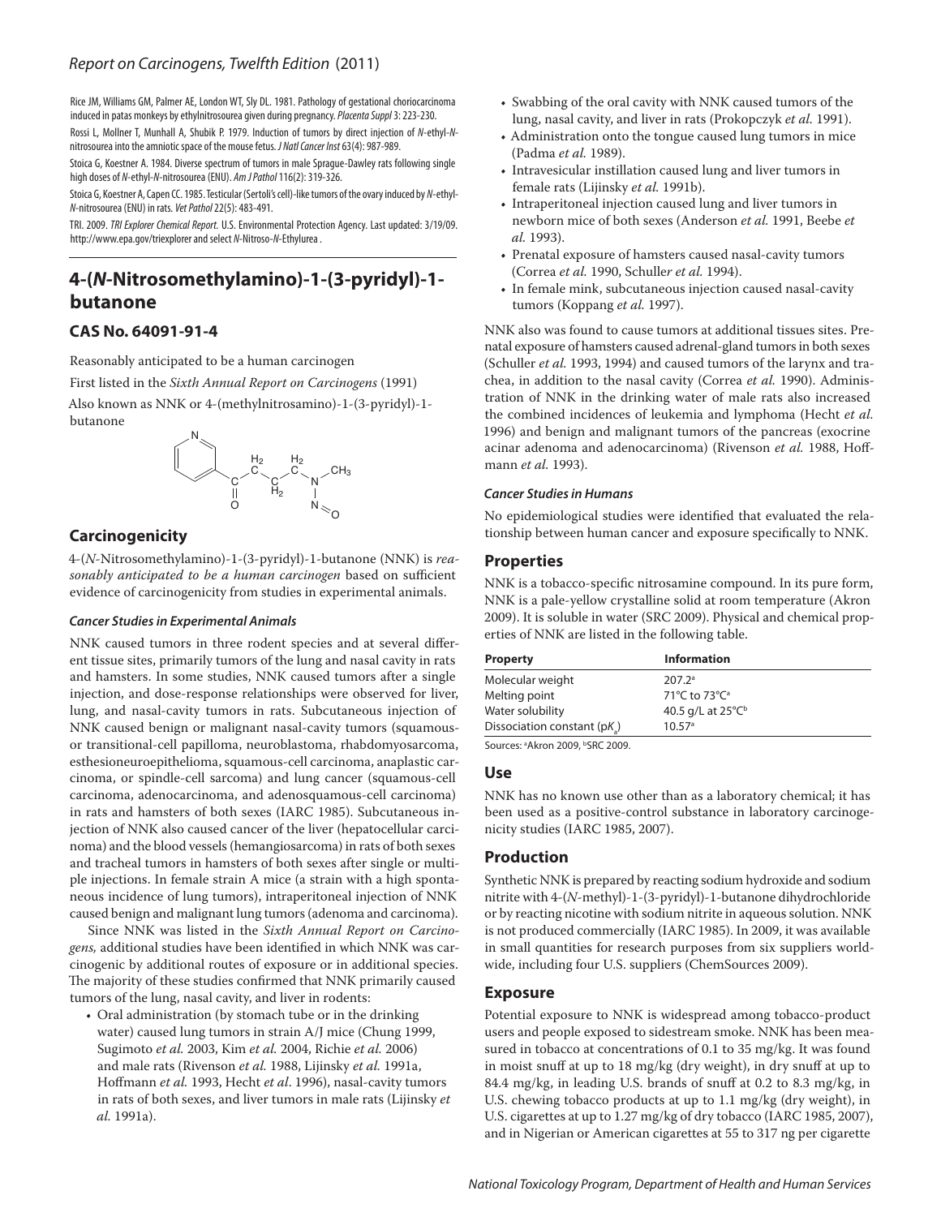Rice JM, Williams GM, Palmer AE, London WT, Sly DL. 1981. Pathology of gestational choriocarcinoma induced in patas monkeys by ethylnitrosourea given during pregnancy. *Placenta Suppl* 3: 223-230.

Rossi L, Mollner T, Munhall A, Shubik P. 1979. Induction of tumors by direct injection of *N*-ethyl-*N*-nitrosourea into the amniotic space of the mouse fetus. *J Natl Cancer Inst* 63(4): 987-989.

Stoica G, Koestner A. 1984. Diverse spectrum of tumors in male Sprague-Dawley rats following single high doses of *N*-ethyl-*N*-nitrosourea (ENU). *Am J Pathol* 116(2): 319-326.

Stoica G, Koestner A, Capen CC. 1985. Testicular (Sertoli's cell)-like tumors of the ovary induced by *N*-ethyl-*N*-nitrosourea (ENU) in rats. *Vet Pathol* 22(5): 483-491.

TRI. 2009. *TRI Explorer Chemical Report.* U.S. Environmental Protection Agency. Last updated: 3/19/09. http://www.epa.gov/triexplorer and select *N*-Nitroso-*N*-Ethylurea .

# 4-(*N*-Nitrosomethylamino)-1-(3-pyridyl)-1-butanone

## CAS No. 64091-91-4

Reasonably anticipated to be a human carcinogen

First listed in the *Sixth Annual Report on Carcinogens* (1991)

Also known as NNK or 4-(methylnitrosamino)-1-(3-pyridyl)-1-butanone

## Carcinogenicity

4-(*N*-Nitrosomethylamino)-1-(3-pyridyl)-1-butanone (NNK) is *reasonably anticipated to be a human carcinogen* based on sufficient evidence of carcinogenicity from studies in experimental animals.

### *Cancer Studies in Experimental Animals*

NNK caused tumors in three rodent species and at several different tissue sites, primarily tumors of the lung and nasal cavity in rats and hamsters. In some studies, NNK caused tumors after a single injection, and dose-response relationships were observed for liver, lung, and nasal-cavity tumors in rats. Subcutaneous injection of NNK caused benign or malignant nasal-cavity tumors (squamous- or transitional-cell papilloma, neuroblastoma, rhabdomyosarcoma, esthesioneuroepithelioma, squamous-cell carcinoma, anaplastic carcinoma, or spindle-cell sarcoma) and lung cancer (squamous-cell carcinoma, adenocarcinoma, and adenosquamous-cell carcinoma) in rats and hamsters of both sexes (IARC 1985). Subcutaneous injection of NNK also caused cancer of the liver (hepatocellular carcinoma) and the blood vessels (hemangiosarcoma) in rats of both sexes and tracheal tumors in hamsters of both sexes after single or multiple injections. In female strain A mice (a strain with a high spontaneous incidence of lung tumors), intraperitoneal injection of NNK caused benign and malignant lung tumors (adenoma and carcinoma).

Since NNK was listed in the *Sixth Annual Report on Carcinogens,* additional studies have been identified in which NNK was carcinogenic by additional routes of exposure or in additional species. The majority of these studies confirmed that NNK primarily caused tumors of the lung, nasal cavity, and liver in rodents:

- Oral administration (by stomach tube or in the drinking water) caused lung tumors in strain A/J mice (Chung 1999, Sugimoto *et al.* 2003, Kim *et al.* 2004, Richie *et al.* 2006) and male rats (Rivenson *et al.* 1988, Lijinsky *et al.* 1991a, Hoffmann *et al.* 1993, Hecht *et al*. 1996), nasal-cavity tumors in rats of both sexes, and liver tumors in male rats (Lijinsky *et al.* 1991a).
- Swabbing of the oral cavity with NNK caused tumors of the lung, nasal cavity, and liver in rats (Prokopczyk *et al.* 1991).
- Administration onto the tongue caused lung tumors in mice (Padma *et al.* 1989).
- Intravesicular instillation caused lung and liver tumors in female rats (Lijinsky *et al.* 1991b).
- Intraperitoneal injection caused lung and liver tumors in newborn mice of both sexes (Anderson *et al.* 1991, Beebe *et al.* 1993).
- Prenatal exposure of hamsters caused nasal-cavity tumors (Correa *et al.* 1990, Schuller *et al.* 1994).
- In female mink, subcutaneous injection caused nasal-cavity tumors (Koppang *et al.* 1997).

NNK also was found to cause tumors at additional tissues sites. Prenatal exposure of hamsters caused adrenal-gland tumors in both sexes (Schuller *et al.* 1993, 1994) and caused tumors of the larynx and trachea, in addition to the nasal cavity (Correa *et al.* 1990). Administration of NNK in the drinking water of male rats also increased the combined incidences of leukemia and lymphoma (Hecht *et al.* 1996) and benign and malignant tumors of the pancreas (exocrine acinar adenoma and adenocarcinoma) (Rivenson *et al.* 1988, Hoffmann *et al.* 1993).

### *Cancer Studies in Humans*

No epidemiological studies were identified that evaluated the relationship between human cancer and exposure specifically to NNK.

## Properties

NNK is a tobacco-specific nitrosamine compound. In its pure form, NNK is a pale-yellow crystalline solid at room temperature (Akron 2009). It is soluble in water (SRC 2009). Physical and chemical properties of NNK are listed in the following table.

| Property | Information |
|---|---|
| Molecular weight | 207.2[a] |
| Melting point | 71°C to 73°C[a] |
| Water solubility | 40.5 g/L at 25°C[b] |
| Dissociation constant ($pK_a$) | 10.57[a] |

Sources: [a]Akron 2009, [b]SRC 2009.

## Use

NNK has no known use other than as a laboratory chemical; it has been used as a positive-control substance in laboratory carcinogenicity studies (IARC 1985, 2007).

## Production

Synthetic NNK is prepared by reacting sodium hydroxide and sodium nitrite with 4-(*N*-methyl)-1-(3-pyridyl)-1-butanone dihydrochloride or by reacting nicotine with sodium nitrite in aqueous solution. NNK is not produced commercially (IARC 1985). In 2009, it was available in small quantities for research purposes from six suppliers worldwide, including four U.S. suppliers (ChemSources 2009).

## Exposure

Potential exposure to NNK is widespread among tobacco-product users and people exposed to sidestream smoke. NNK has been measured in tobacco at concentrations of 0.1 to 35 mg/kg. It was found in moist snuff at up to 18 mg/kg (dry weight), in dry snuff at up to 84.4 mg/kg, in leading U.S. brands of snuff at 0.2 to 8.3 mg/kg, in U.S. chewing tobacco products at up to 1.1 mg/kg (dry weight), in U.S. cigarettes at up to 1.27 mg/kg of dry tobacco (IARC 1985, 2007), and in Nigerian or American cigarettes at 55 to 317 ng per cigarette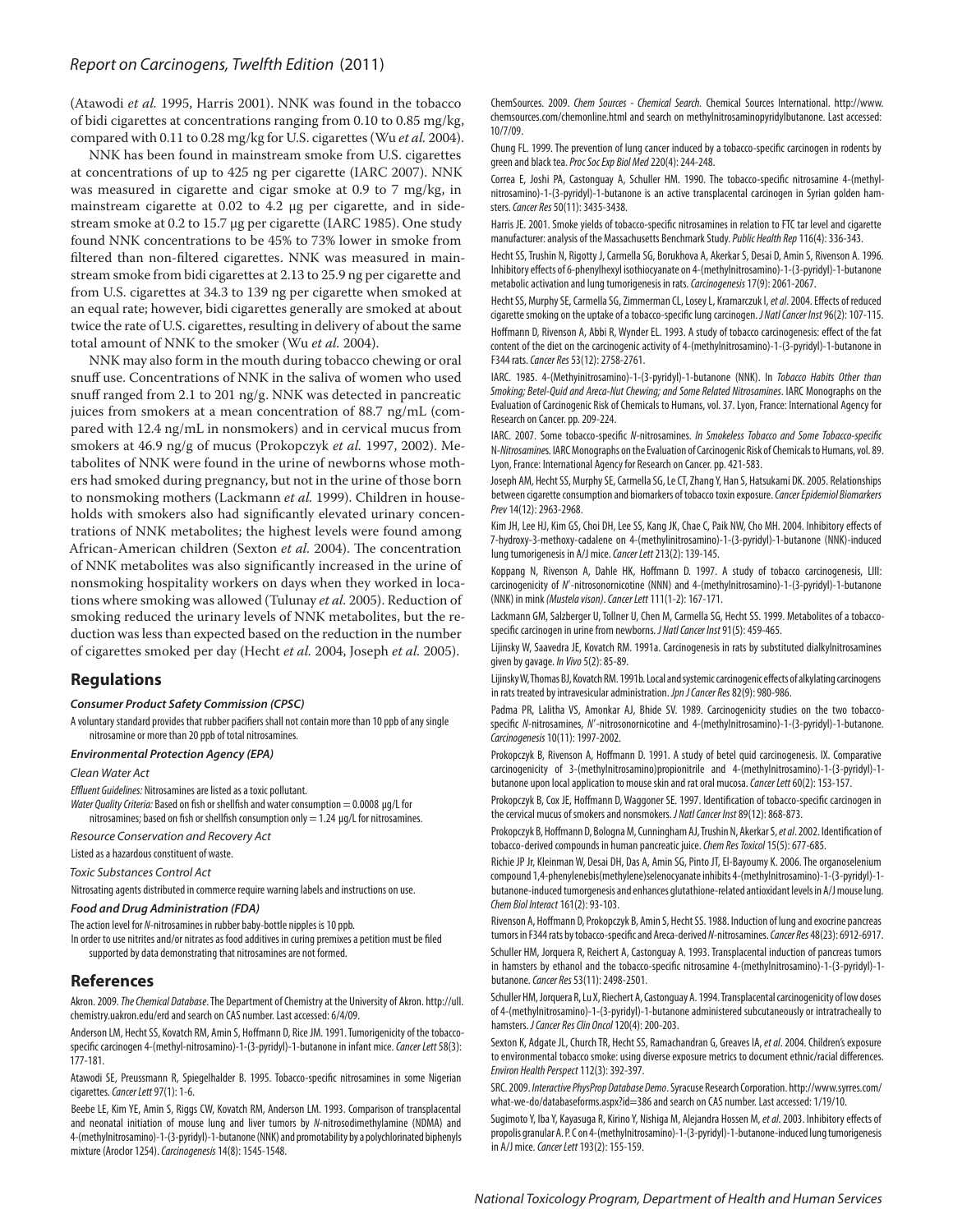(Atawodi *et al.* 1995, Harris 2001). NNK was found in the tobacco of bidi cigarettes at concentrations ranging from 0.10 to 0.85 mg/kg, compared with 0.11 to 0.28 mg/kg for U.S. cigarettes (Wu *et al.* 2004).

NNK has been found in mainstream smoke from U.S. cigarettes at concentrations of up to 425 ng per cigarette (IARC 2007). NNK was measured in cigarette and cigar smoke at 0.9 to 7 mg/kg, in mainstream cigarette at 0.02 to 4.2 µg per cigarette, and in sidestream smoke at 0.2 to 15.7 µg per cigarette (IARC 1985). One study found NNK concentrations to be 45% to 73% lower in smoke from filtered than non-filtered cigarettes. NNK was measured in mainstream smoke from bidi cigarettes at 2.13 to 25.9 ng per cigarette and from U.S. cigarettes at 34.3 to 139 ng per cigarette when smoked at an equal rate; however, bidi cigarettes generally are smoked at about twice the rate of U.S. cigarettes, resulting in delivery of about the same total amount of NNK to the smoker (Wu *et al.* 2004).

NNK may also form in the mouth during tobacco chewing or oral snuff use. Concentrations of NNK in the saliva of women who used snuff ranged from 2.1 to 201 ng/g. NNK was detected in pancreatic juices from smokers at a mean concentration of 88.7 ng/mL (compared with 12.4 ng/mL in nonsmokers) and in cervical mucus from smokers at 46.9 ng/g of mucus (Prokopczyk *et al.* 1997, 2002). Metabolites of NNK were found in the urine of newborns whose mothers had smoked during pregnancy, but not in the urine of those born to nonsmoking mothers (Lackmann *et al.* 1999). Children in households with smokers also had significantly elevated urinary concentrations of NNK metabolites; the highest levels were found among African-American children (Sexton *et al.* 2004). The concentration of NNK metabolites was also significantly increased in the urine of nonsmoking hospitality workers on days when they worked in locations where smoking was allowed (Tulunay *et al.* 2005). Reduction of smoking reduced the urinary levels of NNK metabolites, but the reduction was less than expected based on the reduction in the number of cigarettes smoked per day (Hecht *et al.* 2004, Joseph *et al.* 2005).

## Regulations

#### *Consumer Product Safety Commission (CPSC)*

A voluntary standard provides that rubber pacifiers shall not contain more than 10 ppb of any single nitrosamine or more than 20 ppb of total nitrosamines.

#### *Environmental Protection Agency (EPA)*

*Clean Water Act*

*Effluent Guidelines:* Nitrosamines are listed as a toxic pollutant.

*Water Quality Criteria:* Based on fish or shellfish and water consumption = 0.0008 µg/L for nitrosamines; based on fish or shellfish consumption only = 1.24 µg/L for nitrosamines.

*Resource Conservation and Recovery Act*

Listed as a hazardous constituent of waste.

*Toxic Substances Control Act*

Nitrosating agents distributed in commerce require warning labels and instructions on use.

#### *Food and Drug Administration (FDA)*

The action level for *N*-nitrosamines in rubber baby-bottle nipples is 10 ppb.

In order to use nitrites and/or nitrates as food additives in curing premixes a petition must be filed supported by data demonstrating that nitrosamines are not formed.

## References

Akron. 2009. *The Chemical Database*. The Department of Chemistry at the University of Akron. http://ull.chemistry.uakron.edu/erd and search on CAS number. Last accessed: 6/4/09.

Anderson LM, Hecht SS, Kovatch RM, Amin S, Hoffmann D, Rice JM. 1991. Tumorigenicity of the tobacco-specific carcinogen 4-(methyl-nitrosamino)-1-(3-pyridyl)-1-butanone in infant mice. *Cancer Lett* 58(3): 177-181.

Atawodi SE, Preussmann R, Spiegelhalder B. 1995. Tobacco-specific nitrosamines in some Nigerian cigarettes. *Cancer Lett* 97(1): 1-6.

Beebe LE, Kim YE, Amin S, Riggs CW, Kovatch RM, Anderson LM. 1993. Comparison of transplacental and neonatal initiation of mouse lung and liver tumors by *N*-nitrosodimethylamine (NDMA) and 4-(methylnitrosamino)-1-(3-pyridyl)-1-butanone (NNK) and promotability by a polychlorinated biphenyls mixture (Aroclor 1254). *Carcinogenesis* 14(8): 1545-1548.

ChemSources. 2009. *Chem Sources - Chemical Search.* Chemical Sources International. http://www.chemsources.com/chemonline.html and search on methylnitrosaminopyridylbutanone. Last accessed: 10/7/09.

Chung FL. 1999. The prevention of lung cancer induced by a tobacco-specific carcinogen in rodents by green and black tea. *Proc Soc Exp Biol Med* 220(4): 244-248.

Correa E, Joshi PA, Castonguay A, Schuller HM. 1990. The tobacco-specific nitrosamine 4-(methylnitrosamino)-1-(3-pyridyl)-1-butanone is an active transplacental carcinogen in Syrian golden hamsters. *Cancer Res* 50(11): 3435-3438.

Harris JE. 2001. Smoke yields of tobacco-specific nitrosamines in relation to FTC tar level and cigarette manufacturer: analysis of the Massachusetts Benchmark Study. *Public Health Rep* 116(4): 336-343.

Hecht SS, Trushin N, Rigotty J, Carmella SG, Borukhova A, Akerkar S, Desai D, Amin S, Rivenson A. 1996. Inhibitory effects of 6-phenylhexyl isothiocyanate on 4-(methylnitrosamino)-1-(3-pyridyl)-1-butanone metabolic activation and lung tumorigenesis in rats. *Carcinogenesis* 17(9): 2061-2067.

Hecht SS, Murphy SE, Carmella SG, Zimmerman CL, Losey L, Kramarczuk I, *et al*. 2004. Effects of reduced cigarette smoking on the uptake of a tobacco-specific lung carcinogen. *J Natl Cancer Inst* 96(2): 107-115.

Hoffmann D, Rivenson A, Abbi R, Wynder EL. 1993. A study of tobacco carcinogenesis: effect of the fat content of the diet on the carcinogenic activity of 4-(methylnitrosamino)-1-(3-pyridyl)-1-butanone in F344 rats. *Cancer Res* 53(12): 2758-2761.

IARC. 1985. 4-(Methyinitrosamino)-1-(3-pyridyl)-1-butanone (NNK). In *Tobacco Habits Other than Smoking; Betel-Quid and Areca-Nut Chewing; and Some Related Nitrosamines*. IARC Monographs on the Evaluation of Carcinogenic Risk of Chemicals to Humans, vol. 37. Lyon, France: International Agency for Research on Cancer. pp. 209-224.

IARC. 2007. Some tobacco-specific *N*-nitrosamines. *In Smokeless Tobacco and Some Tobacco-specific N-Nitrosamines*. IARC Monographs on the Evaluation of Carcinogenic Risk of Chemicals to Humans, vol. 89. Lyon, France: International Agency for Research on Cancer. pp. 421-583.

Joseph AM, Hecht SS, Murphy SE, Carmella SG, Le CT, Zhang Y, Han S, Hatsukami DK. 2005. Relationships between cigarette consumption and biomarkers of tobacco toxin exposure. *Cancer Epidemiol Biomarkers Prev* 14(12): 2963-2968.

Kim JH, Lee HJ, Kim GS, Choi DH, Lee SS, Kang JK, Chae C, Paik NW, Cho MH. 2004. Inhibitory effects of 7-hydroxy-3-methoxy-cadalene on 4-(methylinitrosamino)-1-(3-pyridyl)-1-butanone (NNK)-induced lung tumorigenesis in A/J mice. *Cancer Lett* 213(2): 139-145.

Koppang N, Rivenson A, Dahle HK, Hoffmann D. 1997. A study of tobacco carcinogenesis, LIII: carcinogenicity of *N*′-nitrosonornicotine (NNN) and 4-(methylnitrosamino)-1-(3-pyridyl)-1-butanone (NNK) in mink *(Mustela vison)*. *Cancer Lett* 111(1-2): 167-171.

Lackmann GM, Salzberger U, Tollner U, Chen M, Carmella SG, Hecht SS. 1999. Metabolites of a tobacco-specific carcinogen in urine from newborns. *J Natl Cancer Inst* 91(5): 459-465.

Lijinsky W, Saavedra JE, Kovatch RM. 1991a. Carcinogenesis in rats by substituted dialkylnitrosamines given by gavage. *In Vivo* 5(2): 85-89.

Lijinsky W, Thomas BJ, Kovatch RM. 1991b. Local and systemic carcinogenic effects of alkylating carcinogens in rats treated by intravesicular administration. *Jpn J Cancer Res* 82(9): 980-986.

Padma PR, Lalitha VS, Amonkar AJ, Bhide SV. 1989. Carcinogenicity studies on the two tobacco-specific *N*-nitrosamines, *N*′-nitrosonornicotine and 4-(methylnitrosamino)-1-(3-pyridyl)-1-butanone. *Carcinogenesis* 10(11): 1997-2002.

Prokopczyk B, Rivenson A, Hoffmann D. 1991. A study of betel quid carcinogenesis. IX. Comparative carcinogenicity of 3-(methylnitrosamino)propionitrile and 4-(methylnitrosamino)-1-(3-pyridyl)-1-butanone upon local application to mouse skin and rat oral mucosa. *Cancer Lett* 60(2): 153-157.

Prokopczyk B, Cox JE, Hoffmann D, Waggoner SE. 1997. Identification of tobacco-specific carcinogen in the cervical mucus of smokers and nonsmokers. *J Natl Cancer Inst* 89(12): 868-873.

Prokopczyk B, Hoffmann D, Bologna M, Cunningham AJ, Trushin N, Akerkar S, *et al*. 2002. Identification of tobacco-derived compounds in human pancreatic juice. *Chem Res Toxicol* 15(5): 677-685.

Richie JP Jr, Kleinman W, Desai DH, Das A, Amin SG, Pinto JT, El-Bayoumy K. 2006. The organoselenium compound 1,4-phenylenebis(methylene)selenocyanate inhibits 4-(methylnitrosamino)-1-(3-pyridyl)-1-butanone-induced tumorgenesis and enhances glutathione-related antioxidant levels in A/J mouse lung. *Chem Biol Interact* 161(2): 93-103.

Rivenson A, Hoffmann D, Prokopczyk B, Amin S, Hecht SS. 1988. Induction of lung and exocrine pancreas tumors in F344 rats by tobacco-specific and Areca-derived *N*-nitrosamines. *Cancer Res* 48(23): 6912-6917.

Schuller HM, Jorquera R, Reichert A, Castonguay A. 1993. Transplacental induction of pancreas tumors in hamsters by ethanol and the tobacco-specific nitrosamine 4-(methylnitrosamino)-1-(3-pyridyl)-1-butanone. *Cancer Res* 53(11): 2498-2501.

Schuller HM, Jorquera R, Lu X, Riechert A, Castonguay A. 1994. Transplacental carcinogenicity of low doses of 4-(methylnitrosamino)-1-(3-pyridyl)-1-butanone administered subcutaneously or intratracheally to hamsters. *J Cancer Res Clin Oncol* 120(4): 200-203.

Sexton K, Adgate JL, Church TR, Hecht SS, Ramachandran G, Greaves IA, *et al*. 2004. Children's exposure to environmental tobacco smoke: using diverse exposure metrics to document ethnic/racial differences. *Environ Health Perspect* 112(3): 392-397.

SRC. 2009. *Interactive PhysProp Database Demo*. Syracuse Research Corporation. http://www.syrres.com/what-we-do/databaseforms.aspx?id=386 and search on CAS number. Last accessed: 1/19/10.

Sugimoto Y, Iba Y, Kayasuga R, Kirino Y, Nishiga M, Alejandra Hossen M, *et al*. 2003. Inhibitory effects of propolis granular A. P. C on 4-(methylnitrosamino)-1-(3-pyridyl)-1-butanone-induced lung tumorigenesis in A/J mice. *Cancer Lett* 193(2): 155-159.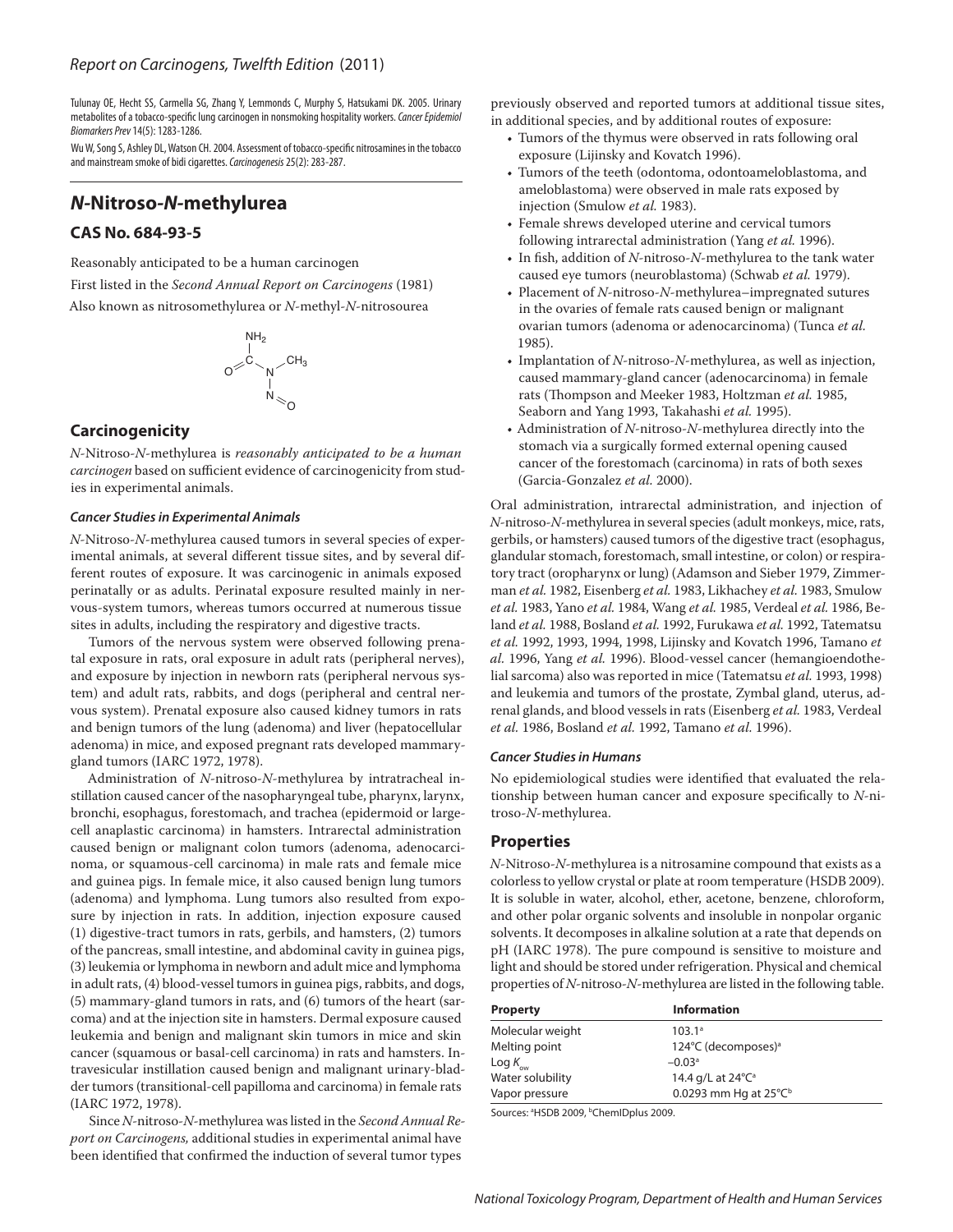Tulunay OE, Hecht SS, Carmella SG, Zhang Y, Lemmonds C, Murphy S, Hatsukami DK. 2005. Urinary metabolites of a tobacco-specific lung carcinogen in nonsmoking hospitality workers. *Cancer Epidemiol Biomarkers Prev* 14(5): 1283-1286.

Wu W, Song S, Ashley DL, Watson CH. 2004. Assessment of tobacco-specific nitrosamines in the tobacco and mainstream smoke of bidi cigarettes. *Carcinogenesis* 25(2): 283-287.

## *N*-Nitroso-*N*-methylurea

### CAS No. 684-93-5

Reasonably anticipated to be a human carcinogen

First listed in the *Second Annual Report on Carcinogens* (1981)

Also known as nitrosomethylurea or *N*-methyl-*N*-nitrosourea

### Carcinogenicity

*N*-Nitroso-*N*-methylurea is *reasonably anticipated to be a human carcinogen* based on sufficient evidence of carcinogenicity from studies in experimental animals.

#### *Cancer Studies in Experimental Animals*

*N*-Nitroso-*N*-methylurea caused tumors in several species of experimental animals, at several different tissue sites, and by several different routes of exposure. It was carcinogenic in animals exposed perinatally or as adults. Perinatal exposure resulted mainly in nervous-system tumors, whereas tumors occurred at numerous tissue sites in adults, including the respiratory and digestive tracts.

Tumors of the nervous system were observed following prenatal exposure in rats, oral exposure in adult rats (peripheral nerves), and exposure by injection in newborn rats (peripheral nervous system) and adult rats, rabbits, and dogs (peripheral and central nervous system). Prenatal exposure also caused kidney tumors in rats and benign tumors of the lung (adenoma) and liver (hepatocellular adenoma) in mice, and exposed pregnant rats developed mammary-gland tumors (IARC 1972, 1978).

Administration of *N*-nitroso-*N*-methylurea by intratracheal instillation caused cancer of the nasopharyngeal tube, pharynx, larynx, bronchi, esophagus, forestomach, and trachea (epidermoid or large-cell anaplastic carcinoma) in hamsters. Intrarectal administration caused benign or malignant colon tumors (adenoma, adenocarcinoma, or squamous-cell carcinoma) in male rats and female mice and guinea pigs. In female mice, it also caused benign lung tumors (adenoma) and lymphoma. Lung tumors also resulted from exposure by injection in rats. In addition, injection exposure caused (1) digestive-tract tumors in rats, gerbils, and hamsters, (2) tumors of the pancreas, small intestine, and abdominal cavity in guinea pigs, (3) leukemia or lymphoma in newborn and adult mice and lymphoma in adult rats, (4) blood-vessel tumors in guinea pigs, rabbits, and dogs, (5) mammary-gland tumors in rats, and (6) tumors of the heart (sarcoma) and at the injection site in hamsters. Dermal exposure caused leukemia and benign and malignant skin tumors in mice and skin cancer (squamous or basal-cell carcinoma) in rats and hamsters. Intravesicular instillation caused benign and malignant urinary-bladder tumors (transitional-cell papilloma and carcinoma) in female rats (IARC 1972, 1978).

Since *N*-nitroso-*N*-methylurea was listed in the *Second Annual Report on Carcinogens,* additional studies in experimental animal have been identified that confirmed the induction of several tumor types previously observed and reported tumors at additional tissue sites, in additional species, and by additional routes of exposure:

- Tumors of the thymus were observed in rats following oral exposure (Lijinsky and Kovatch 1996).
- Tumors of the teeth (odontoma, odontoameloblastoma, and ameloblastoma) were observed in male rats exposed by injection (Smulow *et al.* 1983).
- Female shrews developed uterine and cervical tumors following intrarectal administration (Yang *et al.* 1996).
- In fish, addition of *N*-nitroso-*N*-methylurea to the tank water caused eye tumors (neuroblastoma) (Schwab *et al.* 1979).
- Placement of *N*-nitroso-*N*-methylurea–impregnated sutures in the ovaries of female rats caused benign or malignant ovarian tumors (adenoma or adenocarcinoma) (Tunca *et al.* 1985).
- Implantation of *N*-nitroso-*N*-methylurea, as well as injection, caused mammary-gland cancer (adenocarcinoma) in female rats (Thompson and Meeker 1983, Holtzman *et al.* 1985, Seaborn and Yang 1993, Takahashi *et al.* 1995).
- Administration of *N*-nitroso-*N*-methylurea directly into the stomach via a surgically formed external opening caused cancer of the forestomach (carcinoma) in rats of both sexes (Garcia-Gonzalez *et al.* 2000).

Oral administration, intrarectal administration, and injection of *N*-nitroso-*N*-methylurea in several species (adult monkeys, mice, rats, gerbils, or hamsters) caused tumors of the digestive tract (esophagus, glandular stomach, forestomach, small intestine, or colon) or respiratory tract (oropharynx or lung) (Adamson and Sieber 1979, Zimmerman *et al.* 1982, Eisenberg *et al.* 1983, Likhachey *et al.* 1983, Smulow *et al.* 1983, Yano *et al.* 1984, Wang *et al.* 1985, Verdeal *et al.* 1986, Beland *et al.* 1988, Bosland *et al.* 1992, Furukawa *et al.* 1992, Tatematsu *et al.* 1992, 1993, 1994, 1998, Lijinsky and Kovatch 1996, Tamano *et al.* 1996, Yang *et al.* 1996). Blood-vessel cancer (hemangioendothelial sarcoma) also was reported in mice (Tatematsu *et al.* 1993, 1998) and leukemia and tumors of the prostate, Zymbal gland, uterus, adrenal glands, and blood vessels in rats (Eisenberg *et al.* 1983, Verdeal *et al.* 1986, Bosland *et al.* 1992, Tamano *et al.* 1996).

#### *Cancer Studies in Humans*

No epidemiological studies were identified that evaluated the relationship between human cancer and exposure specifically to *N*-nitroso-*N*-methylurea.

### Properties

*N*-Nitroso-*N*-methylurea is a nitrosamine compound that exists as a colorless to yellow crystal or plate at room temperature (HSDB 2009). It is soluble in water, alcohol, ether, acetone, benzene, chloroform, and other polar organic solvents and insoluble in nonpolar organic solvents. It decomposes in alkaline solution at a rate that depends on pH (IARC 1978). The pure compound is sensitive to moisture and light and should be stored under refrigeration. Physical and chemical properties of *N*-nitroso-*N*-methylurea are listed in the following table.

| Property | Information |
|---|---|
| Molecular weight | 103.1[a] |
| Melting point | 124°C (decomposes)[a] |
| Log $K_{ow}$ | –0.03[a] |
| Water solubility | 14.4 g/L at 24°C[a] |
| Vapor pressure | 0.0293 mm Hg at 25°C[b] |

Sources: [a]HSDB 2009, [b]ChemIDplus 2009.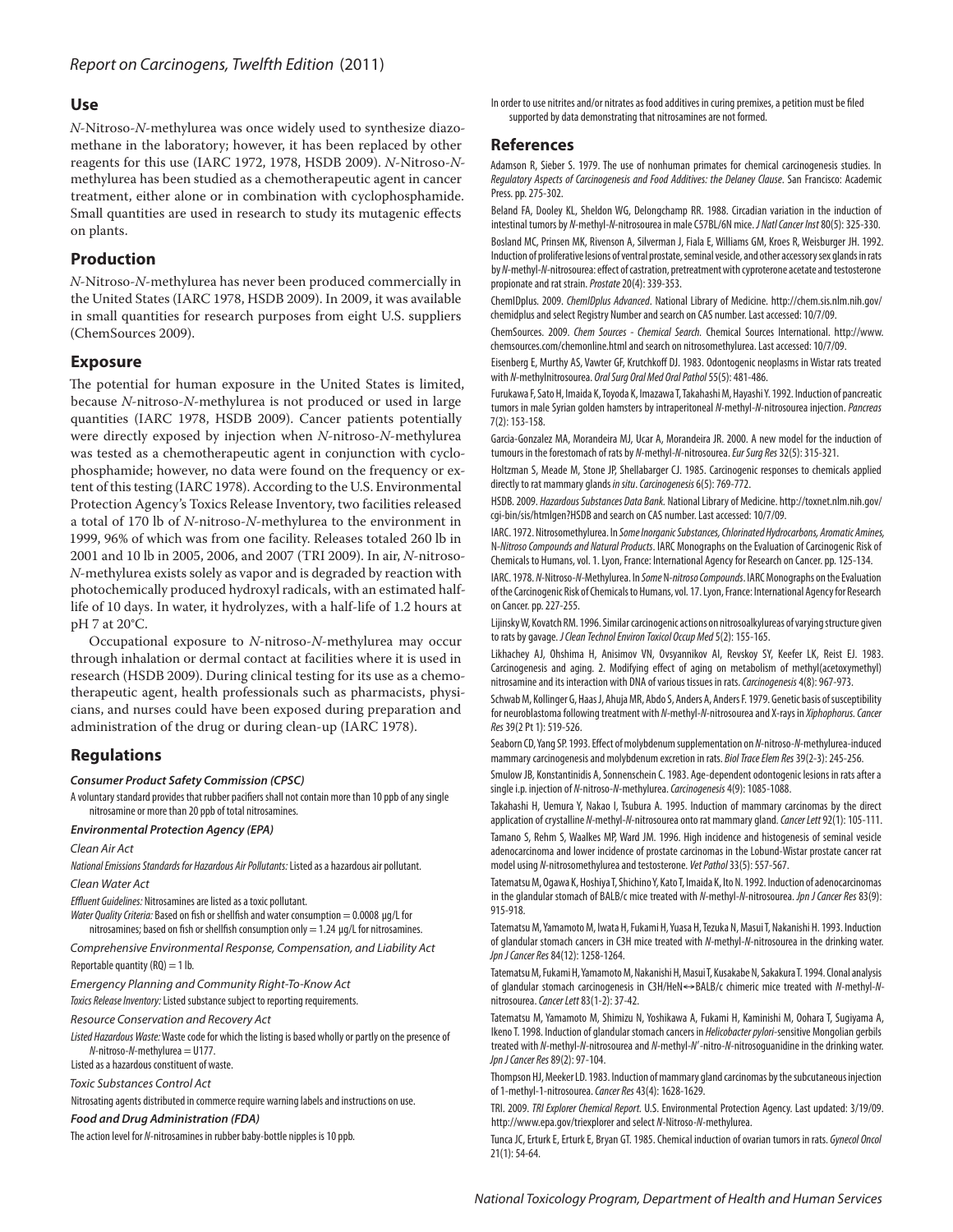## Use

*N*-Nitroso-*N*-methylurea was once widely used to synthesize diazomethane in the laboratory; however, it has been replaced by other reagents for this use (IARC 1972, 1978, HSDB 2009). *N*-Nitroso-*N*-methylurea has been studied as a chemotherapeutic agent in cancer treatment, either alone or in combination with cyclophosphamide. Small quantities are used in research to study its mutagenic effects on plants.

## Production

*N*-Nitroso-*N*-methylurea has never been produced commercially in the United States (IARC 1978, HSDB 2009). In 2009, it was available in small quantities for research purposes from eight U.S. suppliers (ChemSources 2009).

## Exposure

The potential for human exposure in the United States is limited, because *N*-nitroso-*N*-methylurea is not produced or used in large quantities (IARC 1978, HSDB 2009). Cancer patients potentially were directly exposed by injection when *N*-nitroso-*N*-methylurea was tested as a chemotherapeutic agent in conjunction with cyclophosphamide; however, no data were found on the frequency or extent of this testing (IARC 1978). According to the U.S. Environmental Protection Agency's Toxics Release Inventory, two facilities released a total of 170 lb of *N*-nitroso-*N*-methylurea to the environment in 1999, 96% of which was from one facility. Releases totaled 260 lb in 2001 and 10 lb in 2005, 2006, and 2007 (TRI 2009). In air, *N*-nitroso-*N*-methylurea exists solely as vapor and is degraded by reaction with photochemically produced hydroxyl radicals, with an estimated half-life of 10 days. In water, it hydrolyzes, with a half-life of 1.2 hours at pH 7 at 20°C.

Occupational exposure to *N*-nitroso-*N*-methylurea may occur through inhalation or dermal contact at facilities where it is used in research (HSDB 2009). During clinical testing for its use as a chemotherapeutic agent, health professionals such as pharmacists, physicians, and nurses could have been exposed during preparation and administration of the drug or during clean-up (IARC 1978).

## Regulations

***Consumer Product Safety Commission (CPSC)***

A voluntary standard provides that rubber pacifiers shall not contain more than 10 ppb of any single nitrosamine or more than 20 ppb of total nitrosamines.

***Environmental Protection Agency (EPA)***

*Clean Air Act*

*National Emissions Standards for Hazardous Air Pollutants:* Listed as a hazardous air pollutant.

*Clean Water Act*

*Effluent Guidelines:* Nitrosamines are listed as a toxic pollutant.

*Water Quality Criteria:* Based on fish or shellfish and water consumption = 0.0008 μg/L for nitrosamines; based on fish or shellfish consumption only = 1.24 μg/L for nitrosamines.

*Comprehensive Environmental Response, Compensation, and Liability Act*

Reportable quantity (RQ) = 1 lb.

*Emergency Planning and Community Right-To-Know Act*

*Toxics Release Inventory:* Listed substance subject to reporting requirements.

*Resource Conservation and Recovery Act*

*Listed Hazardous Waste:* Waste code for which the listing is based wholly or partly on the presence of *N*-nitroso-*N*-methylurea = U177.

Listed as a hazardous constituent of waste.

*Toxic Substances Control Act*

Nitrosating agents distributed in commerce require warning labels and instructions on use.

***Food and Drug Administration (FDA)***

The action level for *N*-nitrosamines in rubber baby-bottle nipples is 10 ppb.

In order to use nitrites and/or nitrates as food additives in curing premixes, a petition must be filed supported by data demonstrating that nitrosamines are not formed.

## References

Adamson R, Sieber S. 1979. The use of nonhuman primates for chemical carcinogenesis studies. In *Regulatory Aspects of Carcinogenesis and Food Additives: the Delaney Clause*. San Francisco: Academic Press. pp. 275-302.

Beland FA, Dooley KL, Sheldon WG, Delongchamp RR. 1988. Circadian variation in the induction of intestinal tumors by *N*-methyl-*N*-nitrosourea in male C57BL/6N mice. *J Natl Cancer Inst* 80(5): 325-330.

Bosland MC, Prinsen MK, Rivenson A, Silverman J, Fiala E, Williams GM, Kroes R, Weisburger JH. 1992. Induction of proliferative lesions of ventral prostate, seminal vesicle, and other accessory sex glands in rats by *N*-methyl-*N*-nitrosourea: effect of castration, pretreatment with cyproterone acetate and testosterone propionate and rat strain. *Prostate* 20(4): 339-353.

ChemIDplus. 2009. *ChemIDplus Advanced*. National Library of Medicine. http://chem.sis.nlm.nih.gov/chemidplus and select Registry Number and search on CAS number. Last accessed: 10/7/09.

ChemSources. 2009. *Chem Sources - Chemical Search.* Chemical Sources International. http://www.chemsources.com/chemonline.html and search on nitrosomethylurea. Last accessed: 10/7/09.

Eisenberg E, Murthy AS, Vawter GF, Krutchkoff DJ. 1983. Odontogenic neoplasms in Wistar rats treated with *N*-methylnitrosourea. *Oral Surg Oral Med Oral Pathol* 55(5): 481-486.

Furukawa F, Sato H, Imaida K, Toyoda K, Imazawa T, Takahashi M, Hayashi Y. 1992. Induction of pancreatic tumors in male Syrian golden hamsters by intraperitoneal *N*-methyl-*N*-nitrosourea injection. *Pancreas* 7(2): 153-158.

Garcia-Gonzalez MA, Morandeira MJ, Ucar A, Morandeira JR. 2000. A new model for the induction of tumours in the forestomach of rats by *N*-methyl-*N*-nitrosourea. *Eur Surg Res* 32(5): 315-321.

Holtzman S, Meade M, Stone JP, Shellabarger CJ. 1985. Carcinogenic responses to chemicals applied directly to rat mammary glands *in situ*. *Carcinogenesis* 6(5): 769-772.

HSDB. 2009. *Hazardous Substances Data Bank.* National Library of Medicine. http://toxnet.nlm.nih.gov/cgi-bin/sis/htmlgen?HSDB and search on CAS number. Last accessed: 10/7/09.

IARC. 1972. Nitrosomethylurea. In *Some Inorganic Substances, Chlorinated Hydrocarbons, Aromatic Amines,* N*-Nitroso Compounds and Natural Products*. IARC Monographs on the Evaluation of Carcinogenic Risk of Chemicals to Man, vol. 1. Lyon, France: International Agency for Research on Cancer. pp. 125-134.

IARC. 1978. *N*-Nitroso-*N*-Methylurea. In *Some* N*-nitroso Compounds*. IARC Monographs on the Evaluation of the Carcinogenic Risk of Chemicals to Humans, vol. 17. Lyon, France: International Agency for Research on Cancer. pp. 227-255.

Lijinsky W, Kovatch RM. 1996. Similar carcinogenic actions on nitrosoalkylureas of varying structure given to rats by gavage. *J Clean Technol Environ Toxicol Occup Med* 5(2): 155-165.

Likhachey AJ, Ohshima H, Anisimov VN, Ovsyannikov AI, Revskoy SY, Keefer LK, Reist EJ. 1983. Carcinogenesis and aging. 2. Modifying effect of aging on metabolism of methyl(acetoxymethyl) nitrosamine and its interaction with DNA of various tissues in rats. *Carcinogenesis* 4(8): 967-973.

Schwab M, Kollinger G, Haas J, Ahuja MR, Abdo S, Anders A, Anders F. 1979. Genetic basis of susceptibility for neuroblastoma following treatment with *N*-methyl-*N*-nitrosourea and X-rays in *Xiphophorus*. *Cancer Res* 39(2 Pt 1): 519-526.

Seaborn CD, Yang SP. 1993. Effect of molybdenum supplementation on *N*-nitroso-*N*-methylurea-induced mammary carcinogenesis and molybdenum excretion in rats. *Biol Trace Elem Res* 39(2-3): 245-256.

Smulow JB, Konstantinidis A, Sonnenschein C. 1983. Age-dependent odontogenic lesions in rats after a single i.p. injection of *N*-nitroso-*N*-methylurea. *Carcinogenesis* 4(9): 1085-1088.

Takahashi H, Uemura Y, Nakao I, Tsubura A. 1995. Induction of mammary carcinomas by the direct application of crystalline *N*-methyl-*N*-nitrosourea onto rat mammary gland. *Cancer Lett* 92(1): 105-111.

Tamano S, Rehm S, Waalkes MP, Ward JM. 1996. High incidence and histogenesis of seminal vesicle adenocarcinoma and lower incidence of prostate carcinomas in the Lobund-Wistar prostate cancer rat model using *N*-nitrosomethylurea and testosterone. *Vet Pathol* 33(5): 557-567.

Tatematsu M, Ogawa K, Hoshiya T, Shichino Y, Kato T, Imaida K, Ito N. 1992. Induction of adenocarcinomas in the glandular stomach of BALB/c mice treated with *N*-methyl-*N*-nitrosourea. *Jpn J Cancer Res* 83(9): 915-918.

Tatematsu M, Yamamoto M, Iwata H, Fukami H, Yuasa H, Tezuka N, Masui T, Nakanishi H. 1993. Induction of glandular stomach cancers in C3H mice treated with *N*-methyl-*N*-nitrosourea in the drinking water. *Jpn J Cancer Res* 84(12): 1258-1264.

Tatematsu M, Fukami H, Yamamoto M, Nakanishi H, Masui T, Kusakabe N, Sakakura T. 1994. Clonal analysis of glandular stomach carcinogenesis in C3H/HeN↔BALB/c chimeric mice treated with *N*-methyl-*N*-nitrosourea. *Cancer Lett* 83(1-2): 37-42.

Tatematsu M, Yamamoto M, Shimizu N, Yoshikawa A, Fukami H, Kaminishi M, Oohara T, Sugiyama A, Ikeno T. 1998. Induction of glandular stomach cancers in *Helicobacter pylori*-sensitive Mongolian gerbils treated with *N*-methyl-*N*-nitrosourea and *N*-methyl-*N*′-nitro-*N*-nitrosoguanidine in the drinking water. *Jpn J Cancer Res* 89(2): 97-104.

Thompson HJ, Meeker LD. 1983. Induction of mammary gland carcinomas by the subcutaneous injection of 1-methyl-1-nitrosourea. *Cancer Res* 43(4): 1628-1629.

TRI. 2009. *TRI Explorer Chemical Report.* U.S. Environmental Protection Agency. Last updated: 3/19/09. http://www.epa.gov/triexplorer and select *N*-Nitroso-*N*-methylurea.

Tunca JC, Erturk E, Erturk E, Bryan GT. 1985. Chemical induction of ovarian tumors in rats. *Gynecol Oncol* 21(1): 54-64.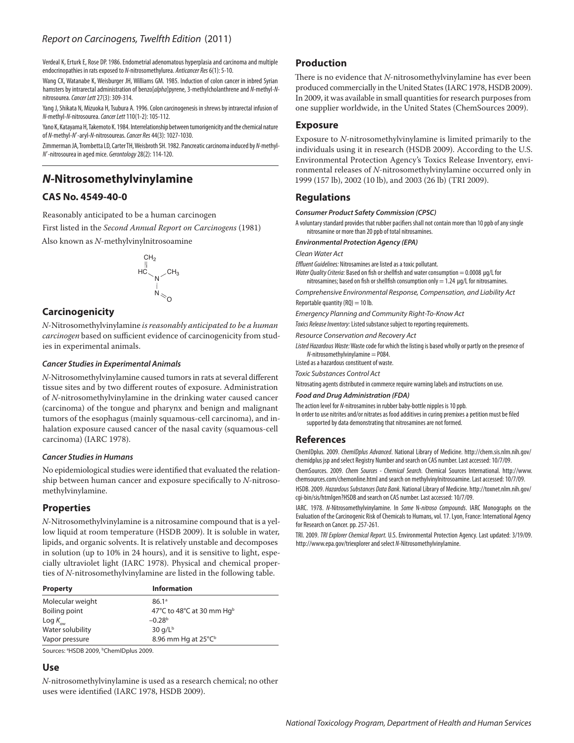Verdeal K, Erturk E, Rose DP. 1986. Endometrial adenomatous hyperplasia and carcinoma and multiple endocrinopathies in rats exposed to *N*-nitrosomethylurea. *Anticancer Res* 6(1): 5-10.

Wang CX, Watanabe K, Weisburger JH, Williams GM. 1985. Induction of colon cancer in inbred Syrian hamsters by intrarectal administration of benzo[*alpha*]pyrene, 3-methylcholanthrene and *N*-methyl-*N*-nitrosourea. *Cancer Lett* 27(3): 309-314.

Yang J, Shikata N, Mizuoka H, Tsubura A. 1996. Colon carcinogenesis in shrews by intrarectal infusion of *N*-methyl-*N*-nitrosourea. *Cancer Lett* 110(1-2): 105-112.

Yano K, Katayama H, Takemoto K. 1984. Interrelationship between tumorigenicity and the chemical nature of *N*-methyl-*N*′-aryl-*N*-nitrosoureas. *Cancer Res* 44(3): 1027-1030.

Zimmerman JA, Trombetta LD, Carter TH, Weisbroth SH. 1982. Pancreatic carcinoma induced by *N*-methyl-*N*′-nitrosourea in aged mice. *Gerontology* 28(2): 114-120.

# *N*-Nitrosomethylvinylamine

## CAS No. 4549-40-0

Reasonably anticipated to be a human carcinogen

First listed in the *Second Annual Report on Carcinogens* (1981)

Also known as *N*-methylvinylnitrosoamine

$CH_2=CH-N(CH_3)-N=O$

## Carcinogenicity

*N*-Nitrosomethylvinylamine *is reasonably anticipated to be a human carcinogen* based on sufficient evidence of carcinogenicity from studies in experimental animals.

### Cancer Studies in Experimental Animals

*N*-Nitrosomethylvinylamine caused tumors in rats at several different tissue sites and by two different routes of exposure. Administration of *N*-nitrosomethylvinylamine in the drinking water caused cancer (carcinoma) of the tongue and pharynx and benign and malignant tumors of the esophagus (mainly squamous-cell carcinoma), and inhalation exposure caused cancer of the nasal cavity (squamous-cell carcinoma) (IARC 1978).

### Cancer Studies in Humans

No epidemiological studies were identified that evaluated the relationship between human cancer and exposure specifically to *N*-nitrosomethylvinylamine.

## Properties

*N*-Nitrosomethylvinylamine is a nitrosamine compound that is a yellow liquid at room temperature (HSDB 2009). It is soluble in water, lipids, and organic solvents. It is relatively unstable and decomposes in solution (up to 10% in 24 hours), and it is sensitive to light, especially ultraviolet light (IARC 1978). Physical and chemical properties of *N*-nitrosomethylvinylamine are listed in the following table.

| Property | Information |
|---|---|
| Molecular weight | 86.1[a] |
| Boiling point | 47°C to 48°C at 30 mm Hg[b] |
| Log $K_{ow}$ | –0.28[b] |
| Water solubility | 30 g/L[b] |
| Vapor pressure | 8.96 mm Hg at 25°C[b] |

Sources: [a]HSDB 2009, [b]ChemIDplus 2009.

## Use

*N*-nitrosomethylvinylamine is used as a research chemical; no other uses were identified (IARC 1978, HSDB 2009).

## Production

There is no evidence that *N*-nitrosomethylvinylamine has ever been produced commercially in the United States (IARC 1978, HSDB 2009). In 2009, it was available in small quantities for research purposes from one supplier worldwide, in the United States (ChemSources 2009).

## Exposure

Exposure to *N*-nitrosomethylvinylamine is limited primarily to the individuals using it in research (HSDB 2009). According to the U.S. Environmental Protection Agency's Toxics Release Inventory, environmental releases of *N*-nitrosomethylvinylamine occurred only in 1999 (157 lb), 2002 (10 lb), and 2003 (26 lb) (TRI 2009).

## Regulations

### Consumer Product Safety Commission (CPSC)

A voluntary standard provides that rubber pacifiers shall not contain more than 10 ppb of any single nitrosamine or more than 20 ppb of total nitrosamines.

### Environmental Protection Agency (EPA)

*Clean Water Act*

*Effluent Guidelines:* Nitrosamines are listed as a toxic pollutant.

*Water Quality Criteria:* Based on fish or shellfish and water consumption = 0.0008 μg/L for nitrosamines; based on fish or shellfish consumption only = 1.24 μg/L for nitrosamines.

*Comprehensive Environmental Response, Compensation, and Liability Act*

Reportable quantity (RQ) = 10 lb.

*Emergency Planning and Community Right-To-Know Act*

*Toxics Release Inventory:* Listed substance subject to reporting requirements.

*Resource Conservation and Recovery Act*

*Listed Hazardous Waste:* Waste code for which the listing is based wholly or partly on the presence of *N*-nitrosomethylvinylamine = P084.

Listed as a hazardous constituent of waste.

*Toxic Substances Control Act*

Nitrosating agents distributed in commerce require warning labels and instructions on use.

### Food and Drug Administration (FDA)

The action level for *N*-nitrosamines in rubber baby-bottle nipples is 10 ppb.

In order to use nitrites and/or nitrates as food additives in curing premixes a petition must be filed supported by data demonstrating that nitrosamines are not formed.

## References

ChemIDplus. 2009. *ChemIDplus Advanced*. National Library of Medicine. http://chem.sis.nlm.nih.gov/chemidplus jsp and select Registry Number and search on CAS number. Last accessed: 10/7/09.

ChemSources. 2009. *Chem Sources - Chemical Search*. Chemical Sources International. http://www.chemsources.com/chemonline.html and search on methylvinylnitrosoamine. Last accessed: 10/7/09.

HSDB. 2009. *Hazardous Substances Data Bank*. National Library of Medicine. http://toxnet.nlm.nih.gov/cgi-bin/sis/htmlgen?HSDB and search on CAS number. Last accessed: 10/7/09.

IARC. 1978. *N*-Nitrosomethylvinylamine. In *Some* N*-nitroso Compounds*. IARC Monographs on the Evaluation of the Carcinogenic Risk of Chemicals to Humans, vol. 17. Lyon, France: International Agency for Research on Cancer. pp. 257-261.

TRI. 2009. *TRI Explorer Chemical Report*. U.S. Environmental Protection Agency. Last updated: 3/19/09. http://www.epa.gov/triexplorer and select *N*-Nitrosomethylvinylamine.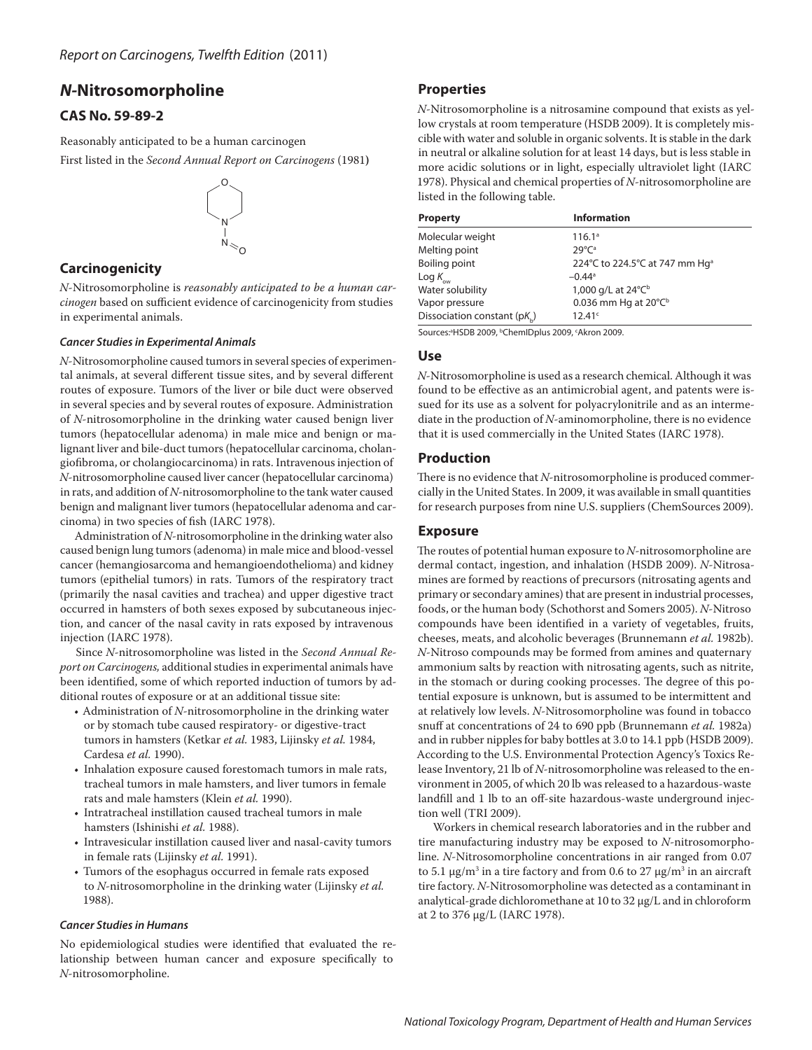# *N*-Nitrosomorpholine

## CAS No. 59-89-2

Reasonably anticipated to be a human carcinogen

First listed in the *Second Annual Report on Carcinogens* (1981)

## Carcinogenicity

*N*-Nitrosomorpholine is *reasonably anticipated to be a human carcinogen* based on sufficient evidence of carcinogenicity from studies in experimental animals.

### *Cancer Studies in Experimental Animals*

*N*-Nitrosomorpholine caused tumors in several species of experimental animals, at several different tissue sites, and by several different routes of exposure. Tumors of the liver or bile duct were observed in several species and by several routes of exposure. Administration of *N*-nitrosomorpholine in the drinking water caused benign liver tumors (hepatocellular adenoma) in male mice and benign or malignant liver and bile-duct tumors (hepatocellular carcinoma, cholangiofibroma, or cholangiocarcinoma) in rats. Intravenous injection of *N*-nitrosomorpholine caused liver cancer (hepatocellular carcinoma) in rats, and addition of *N*-nitrosomorpholine to the tank water caused benign and malignant liver tumors (hepatocellular adenoma and carcinoma) in two species of fish (IARC 1978).

Administration of *N*-nitrosomorpholine in the drinking water also caused benign lung tumors (adenoma) in male mice and blood-vessel cancer (hemangiosarcoma and hemangioendothelioma) and kidney tumors (epithelial tumors) in rats. Tumors of the respiratory tract (primarily the nasal cavities and trachea) and upper digestive tract occurred in hamsters of both sexes exposed by subcutaneous injection, and cancer of the nasal cavity in rats exposed by intravenous injection (IARC 1978).

Since *N*-nitrosomorpholine was listed in the *Second Annual Report on Carcinogens,* additional studies in experimental animals have been identified, some of which reported induction of tumors by additional routes of exposure or at an additional tissue site:

- Administration of *N*-nitrosomorpholine in the drinking water or by stomach tube caused respiratory- or digestive-tract tumors in hamsters (Ketkar *et al.* 1983, Lijinsky *et al.* 1984, Cardesa *et al.* 1990).
- Inhalation exposure caused forestomach tumors in male rats, tracheal tumors in male hamsters, and liver tumors in female rats and male hamsters (Klein *et al.* 1990).
- Intratracheal instillation caused tracheal tumors in male hamsters (Ishinishi *et al.* 1988).
- Intravesicular instillation caused liver and nasal-cavity tumors in female rats (Lijinsky *et al.* 1991).
- Tumors of the esophagus occurred in female rats exposed to *N*-nitrosomorpholine in the drinking water (Lijinsky *et al.* 1988).

### *Cancer Studies in Humans*

No epidemiological studies were identified that evaluated the relationship between human cancer and exposure specifically to *N*-nitrosomorpholine.

## Properties

*N*-Nitrosomorpholine is a nitrosamine compound that exists as yellow crystals at room temperature (HSDB 2009). It is completely miscible with water and soluble in organic solvents. It is stable in the dark in neutral or alkaline solution for at least 14 days, but is less stable in more acidic solutions or in light, especially ultraviolet light (IARC 1978). Physical and chemical properties of *N*-nitrosomorpholine are listed in the following table.

| Property | Information |
|---|---|
| Molecular weight | 116.1[a] |
| Melting point | 29°C[a] |
| Boiling point | 224°C to 224.5°C at 747 mm Hg[a] |
| Log $K_{ow}$ | –0.44[a] |
| Water solubility | 1,000 g/L at 24°C[b] |
| Vapor pressure | 0.036 mm Hg at 20°C[b] |
| Dissociation constant ($pK_b$) | 12.41[c] |

Sources: [a]HSDB 2009, [b]ChemIDplus 2009, [c]Akron 2009.

## Use

*N*-Nitrosomorpholine is used as a research chemical. Although it was found to be effective as an antimicrobial agent, and patents were issued for its use as a solvent for polyacrylonitrile and as an intermediate in the production of *N*-aminomorpholine, there is no evidence that it is used commercially in the United States (IARC 1978).

## Production

There is no evidence that *N*-nitrosomorpholine is produced commercially in the United States. In 2009, it was available in small quantities for research purposes from nine U.S. suppliers (ChemSources 2009).

## Exposure

The routes of potential human exposure to *N*-nitrosomorpholine are dermal contact, ingestion, and inhalation (HSDB 2009). *N*-Nitrosamines are formed by reactions of precursors (nitrosating agents and primary or secondary amines) that are present in industrial processes, foods, or the human body (Schothorst and Somers 2005). *N*-Nitroso compounds have been identified in a variety of vegetables, fruits, cheeses, meats, and alcoholic beverages (Brunnemann *et al.* 1982b). *N*-Nitroso compounds may be formed from amines and quaternary ammonium salts by reaction with nitrosating agents, such as nitrite, in the stomach or during cooking processes. The degree of this potential exposure is unknown, but is assumed to be intermittent and at relatively low levels. *N*-Nitrosomorpholine was found in tobacco snuff at concentrations of 24 to 690 ppb (Brunnemann *et al.* 1982a) and in rubber nipples for baby bottles at 3.0 to 14.1 ppb (HSDB 2009). According to the U.S. Environmental Protection Agency's Toxics Release Inventory, 21 lb of *N*-nitrosomorpholine was released to the environment in 2005, of which 20 lb was released to a hazardous-waste landfill and 1 lb to an off-site hazardous-waste underground injection well (TRI 2009).

Workers in chemical research laboratories and in the rubber and tire manufacturing industry may be exposed to *N*-nitrosomorpholine. *N*-Nitrosomorpholine concentrations in air ranged from 0.07 to 5.1 μg/m³ in a tire factory and from 0.6 to 27 μg/m³ in an aircraft tire factory. *N*-Nitrosomorpholine was detected as a contaminant in analytical-grade dichloromethane at 10 to 32 μg/L and in chloroform at 2 to 376 μg/L (IARC 1978).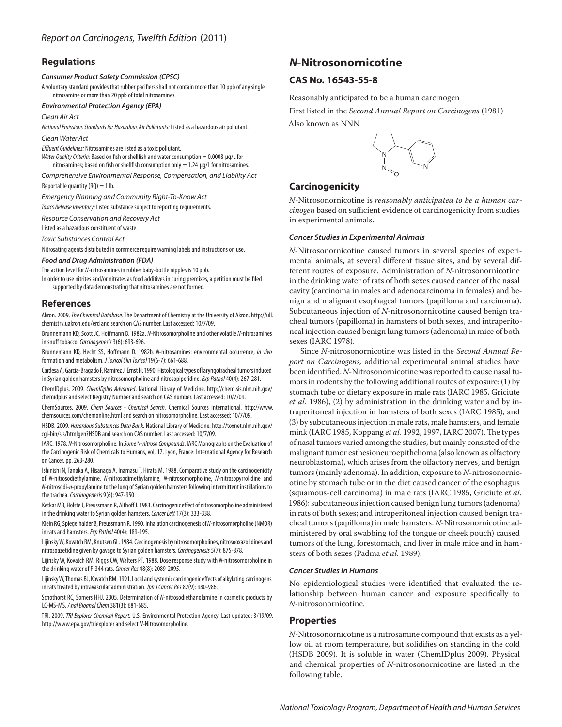## Regulations

***Consumer Product Safety Commission (CPSC)***

A voluntary standard provides that rubber pacifiers shall not contain more than 10 ppb of any single nitrosamine or more than 20 ppb of total nitrosamines.

***Environmental Protection Agency (EPA)***

*Clean Air Act*

*National Emissions Standards for Hazardous Air Pollutants:* Listed as a hazardous air pollutant.

*Clean Water Act*

*Effluent Guidelines:* Nitrosamines are listed as a toxic pollutant.

*Water Quality Criteria:* Based on fish or shellfish and water consumption = 0.0008 μg/L for nitrosamines; based on fish or shellfish consumption only = 1.24 μg/L for nitrosamines.

*Comprehensive Environmental Response, Compensation, and Liability Act*

Reportable quantity (RQ) = 1 lb.

*Emergency Planning and Community Right-To-Know Act*

*Toxics Release Inventory:* Listed substance subject to reporting requirements.

*Resource Conservation and Recovery Act*

Listed as a hazardous constituent of waste.

*Toxic Substances Control Act*

Nitrosating agents distributed in commerce require warning labels and instructions on use.

***Food and Drug Administration (FDA)***

The action level for *N*-nitrosamines in rubber baby-bottle nipples is 10 ppb.

In order to use nitrites and/or nitrates as food additives in curing premixes, a petition must be filed supported by data demonstrating that nitrosamines are not formed.

## References

Akron. 2009. *The Chemical Database*. The Department of Chemistry at the University of Akron. http://ull.chemistry.uakron.edu/erd and search on CAS number. Last accessed: 10/7/09.

Brunnemann KD, Scott JC, Hoffmann D. 1982a. *N*-Nitrosomorpholine and other volatile *N*-nitrosamines in snuff tobacco. *Carcinogenesis* 3(6): 693-696.

Brunnemann KD, Hecht SS, Hoffmann D. 1982b. *N*-nitrosamines: environmental occurrence, *in vivo* formation and metabolism. *J Toxicol Clin Toxicol* 19(6-7): 661-688.

Cardesa A, Garcia-Bragado F, Ramirez J, Ernst H. 1990. Histological types of laryngotracheal tumors induced in Syrian golden hamsters by nitrosomorpholine and nitrosopiperidine. *Exp Pathol* 40(4): 267-281.

ChemIDplus. 2009. *ChemIDplus Advanced*. National Library of Medicine. http://chem.sis.nlm.nih.gov/chemidplus and select Registry Number and search on CAS number. Last accessed: 10/7/09.

ChemSources. 2009. *Chem Sources - Chemical Search.* Chemical Sources International. http://www.chemsources.com/chemonline.html and search on nitrosomorpholine. Last accessed: 10/7/09.

HSDB. 2009. *Hazardous Substances Data Bank.* National Library of Medicine. http://toxnet.nlm.nih.gov/cgi-bin/sis/htmlgen?HSDB and search on CAS number. Last accessed: 10/7/09.

IARC. 1978. *N*-Nitrosomorpholine. In *Some* N*-nitroso Compounds*. IARC Monographs on the Evaluation of the Carcinogenic Risk of Chemicals to Humans, vol. 17. Lyon, France: International Agency for Research on Cancer. pp. 263-280.

Ishinishi N, Tanaka A, Hisanaga A, Inamasu T, Hirata M. 1988. Comparative study on the carcinogenicity of *N*-nitrosodiethylamine, *N*-nitrosodimethylamine, *N*-nitrosomorpholine, *N*-nitrosopyrrolidine and *N*-nitrosodi-*n*-propylamine to the lung of Syrian golden hamsters following intermittent instillations to the trachea. *Carcinogenesis* 9(6): 947-950.

Ketkar MB, Holste J, Preussmann R, Althoff J. 1983. Carcinogenic effect of nitrosomorpholine administered in the drinking water to Syrian golden hamsters. *Cancer Lett* 17(3): 333-338.

Klein RG, Spiegelhalder B, Preussmann R. 1990. Inhalation carcinogenesis of *N*-nitrosomorpholine (NMOR) in rats and hamsters. *Exp Pathol* 40(4): 189-195.

Lijinsky W, Kovatch RM, Knutsen GL. 1984. Carcinogenesis by nitrosomorpholines, nitrosooxazolidines and nitrosoazetidine given by gavage to Syrian golden hamsters. *Carcinogenesis* 5(7): 875-878.

Lijinsky W, Kovatch RM, Riggs CW, Walters PT. 1988. Dose response study with *N*-nitrosomorpholine in the drinking water of F-344 rats. *Cancer Res* 48(8): 2089-2095.

Lijinsky W, Thomas BJ, Kovatch RM. 1991. Local and systemic carcinogenic effects of alkylating carcinogens in rats treated by intravascular administration. *Jpn J Cancer Res* 82(9): 980-986.

Schothorst RC, Somers HHJ. 2005. Determination of *N*-nitrosodiethanolamine in cosmetic products by LC-MS-MS. *Anal Bioanal Chem* 381(3): 681-685.

TRI. 2009. *TRI Explorer Chemical Report.* U.S. Environmental Protection Agency. Last updated: 3/19/09. http://www.epa.gov/triexplorer and select *N*-Nitrosomorpholine.

# *N*-Nitrosonornicotine

## CAS No. 16543-55-8

Reasonably anticipated to be a human carcinogen

First listed in the *Second Annual Report on Carcinogens* (1981)

Also known as NNN

## Carcinogenicity

*N*-Nitrosonornicotine is *reasonably anticipated to be a human carcinogen* based on sufficient evidence of carcinogenicity from studies in experimental animals.

### *Cancer Studies in Experimental Animals*

*N*-Nitrosonornicotine caused tumors in several species of experimental animals, at several different tissue sites, and by several different routes of exposure. Administration of *N*-nitrosonornicotine in the drinking water of rats of both sexes caused cancer of the nasal cavity (carcinoma in males and adenocarcinoma in females) and benign and malignant esophageal tumors (papilloma and carcinoma). Subcutaneous injection of *N*-nitrosonornicotine caused benign tracheal tumors (papilloma) in hamsters of both sexes, and intraperitoneal injection caused benign lung tumors (adenoma) in mice of both sexes (IARC 1978).

Since *N*-nitrosonornicotine was listed in the *Second Annual Report on Carcinogens,* additional experimental animal studies have been identified. *N*-Nitrosonornicotine was reported to cause nasal tumors in rodents by the following additional routes of exposure: (1) by stomach tube or dietary exposure in male rats (IARC 1985, Griciute *et al.* 1986), (2) by administration in the drinking water and by intraperitoneal injection in hamsters of both sexes (IARC 1985), and (3) by subcutaneous injection in male rats, male hamsters, and female mink (IARC 1985, Koppang *et al.* 1992, 1997, IARC 2007). The types of nasal tumors varied among the studies, but mainly consisted of the malignant tumor esthesioneuroepithelioma (also known as olfactory neuroblastoma), which arises from the olfactory nerves, and benign tumors (mainly adenoma). In addition, exposure to *N*-nitrosonornicotine by stomach tube or in the diet caused cancer of the esophagus (squamous-cell carcinoma) in male rats (IARC 1985, Griciute *et al.* 1986); subcutaneous injection caused benign lung tumors (adenoma) in rats of both sexes; and intraperitoneal injection caused benign tracheal tumors (papilloma) in male hamsters. *N*-Nitrosonornicotine administered by oral swabbing (of the tongue or cheek pouch) caused tumors of the lung, forestomach, and liver in male mice and in hamsters of both sexes (Padma *et al.* 1989).

### *Cancer Studies in Humans*

No epidemiological studies were identified that evaluated the relationship between human cancer and exposure specifically to *N*-nitrosonornicotine.

## Properties

*N*-Nitrosonornicotine is a nitrosamine compound that exists as a yellow oil at room temperature, but solidifies on standing in the cold (HSDB 2009). It is soluble in water (ChemIDplus 2009). Physical and chemical properties of *N*-nitrosonornicotine are listed in the following table.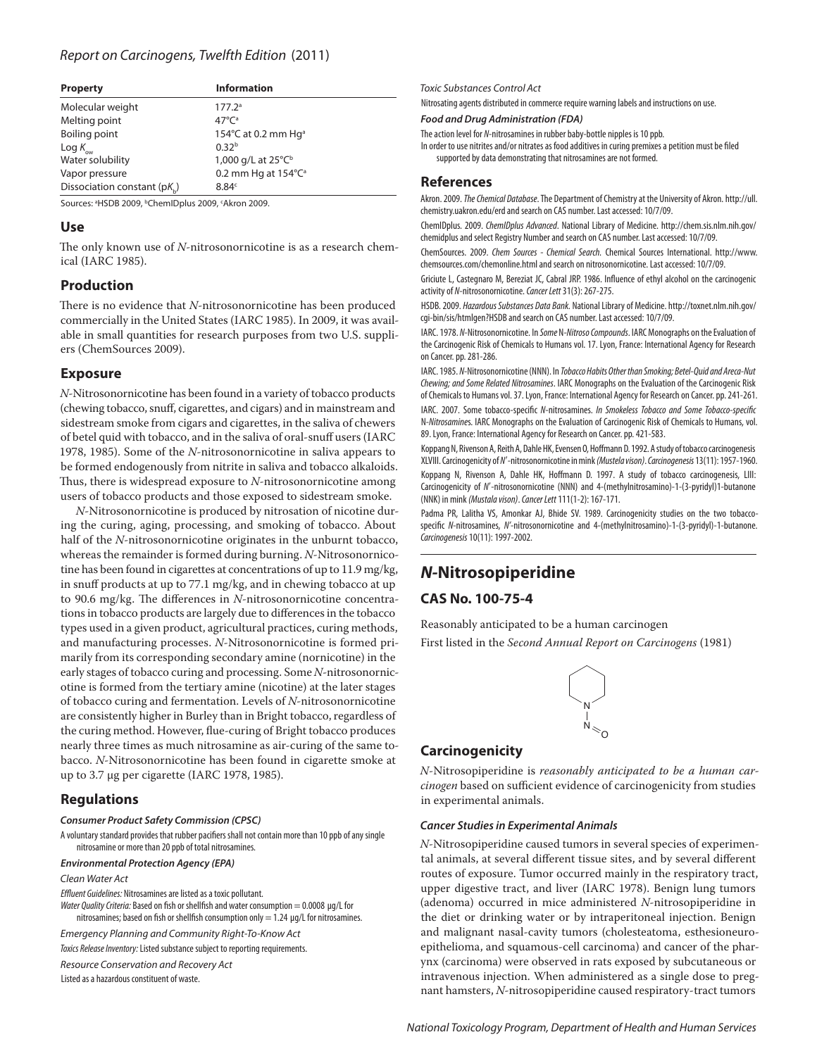| Property | Information |
|---|---|
| Molecular weight | 177.2[a] |
| Melting point | 47°C[a] |
| Boiling point | 154°C at 0.2 mm Hg[a] |
| Log $K_{ow}$ | 0.32[b] |
| Water solubility | 1,000 g/L at 25°C[b] |
| Vapor pressure | 0.2 mm Hg at 154°C[a] |
| Dissociation constant (p$K_b$) | 8.84[c] |

Sources: [a]HSDB 2009, [b]ChemIDplus 2009, [c]Akron 2009.

## Use

The only known use of *N*-nitrosonornicotine is as a research chemical (IARC 1985).

## Production

There is no evidence that *N*-nitrosonornicotine has been produced commercially in the United States (IARC 1985). In 2009, it was available in small quantities for research purposes from two U.S. suppliers (ChemSources 2009).

## Exposure

*N*-Nitrosonornicotine has been found in a variety of tobacco products (chewing tobacco, snuff, cigarettes, and cigars) and in mainstream and sidestream smoke from cigars and cigarettes, in the saliva of chewers of betel quid with tobacco, and in the saliva of oral-snuff users (IARC 1978, 1985). Some of the *N*-nitrosonornicotine in saliva appears to be formed endogenously from nitrite in saliva and tobacco alkaloids. Thus, there is widespread exposure to *N*-nitrosonornicotine among users of tobacco products and those exposed to sidestream smoke.

*N*-Nitrosonornicotine is produced by nitrosation of nicotine during the curing, aging, processing, and smoking of tobacco. About half of the *N*-nitrosonornicotine originates in the unburnt tobacco, whereas the remainder is formed during burning. *N*-Nitrosonornicotine has been found in cigarettes at concentrations of up to 11.9 mg/kg, in snuff products at up to 77.1 mg/kg, and in chewing tobacco at up to 90.6 mg/kg. The differences in *N*-nitrosonornicotine concentrations in tobacco products are largely due to differences in the tobacco types used in a given product, agricultural practices, curing methods, and manufacturing processes. *N*-Nitrosonornicotine is formed primarily from its corresponding secondary amine (nornicotine) in the early stages of tobacco curing and processing. Some *N*-nitrosonornicotine is formed from the tertiary amine (nicotine) at the later stages of tobacco curing and fermentation. Levels of *N*-nitrosonornicotine are consistently higher in Burley than in Bright tobacco, regardless of the curing method. However, flue-curing of Bright tobacco produces nearly three times as much nitrosamine as air-curing of the same tobacco. *N*-Nitrosonornicotine has been found in cigarette smoke at up to 3.7 μg per cigarette (IARC 1978, 1985).

## Regulations

***Consumer Product Safety Commission (CPSC)***

A voluntary standard provides that rubber pacifiers shall not contain more than 10 ppb of any single nitrosamine or more than 20 ppb of total nitrosamines.

***Environmental Protection Agency (EPA)***

*Clean Water Act*

*Effluent Guidelines:* Nitrosamines are listed as a toxic pollutant.

*Water Quality Criteria:* Based on fish or shellfish and water consumption = 0.0008 μg/L for nitrosamines; based on fish or shellfish consumption only = 1.24 μg/L for nitrosamines.

*Emergency Planning and Community Right-To-Know Act*

*Toxics Release Inventory:* Listed substance subject to reporting requirements.

*Resource Conservation and Recovery Act*

Listed as a hazardous constituent of waste.

*Toxic Substances Control Act*

Nitrosating agents distributed in commerce require warning labels and instructions on use.

***Food and Drug Administration (FDA)***

The action level for *N*-nitrosamines in rubber baby-bottle nipples is 10 ppb.

In order to use nitrites and/or nitrates as food additives in curing premixes a petition must be filed supported by data demonstrating that nitrosamines are not formed.

## References

Akron. 2009. *The Chemical Database*. The Department of Chemistry at the University of Akron. http://ull.chemistry.uakron.edu/erd and search on CAS number. Last accessed: 10/7/09.

ChemIDplus. 2009. *ChemIDplus Advanced*. National Library of Medicine. http://chem.sis.nlm.nih.gov/chemidplus and select Registry Number and search on CAS number. Last accessed: 10/7/09.

ChemSources. 2009. *Chem Sources - Chemical Search*. Chemical Sources International. http://www.chemsources.com/chemonline.html and search on nitrosonornicotine. Last accessed: 10/7/09.

Griciute L, Castegnaro M, Bereziat JC, Cabral JRP. 1986. Influence of ethyl alcohol on the carcinogenic activity of *N*-nitrosonornicotine. *Cancer Lett* 31(3): 267-275.

HSDB. 2009. *Hazardous Substances Data Bank*. National Library of Medicine. http://toxnet.nlm.nih.gov/cgi-bin/sis/htmlgen?HSDB and search on CAS number. Last accessed: 10/7/09.

IARC. 1978. *N*-Nitrosonornicotine. In *Some N-Nitroso Compounds*. IARC Monographs on the Evaluation of the Carcinogenic Risk of Chemicals to Humans vol. 17. Lyon, France: International Agency for Research on Cancer. pp. 281-286.

IARC. 1985. *N*-Nitrosonornicotine (NNN). In *Tobacco Habits Other than Smoking; Betel-Quid and Areca-Nut Chewing; and Some Related Nitrosamines*. IARC Monographs on the Evaluation of the Carcinogenic Risk of Chemicals to Humans vol. 37. Lyon, France: International Agency for Research on Cancer. pp. 241-261.

IARC. 2007. Some tobacco-specific *N*-nitrosamines. *In Smokeless Tobacco and Some Tobacco-specific N-Nitrosamines*. IARC Monographs on the Evaluation of Carcinogenic Risk of Chemicals to Humans, vol. 89. Lyon, France: International Agency for Research on Cancer. pp. 421-583.

Koppang N, Rivenson A, Reith A, Dahle HK, Evensen O, Hoffmann D. 1992. A study of tobacco carcinogenesis XLVIII. Carcinogenicity of *N*′-nitrosonornicotine in mink *(Mustela vison)*. *Carcinogenesis* 13(11): 1957-1960.

Koppang N, Rivenson A, Dahle HK, Hoffmann D. 1997. A study of tobacco carcinogenesis, LIII: Carcinogenicity of *N*′-nitrosonornicotine (NNN) and 4-(methylnitrosamino)-1-(3-pyridyl)1-butanone (NNK) in mink *(Mustala vison)*. *Cancer Lett* 111(1-2): 167-171.

Padma PR, Lalitha VS, Amonkar AJ, Bhide SV. 1989. Carcinogenicity studies on the two tobacco-specific *N*-nitrosamines, *N*′-nitrosonornicotine and 4-(methylnitrosamino)-1-(3-pyridyl)-1-butanone. *Carcinogenesis* 10(11): 1997-2002.

# *N*-Nitrosopiperidine

## CAS No. 100-75-4

Reasonably anticipated to be a human carcinogen

First listed in the *Second Annual Report on Carcinogens* (1981)

## Carcinogenicity

*N*-Nitrosopiperidine is *reasonably anticipated to be a human carcinogen* based on sufficient evidence of carcinogenicity from studies in experimental animals.

### *Cancer Studies in Experimental Animals*

*N*-Nitrosopiperidine caused tumors in several species of experimental animals, at several different tissue sites, and by several different routes of exposure. Tumor occurred mainly in the respiratory tract, upper digestive tract, and liver (IARC 1978). Benign lung tumors (adenoma) occurred in mice administered *N*-nitrosopiperidine in the diet or drinking water or by intraperitoneal injection. Benign and malignant nasal-cavity tumors (cholesteatoma, esthesioneuroepithelioma, and squamous-cell carcinoma) and cancer of the pharynx (carcinoma) were observed in rats exposed by subcutaneous or intravenous injection. When administered as a single dose to pregnant hamsters, *N*-nitrosopiperidine caused respiratory-tract tumors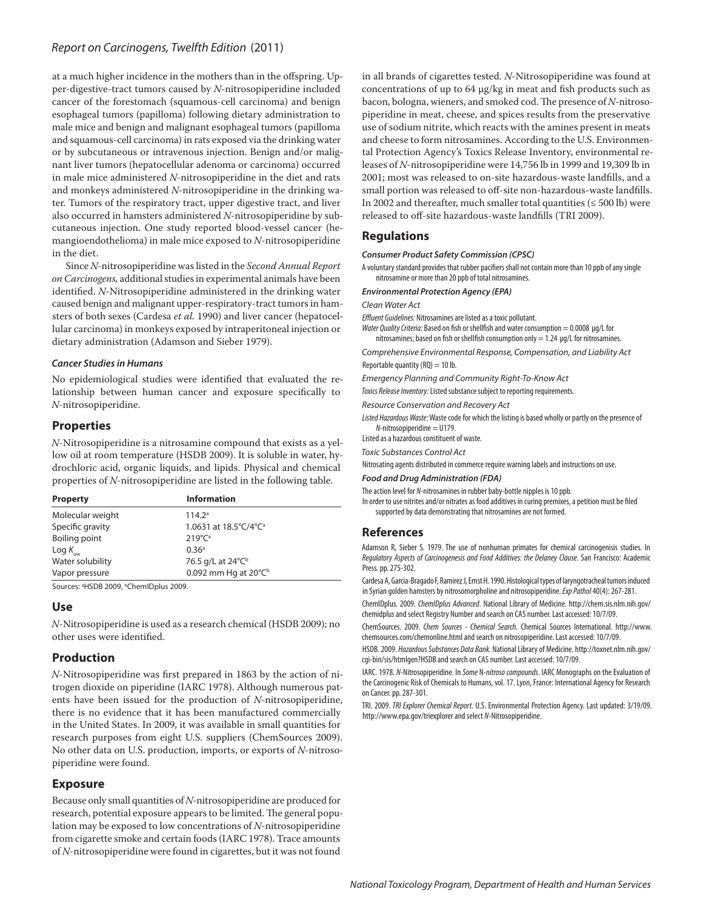at a much higher incidence in the mothers than in the offspring. Upper-digestive-tract tumors caused by *N*-nitrosopiperidine included cancer of the forestomach (squamous-cell carcinoma) and benign esophageal tumors (papilloma) following dietary administration to male mice and benign and malignant esophageal tumors (papilloma and squamous-cell carcinoma) in rats exposed via the drinking water or by subcutaneous or intravenous injection. Benign and/or malignant liver tumors (hepatocellular adenoma or carcinoma) occurred in male mice administered *N*-nitrosopiperidine in the diet and rats and monkeys administered *N*-nitrosopiperidine in the drinking water. Tumors of the respiratory tract, upper digestive tract, and liver also occurred in hamsters administered *N*-nitrosopiperidine by subcutaneous injection. One study reported blood-vessel cancer (hemangioendothelioma) in male mice exposed to *N*-nitrosopiperidine in the diet.

Since *N*-nitrosopiperidine was listed in the *Second Annual Report on Carcinogens,* additional studies in experimental animals have been identified. *N*-Nitrosopiperidine administered in the drinking water caused benign and malignant upper-respiratory-tract tumors in hamsters of both sexes (Cardesa *et al.* 1990) and liver cancer (hepatocellular carcinoma) in monkeys exposed by intraperitoneal injection or dietary administration (Adamson and Sieber 1979).

### *Cancer Studies in Humans*

No epidemiological studies were identified that evaluated the relationship between human cancer and exposure specifically to *N*-nitrosopiperidine.

## Properties

*N*-Nitrosopiperidine is a nitrosamine compound that exists as a yellow oil at room temperature (HSDB 2009). It is soluble in water, hydrochloric acid, organic liquids, and lipids. Physical and chemical properties of *N*-nitrosopiperidine are listed in the following table.

| Property | Information |
|---|---|
| Molecular weight | 114.2[a] |
| Specific gravity | 1.0631 at 18.5°C/4°C[a] |
| Boiling point | 219°C[a] |
| Log $K_{ow}$ | 0.36[a] |
| Water solubility | 76.5 g/L at 24°C[b] |
| Vapor pressure | 0.092 mm Hg at 20°C[b] |

Sources: [a]HSDB 2009, [b]ChemIDplus 2009.

## Use

*N*-Nitrosopiperidine is used as a research chemical (HSDB 2009); no other uses were identified.

## Production

*N*-Nitrosopiperidine was first prepared in 1863 by the action of nitrogen dioxide on piperidine (IARC 1978). Although numerous patents have been issued for the production of *N*-nitrosopiperidine, there is no evidence that it has been manufactured commercially in the United States. In 2009, it was available in small quantities for research purposes from eight U.S. suppliers (ChemSources 2009). No other data on U.S. production, imports, or exports of *N*-nitrosopiperidine were found.

## Exposure

Because only small quantities of *N*-nitrosopiperidine are produced for research, potential exposure appears to be limited. The general population may be exposed to low concentrations of *N*-nitrosopiperidine from cigarette smoke and certain foods (IARC 1978). Trace amounts of *N*-nitrosopiperidine were found in cigarettes, but it was not found in all brands of cigarettes tested. *N*-Nitrosopiperidine was found at concentrations of up to 64 μg/kg in meat and fish products such as bacon, bologna, wieners, and smoked cod. The presence of *N*-nitrosopiperidine in meat, cheese, and spices results from the preservative use of sodium nitrite, which reacts with the amines present in meats and cheese to form nitrosamines. According to the U.S. Environmental Protection Agency's Toxics Release Inventory, environmental releases of *N*-nitrosopiperidine were 14,756 lb in 1999 and 19,309 lb in 2001; most was released to on-site hazardous-waste landfills, and a small portion was released to off-site non-hazardous-waste landfills. In 2002 and thereafter, much smaller total quantities (≤ 500 lb) were released to off-site hazardous-waste landfills (TRI 2009).

## Regulations

***Consumer Product Safety Commission (CPSC)***

A voluntary standard provides that rubber pacifiers shall not contain more than 10 ppb of any single nitrosamine or more than 20 ppb of total nitrosamines.

***Environmental Protection Agency (EPA)***

*Clean Water Act*

*Effluent Guidelines:* Nitrosamines are listed as a toxic pollutant.

*Water Quality Criteria:* Based on fish or shellfish and water consumption = 0.0008 μg/L for nitrosamines; based on fish or shellfish consumption only = 1.24 μg/L for nitrosamines.

*Comprehensive Environmental Response, Compensation, and Liability Act*

Reportable quantity (RQ) = 10 lb.

*Emergency Planning and Community Right-To-Know Act*

*Toxics Release Inventory:* Listed substance subject to reporting requirements.

*Resource Conservation and Recovery Act*

*Listed Hazardous Waste:* Waste code for which the listing is based wholly or partly on the presence of *N*-nitrosopiperidine = U179.

Listed as a hazardous constituent of waste.

*Toxic Substances Control Act*

Nitrosating agents distributed in commerce require warning labels and instructions on use.

***Food and Drug Administration (FDA)***

The action level for *N*-nitrosamines in rubber baby-bottle nipples is 10 ppb.

In order to use nitrites and/or nitrates as food additives in curing premixes, a petition must be filed supported by data demonstrating that nitrosamines are not formed.

## References

Adamson R, Sieber S. 1979. The use of nonhuman primates for chemical carcinogenisis studies. In *Regulatory Aspects of Carcinogenesis and Food Additives: the Delaney Clause*. San Francisco: Academic Press. pp. 275-302.

Cardesa A, Garcia-Bragado F, Ramirez J, Ernst H. 1990. Histological types of laryngotracheal tumors induced in Syrian golden hamsters by nitrosomorpholine and nitrosopiperidine. *Exp Pathol* 40(4): 267-281.

ChemIDplus. 2009. *ChemIDplus Advanced*. National Library of Medicine. http://chem.sis.nlm.nih.gov/chemidplus and select Registry Number and search on CAS number. Last accessed: 10/7/09.

ChemSources. 2009. *Chem Sources - Chemical Search*. Chemical Sources International. http://www.chemsources.com/chemonline.html and search on nitrosopiperidine. Last accessed: 10/7/09.

HSDB. 2009. *Hazardous Substances Data Bank*. National Library of Medicine. http://toxnet.nlm.nih.gov/cgi-bin/sis/htmlgen?HSDB and search on CAS number. Last accessed: 10/7/09.

IARC. 1978. *N*-Nitrosopiperidine. In *Some* N*-nitroso compounds*. IARC Monographs on the Evaluation of the Carcinogenic Risk of Chemicals to Humans, vol. 17. Lyon, France: International Agency for Research on Cancer. pp. 287-301.

TRI. 2009. *TRI Explorer Chemical Report*. U.S. Environmental Protection Agency. Last updated: 3/19/09. http://www.epa.gov/triexplorer and select *N*-Nitrosopiperidine.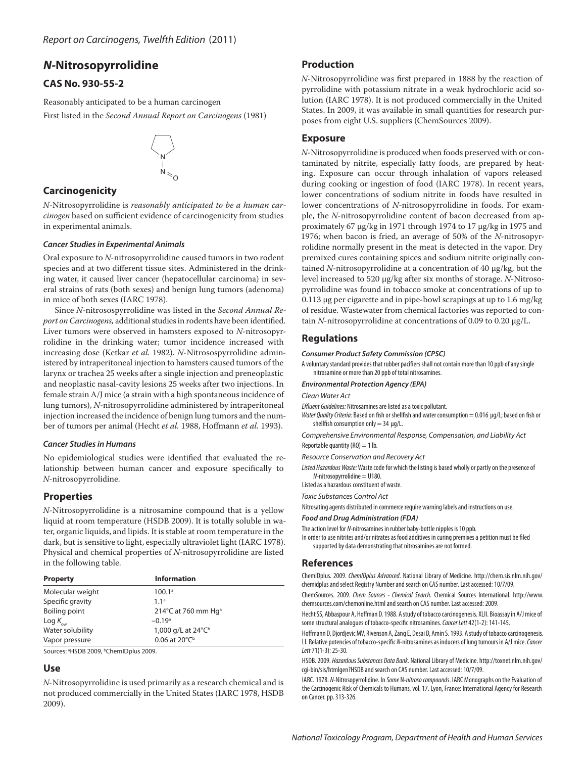# *N*-Nitrosopyrrolidine

## CAS No. 930-55-2

Reasonably anticipated to be a human carcinogen

First listed in the *Second Annual Report on Carcinogens* (1981)

## Carcinogenicity

*N*-Nitrosopyrrolidine is *reasonably anticipated to be a human carcinogen* based on sufficient evidence of carcinogenicity from studies in experimental animals.

### *Cancer Studies in Experimental Animals*

Oral exposure to *N*-nitrosopyrrolidine caused tumors in two rodent species and at two different tissue sites. Administered in the drinking water, it caused liver cancer (hepatocellular carcinoma) in several strains of rats (both sexes) and benign lung tumors (adenoma) in mice of both sexes (IARC 1978).

Since *N*-nitrosospyrrolidine was listed in the *Second Annual Report on Carcinogens,* additional studies in rodents have been identified. Liver tumors were observed in hamsters exposed to *N*-nitrosopyrrolidine in the drinking water; tumor incidence increased with increasing dose (Ketkar *et al.* 1982). *N*-Nitrosospyrrolidine administered by intraperitoneal injection to hamsters caused tumors of the larynx or trachea 25 weeks after a single injection and preneoplastic and neoplastic nasal-cavity lesions 25 weeks after two injections. In female strain A/J mice (a strain with a high spontaneous incidence of lung tumors), *N*-nitrosopyrrolidine administered by intraperitoneal injection increased the incidence of benign lung tumors and the number of tumors per animal (Hecht *et al.* 1988, Hoffmann *et al.* 1993).

### *Cancer Studies in Humans*

No epidemiological studies were identified that evaluated the relationship between human cancer and exposure specifically to *N*-nitrosopyrrolidine.

## Properties

*N*-Nitrosopyrrolidine is a nitrosamine compound that is a yellow liquid at room temperature (HSDB 2009). It is totally soluble in water, organic liquids, and lipids. It is stable at room temperature in the dark, but is sensitive to light, especially ultraviolet light (IARC 1978). Physical and chemical properties of *N*-nitrosopyrrolidine are listed in the following table.

| Property | Information |
|---|---|
| Molecular weight | 100.1[a] |
| Specific gravity | 1.1[a] |
| Boiling point | 214°C at 760 mm Hg[a] |
| Log $K_{ow}$ | –0.19[a] |
| Water solubility | 1,000 g/L at 24°C[b] |
| Vapor pressure | 0.06 at 20°C[b] |

Sources: [a]HSDB 2009, [b]ChemIDplus 2009.

## Use

*N*-Nitrosopyrrolidine is used primarily as a research chemical and is not produced commercially in the United States (IARC 1978, HSDB 2009).

## Production

*N*-Nitrosopyrrolidine was first prepared in 1888 by the reaction of pyrrolidine with potassium nitrate in a weak hydrochloric acid solution (IARC 1978). It is not produced commercially in the United States. In 2009, it was available in small quantities for research purposes from eight U.S. suppliers (ChemSources 2009).

## Exposure

*N*-Nitrosopyrrolidine is produced when foods preserved with or contaminated by nitrite, especially fatty foods, are prepared by heating. Exposure can occur through inhalation of vapors released during cooking or ingestion of food (IARC 1978). In recent years, lower concentrations of sodium nitrite in foods have resulted in lower concentrations of *N*-nitrosopyrrolidine in foods. For example, the *N*-nitrosopyrrolidine content of bacon decreased from approximately 67 μg/kg in 1971 through 1974 to 17 μg/kg in 1975 and 1976; when bacon is fried, an average of 50% of the *N*-nitrosopyrrolidine normally present in the meat is detected in the vapor. Dry premixed cures containing spices and sodium nitrite originally contained *N*-nitrosopyrrolidine at a concentration of 40 μg/kg, but the level increased to 520 μg/kg after six months of storage. *N*-Nitrosopyrrolidine was found in tobacco smoke at concentrations of up to 0.113 μg per cigarette and in pipe-bowl scrapings at up to 1.6 mg/kg of residue. Wastewater from chemical factories was reported to contain *N*-nitrosopyrrolidine at concentrations of 0.09 to 0.20 μg/L.

## Regulations

### *Consumer Product Safety Commission (CPSC)*

A voluntary standard provides that rubber pacifiers shall not contain more than 10 ppb of any single nitrosamine or more than 20 ppb of total nitrosamines.

### *Environmental Protection Agency (EPA)*

*Clean Water Act*

*Effluent Guidelines:* Nitrosamines are listed as a toxic pollutant.

*Water Quality Criteria:* Based on fish or shellfish and water consumption = 0.016 μg/L; based on fish or shellfish consumption only = 34 μg/L.

*Comprehensive Environmental Response, Compensation, and Liability Act*

Reportable quantity (RQ) = 1 lb.

*Resource Conservation and Recovery Act*

*Listed Hazardous Waste:* Waste code for which the listing is based wholly or partly on the presence of *N*-nitrosopyrrolidine = U180.

Listed as a hazardous constituent of waste.

*Toxic Substances Control Act*

Nitrosating agents distributed in commerce require warning labels and instructions on use.

### *Food and Drug Administration (FDA)*

The action level for *N*-nitrosamines in rubber baby-bottle nipples is 10 ppb.

In order to use nitrites and/or nitrates as food additives in curing premixes a petition must be filed supported by data demonstrating that nitrosamines are not formed.

## References

ChemIDplus. 2009. *ChemIDplus Advanced*. National Library of Medicine. http://chem.sis.nlm.nih.gov/chemidplus and select Registry Number and search on CAS number. Last accessed: 10/7/09.

ChemSources. 2009. *Chem Sources - Chemical Search*. Chemical Sources International. http://www.chemsources.com/chemonline.html and search on CAS number. Last accessed: 2009.

Hecht SS, Abbaspour A, Hoffman D. 1988. A study of tobacco carcinogenesis. XLII. Bioassay in A/J mice of some structural analogues of tobacco-specific nitrosamines. *Cancer Lett* 42(1-2): 141-145.

Hoffmann D, Djordjevic MV, Rivenson A, Zang E, Desai D, Amin S. 1993. A study of tobacco carcinogenesis. LI. Relative potencies of tobacco-specific *N*-nitrosamines as inducers of lung tumours in A/J mice. *Cancer Lett* 71(1-3): 25-30.

HSDB. 2009. *Hazardous Substances Data Bank*. National Library of Medicine. http://toxnet.nlm.nih.gov/cgi-bin/sis/htmlgen?HSDB and search on CAS number. Last accessed: 10/7/09.

IARC. 1978. *N*-Nitrosopyrrolidine. In *Some* N*-nitroso compounds*. IARC Monographs on the Evaluation of the Carcinogenic Risk of Chemicals to Humans, vol. 17. Lyon, France: International Agency for Research on Cancer. pp. 313-326.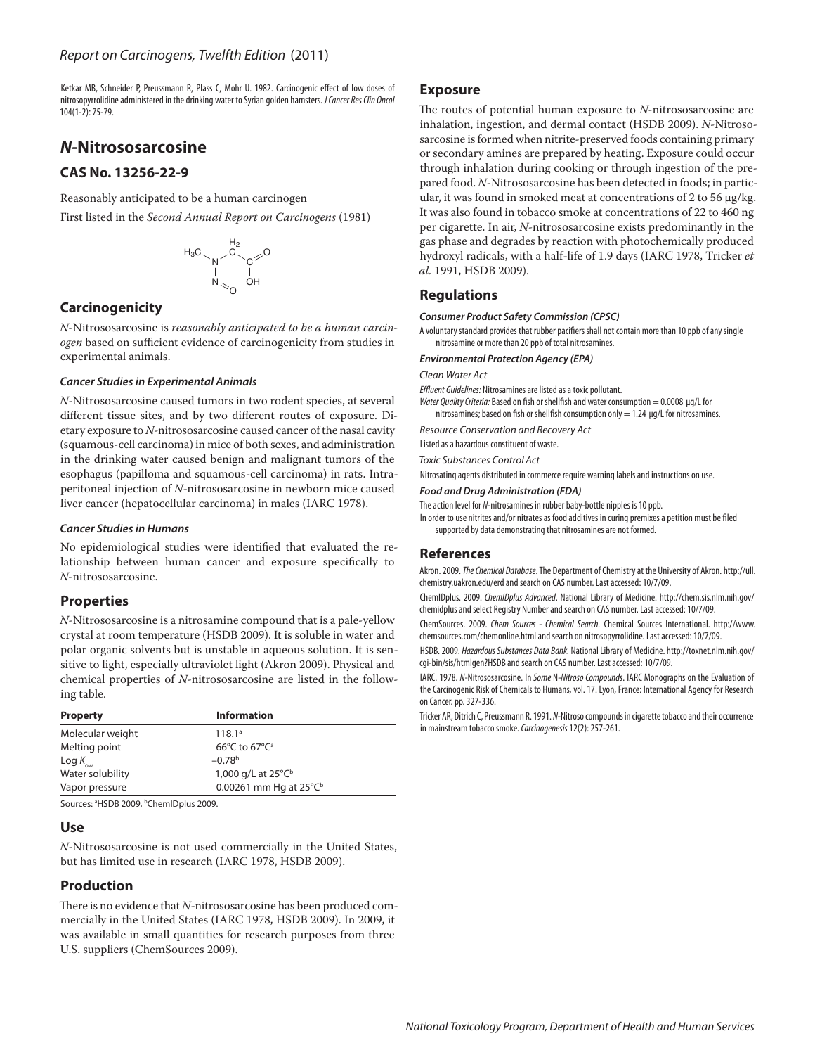Ketkar MB, Schneider P, Preussmann R, Plass C, Mohr U. 1982. Carcinogenic effect of low doses of nitrosopyrrolidine administered in the drinking water to Syrian golden hamsters. *J Cancer Res Clin Oncol* 104(1-2): 75-79.

# *N*-Nitrososarcosine

## CAS No. 13256-22-9

Reasonably anticipated to be a human carcinogen

First listed in the *Second Annual Report on Carcinogens* (1981)

## Carcinogenicity

*N*-Nitrososarcosine is *reasonably anticipated to be a human carcinogen* based on sufficient evidence of carcinogenicity from studies in experimental animals.

### *Cancer Studies in Experimental Animals*

*N*-Nitrososarcosine caused tumors in two rodent species, at several different tissue sites, and by two different routes of exposure. Dietary exposure to *N*-nitrososarcosine caused cancer of the nasal cavity (squamous-cell carcinoma) in mice of both sexes, and administration in the drinking water caused benign and malignant tumors of the esophagus (papilloma and squamous-cell carcinoma) in rats. Intraperitoneal injection of *N*-nitrososarcosine in newborn mice caused liver cancer (hepatocellular carcinoma) in males (IARC 1978).

### *Cancer Studies in Humans*

No epidemiological studies were identified that evaluated the relationship between human cancer and exposure specifically to *N*-nitrososarcosine.

## Properties

*N*-Nitrososarcosine is a nitrosamine compound that is a pale-yellow crystal at room temperature (HSDB 2009). It is soluble in water and polar organic solvents but is unstable in aqueous solution. It is sensitive to light, especially ultraviolet light (Akron 2009). Physical and chemical properties of *N*-nitrososarcosine are listed in the following table.

| Property | Information |
|---|---|
| Molecular weight | 118.1[a] |
| Melting point | 66°C to 67°C[a] |
| Log $K_{ow}$ | –0.78[b] |
| Water solubility | 1,000 g/L at 25°C[b] |
| Vapor pressure | 0.00261 mm Hg at 25°C[b] |

Sources: [a]HSDB 2009, [b]ChemIDplus 2009.

## Use

*N*-Nitrososarcosine is not used commercially in the United States, but has limited use in research (IARC 1978, HSDB 2009).

## Production

There is no evidence that *N*-nitrososarcosine has been produced commercially in the United States (IARC 1978, HSDB 2009). In 2009, it was available in small quantities for research purposes from three U.S. suppliers (ChemSources 2009).

## Exposure

The routes of potential human exposure to *N*-nitrososarcosine are inhalation, ingestion, and dermal contact (HSDB 2009). *N*-Nitrososarcosine is formed when nitrite-preserved foods containing primary or secondary amines are prepared by heating. Exposure could occur through inhalation during cooking or through ingestion of the prepared food. *N*-Nitrososarcosine has been detected in foods; in particular, it was found in smoked meat at concentrations of 2 to 56 μg/kg. It was also found in tobacco smoke at concentrations of 22 to 460 ng per cigarette. In air, *N*-nitrososarcosine exists predominantly in the gas phase and degrades by reaction with photochemically produced hydroxyl radicals, with a half-life of 1.9 days (IARC 1978, Tricker *et al.* 1991, HSDB 2009).

## Regulations

### *Consumer Product Safety Commission (CPSC)*

A voluntary standard provides that rubber pacifiers shall not contain more than 10 ppb of any single nitrosamine or more than 20 ppb of total nitrosamines.

### *Environmental Protection Agency (EPA)*

*Clean Water Act*

*Effluent Guidelines:* Nitrosamines are listed as a toxic pollutant.

*Water Quality Criteria:* Based on fish or shellfish and water consumption = 0.0008 μg/L for nitrosamines; based on fish or shellfish consumption only = 1.24 μg/L for nitrosamines.

*Resource Conservation and Recovery Act*

Listed as a hazardous constituent of waste.

*Toxic Substances Control Act*

Nitrosating agents distributed in commerce require warning labels and instructions on use.

### *Food and Drug Administration (FDA)*

The action level for *N*-nitrosamines in rubber baby-bottle nipples is 10 ppb.

In order to use nitrites and/or nitrates as food additives in curing premixes a petition must be filed supported by data demonstrating that nitrosamines are not formed.

## References

Akron. 2009. *The Chemical Database*. The Department of Chemistry at the University of Akron. http://ull.chemistry.uakron.edu/erd and search on CAS number. Last accessed: 10/7/09.

ChemIDplus. 2009. *ChemIDplus Advanced*. National Library of Medicine. http://chem.sis.nlm.nih.gov/chemidplus and select Registry Number and search on CAS number. Last accessed: 10/7/09.

ChemSources. 2009. *Chem Sources - Chemical Search*. Chemical Sources International. http://www.chemsources.com/chemonline.html and search on nitrosopyrrolidine. Last accessed: 10/7/09.

HSDB. 2009. *Hazardous Substances Data Bank*. National Library of Medicine. http://toxnet.nlm.nih.gov/cgi-bin/sis/htmlgen?HSDB and search on CAS number. Last accessed: 10/7/09.

IARC. 1978. *N*-Nitrososarcosine. In *Some N-Nitroso Compounds*. IARC Monographs on the Evaluation of the Carcinogenic Risk of Chemicals to Humans, vol. 17. Lyon, France: International Agency for Research on Cancer. pp. 327-336.

Tricker AR, Ditrich C, Preussmann R. 1991. *N*-Nitroso compounds in cigarette tobacco and their occurrence in mainstream tobacco smoke. *Carcinogenesis* 12(2): 257-261.